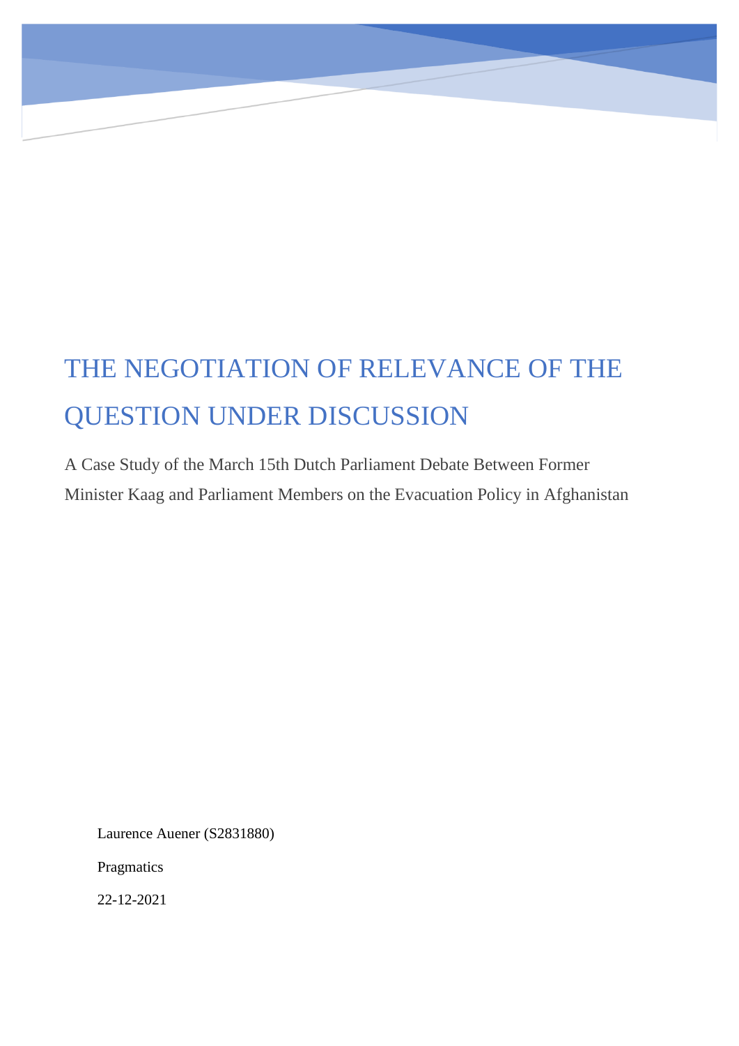# THE NEGOTIATION OF RELEVANCE OF THE QUESTION UNDER DISCUSSION

A Case Study of the March 15th Dutch Parliament Debate Between Former Minister Kaag and Parliament Members on the Evacuation Policy in Afghanistan

Laurence Auener (S2831880)

Pragmatics

22-12-2021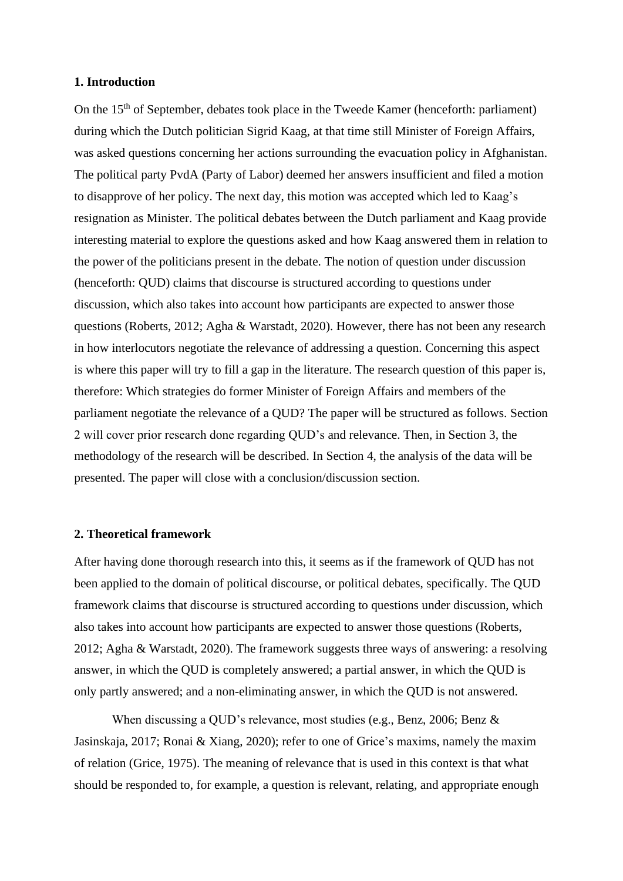## 1. Introduction

On the 15th of September, debates took place in the Tweede Kamer (henceforth: parliament) during which the Dutch politician Sigrid Kaag, at that time still Minister of Foreign Affairs, was asked questions concerning her actions surrounding the evacuation policy in Afghanistan. The political party PvdA (Party of Labor) deemed her answers insufficient and filed a motion to disapprove of her policy. The next day, this motion was accepted which led to Kaag's resignation as Minister. The political debates between the Dutch parliament and Kaag provide interesting material to explore the questions asked and how Kaag answered them in relation to the power of the politicians present in the debate. The notion of question under discussion (henceforth: QUD) claims that discourse is structured according to questions under discussion, which also takes into account how participants are expected to answer those questions (Roberts, 2012; Agha & Warstadt, 2020). However, there has not been any research in how interlocutors negotiate the relevance of addressing a question. Concerning this aspect is where this paper will try to fill a gap in the literature. The research question of this paper is, therefore: Which strategies do former Minister of Foreign Affairs and members of the parliament negotiate the relevance of a QUD? The paper will be structured as follows. Section 2 will cover prior research done regarding QUD's and relevance. Then, in Section 3, the methodology of the research will be described. In Section 4, the analysis of the data will be presented. The paper will close with a conclusion/discussion section.

## 2. Theoretical framework

After having done thorough research into this, it seems as if the framework of QUD has not been applied to the domain of political discourse, or political debates, specifically. The QUD framework claims that discourse is structured according to questions under discussion, which also takes into account how participants are expected to answer those questions (Roberts, 2012; Agha & Warstadt, 2020). The framework suggests three ways of answering: a resolving answer, in which the QUD is completely answered; a partial answer, in which the QUD is only partly answered; and a non-eliminating answer, in which the QUD is not answered.

When discussing a QUD's relevance, most studies (e.g., Benz, 2006; Benz & Jasinskaja, 2017; Ronai & Xiang, 2020); refer to one of Grice's maxims, namely the maxim of relation (Grice, 1975). The meaning of relevance that is used in this context is that what should be responded to, for example, a question is relevant, relating, and appropriate enough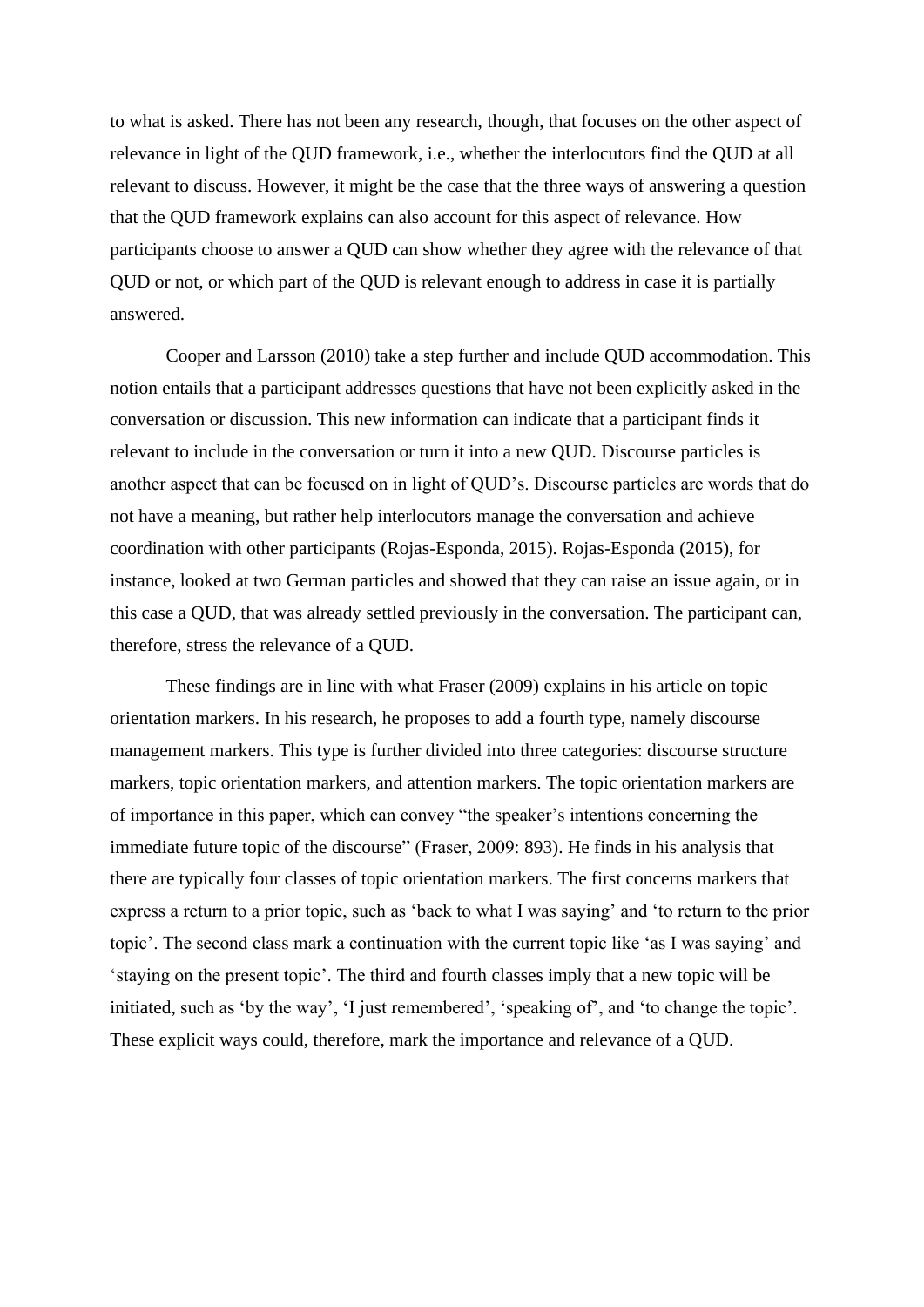to what is asked. There has not been any research, though, that focuses on the other aspect of relevance in light of the QUD framework, i.e., whether the interlocutors find the QUD at all relevant to discuss. However, it might be the case that the three ways of answering a question that the QUD framework explains can also account for this aspect of relevance. How participants choose to answer a QUD can show whether they agree with the relevance of that QUD or not, or which part of the QUD is relevant enough to address in case it is partially answered.

Cooper and Larsson (2010) take a step further and include QUD accommodation. This notion entails that a participant addresses questions that have not been explicitly asked in the conversation or discussion. This new information can indicate that a participant finds it relevant to include in the conversation or turn it into a new QUD. Discourse particles is another aspect that can be focused on in light of QUD's. Discourse particles are words that do not have a meaning, but rather help interlocutors manage the conversation and achieve coordination with other participants (Rojas-Esponda, 2015). Rojas-Esponda (2015), for instance, looked at two German particles and showed that they can raise an issue again, or in this case a QUD, that was already settled previously in the conversation. The participant can, therefore, stress the relevance of a QUD.

These findings are in line with what Fraser (2009) explains in his article on topic orientation markers. In his research, he proposes to add a fourth type, namely discourse management markers. This type is further divided into three categories: discourse structure markers, topic orientation markers, and attention markers. The topic orientation markers are of importance in this paper, which can convey "the speaker's intentions concerning the immediate future topic of the discourse" (Fraser, 2009: 893). He finds in his analysis that there are typically four classes of topic orientation markers. The first concerns markers that express a return to a prior topic, such as 'back to what I was saying' and 'to return to the prior topic'. The second class mark a continuation with the current topic like 'as I was saying' and 'staying on the present topic'. The third and fourth classes imply that a new topic will be initiated, such as 'by the way', 'I just remembered', 'speaking of', and 'to change the topic'. These explicit ways could, therefore, mark the importance and relevance of a QUD.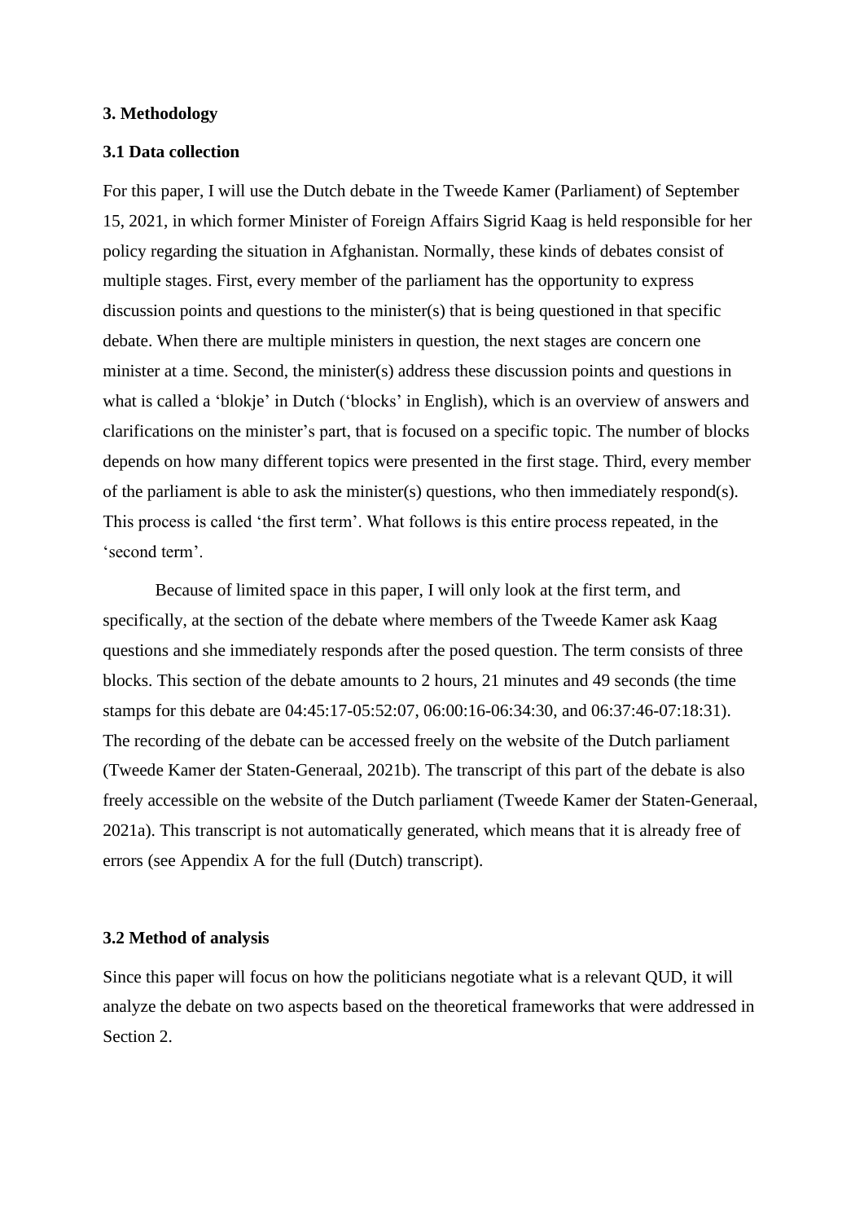# 3. Methodology

## 3.1 Data collection

For this paper, I will use the Dutch debate in the Tweede Kamer (Parliament) of September 15, 2021, in which former Minister of Foreign Affairs Sigrid Kaag is held responsible for her policy regarding the situation in Afghanistan. Normally, these kinds of debates consist of multiple stages. First, every member of the parliament has the opportunity to express discussion points and questions to the minister(s) that is being questioned in that specific debate. When there are multiple ministers in question, the next stages are concern one minister at a time. Second, the minister(s) address these discussion points and questions in what is called a 'blokje' in Dutch ('blocks' in English), which is an overview of answers and clarifications on the minister's part, that is focused on a specific topic. The number of blocks depends on how many different topics were presented in the first stage. Third, every member of the parliament is able to ask the minister(s) questions, who then immediately respond(s). This process is called 'the first term'. What follows is this entire process repeated, in the 'second term'.

Because of limited space in this paper, I will only look at the first term, and specifically, at the section of the debate where members of the Tweede Kamer ask Kaag questions and she immediately responds after the posed question. The term consists of three blocks. This section of the debate amounts to 2 hours, 21 minutes and 49 seconds (the time stamps for this debate are 04:45:17-05:52:07, 06:00:16-06:34:30, and 06:37:46-07:18:31). The recording of the debate can be accessed freely on the website of the Dutch parliament (Tweede Kamer der Staten-Generaal, 2021b). The transcript of this part of the debate is also freely accessible on the website of the Dutch parliament (Tweede Kamer der Staten-Generaal, 2021a). This transcript is not automatically generated, which means that it is already free of errors (see Appendix A for the full (Dutch) transcript).

## 3.2 Method of analysis

Since this paper will focus on how the politicians negotiate what is a relevant QUD, it will analyze the debate on two aspects based on the theoretical frameworks that were addressed in Section 2.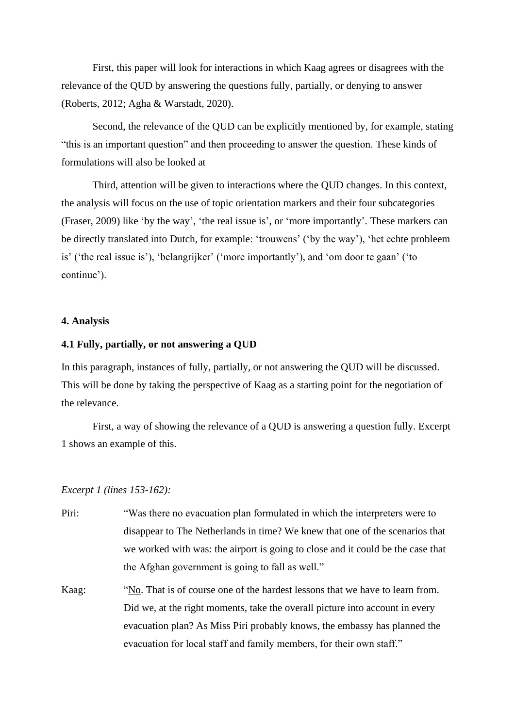First, this paper will look for interactions in which Kaag agrees or disagrees with the relevance of the QUD by answering the questions fully, partially, or denying to answer (Roberts, 2012; Agha & Warstadt, 2020).

Second, the relevance of the QUD can be explicitly mentioned by, for example, stating "this is an important question" and then proceeding to answer the question. These kinds of formulations will also be looked at

Third, attention will be given to interactions where the QUD changes. In this context, the analysis will focus on the use of topic orientation markers and their four subcategories (Fraser, 2009) like 'by the way', 'the real issue is', or 'more importantly'. These markers can be directly translated into Dutch, for example: 'trouwens' ('by the way'), 'het echte probleem is' ('the real issue is'), 'belangrijker' ('more importantly'), and 'om door te gaan' ('to continue').

### 4. Analysis

### 4.1 Fully, partially, or not answering a QUD

In this paragraph, instances of fully, partially, or not answering the QUD will be discussed. This will be done by taking the perspective of Kaag as a starting point for the negotiation of the relevance.

First, a way of showing the relevance of a QUD is answering a question fully. Excerpt 1 shows an example of this.

*Excerpt 1 (lines 153-162):*

Piri: "Was there no evacuation plan formulated in which the interpreters were to disappear to The Netherlands in time? We knew that one of the scenarios that we worked with was: the airport is going to close and it could be the case that the Afghan government is going to fall as well."

Kaag: "<u>No</u>. That is of course one of the hardest lessons that we have to learn from. Did we, at the right moments, take the overall picture into account in every evacuation plan? As Miss Piri probably knows, the embassy has planned the evacuation for local staff and family members, for their own staff."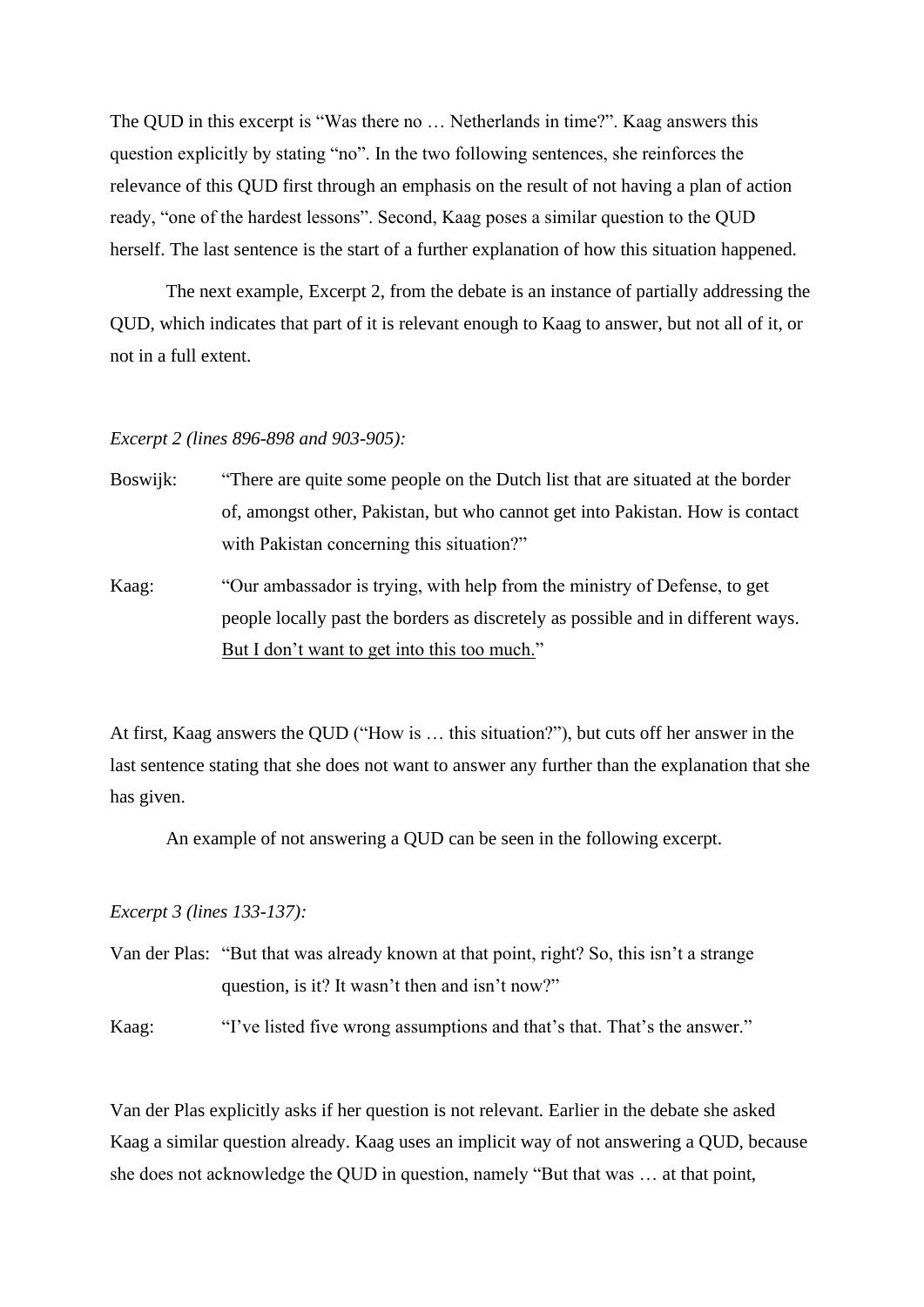The QUD in this excerpt is “Was there no … Netherlands in time?”. Kaag answers this question explicitly by stating “no”. In the two following sentences, she reinforces the relevance of this QUD first through an emphasis on the result of not having a plan of action ready, “one of the hardest lessons”. Second, Kaag poses a similar question to the QUD herself. The last sentence is the start of a further explanation of how this situation happened.

The next example, Excerpt 2, from the debate is an instance of partially addressing the QUD, which indicates that part of it is relevant enough to Kaag to answer, but not all of it, or not in a full extent.

*Excerpt 2 (lines 896-898 and 903-905):*

Boswijk: “There are quite some people on the Dutch list that are situated at the border of, amongst other, Pakistan, but who cannot get into Pakistan. How is contact with Pakistan concerning this situation?”

Kaag: “Our ambassador is trying, with help from the ministry of Defense, to get people locally past the borders as discretely as possible and in different ways. <u>But I don’t want to get into this too much.</u>”

At first, Kaag answers the QUD (“How is … this situation?”), but cuts off her answer in the last sentence stating that she does not want to answer any further than the explanation that she has given.

An example of not answering a QUD can be seen in the following excerpt.

*Excerpt 3 (lines 133-137):*

Van der Plas: “But that was already known at that point, right? So, this isn’t a strange question, is it? It wasn’t then and isn’t now?”

Kaag: “I’ve listed five wrong assumptions and that’s that. That’s the answer.”

Van der Plas explicitly asks if her question is not relevant. Earlier in the debate she asked Kaag a similar question already. Kaag uses an implicit way of not answering a QUD, because she does not acknowledge the QUD in question, namely “But that was … at that point,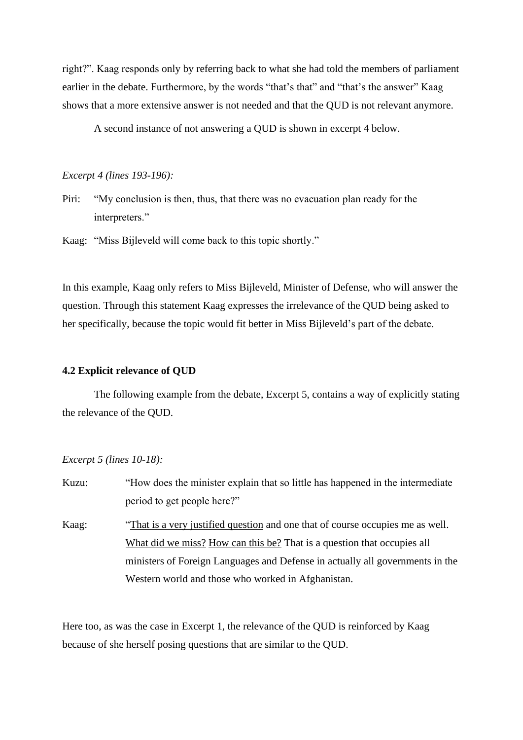right?". Kaag responds only by referring back to what she had told the members of parliament earlier in the debate. Furthermore, by the words "that's that" and "that's the answer" Kaag shows that a more extensive answer is not needed and that the QUD is not relevant anymore.

A second instance of not answering a QUD is shown in excerpt 4 below.

*Excerpt 4 (lines 193-196):*

Piri: "My conclusion is then, thus, that there was no evacuation plan ready for the interpreters."

Kaag: "Miss Bijleveld will come back to this topic shortly."

In this example, Kaag only refers to Miss Bijleveld, Minister of Defense, who will answer the question. Through this statement Kaag expresses the irrelevance of the QUD being asked to her specifically, because the topic would fit better in Miss Bijleveld's part of the debate.

### 4.2 Explicit relevance of QUD

The following example from the debate, Excerpt 5, contains a way of explicitly stating the relevance of the QUD.

*Excerpt 5 (lines 10-18):*

Kuzu: "How does the minister explain that so little has happened in the intermediate period to get people here?"

Kaag: "<u>That is a very justified question</u> and one that of course occupies me as well. <u>What did we miss?</u> <u>How can this be?</u> That is a question that occupies all ministers of Foreign Languages and Defense in actually all governments in the Western world and those who worked in Afghanistan.

Here too, as was the case in Excerpt 1, the relevance of the QUD is reinforced by Kaag because of she herself posing questions that are similar to the QUD.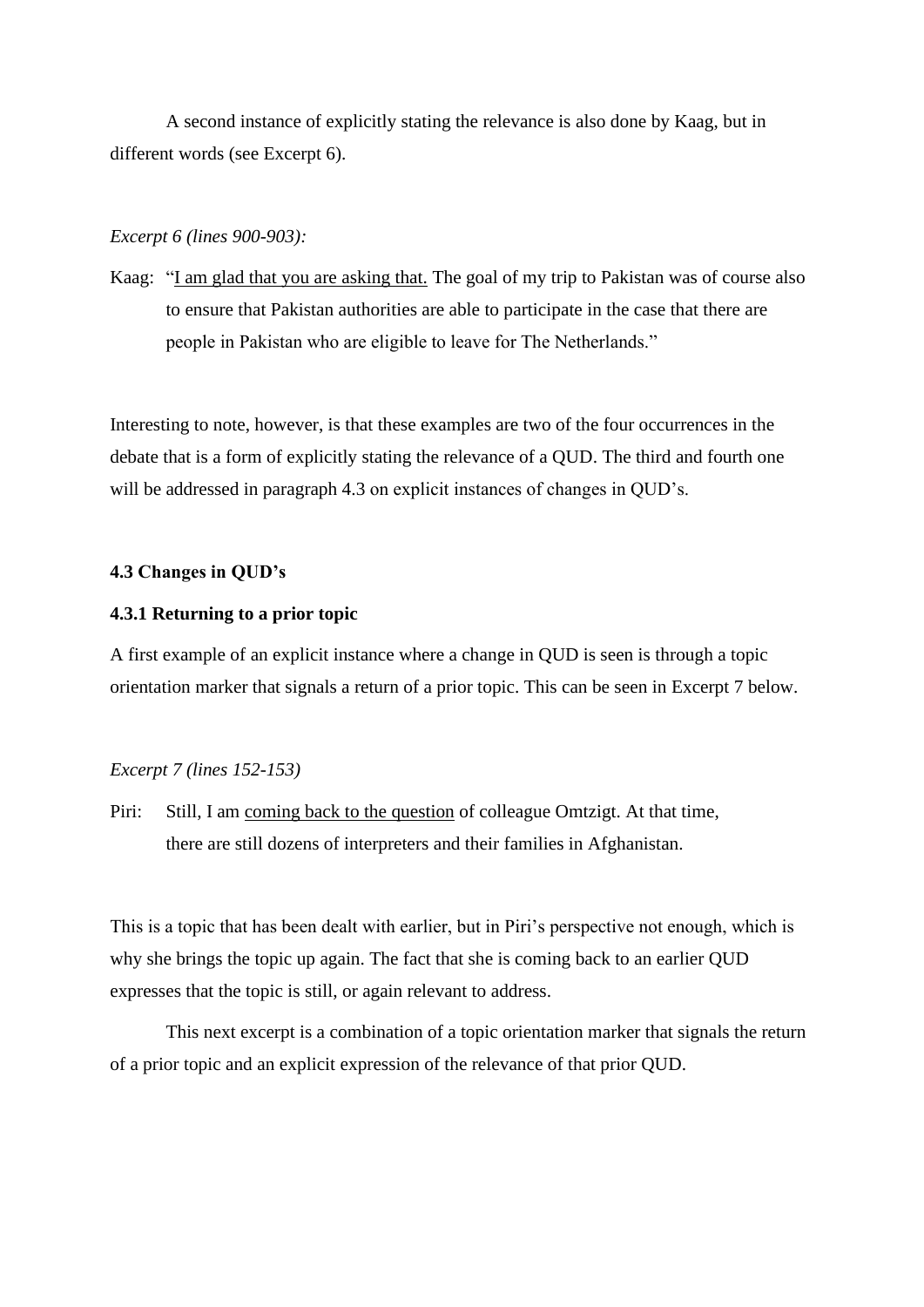A second instance of explicitly stating the relevance is also done by Kaag, but in different words (see Excerpt 6).

*Excerpt 6 (lines 900-903):*

Kaag: "<u>I am glad that you are asking that.</u> The goal of my trip to Pakistan was of course also to ensure that Pakistan authorities are able to participate in the case that there are people in Pakistan who are eligible to leave for The Netherlands."

Interesting to note, however, is that these examples are two of the four occurrences in the debate that is a form of explicitly stating the relevance of a QUD. The third and fourth one will be addressed in paragraph 4.3 on explicit instances of changes in QUD's.

**4.3 Changes in QUD's**

**4.3.1 Returning to a prior topic**

A first example of an explicit instance where a change in QUD is seen is through a topic orientation marker that signals a return of a prior topic. This can be seen in Excerpt 7 below.

*Excerpt 7 (lines 152-153)*

Piri: Still, I am <u>coming back to the question</u> of colleague Omtzigt. At that time, there are still dozens of interpreters and their families in Afghanistan.

This is a topic that has been dealt with earlier, but in Piri's perspective not enough, which is why she brings the topic up again. The fact that she is coming back to an earlier QUD expresses that the topic is still, or again relevant to address.

This next excerpt is a combination of a topic orientation marker that signals the return of a prior topic and an explicit expression of the relevance of that prior QUD.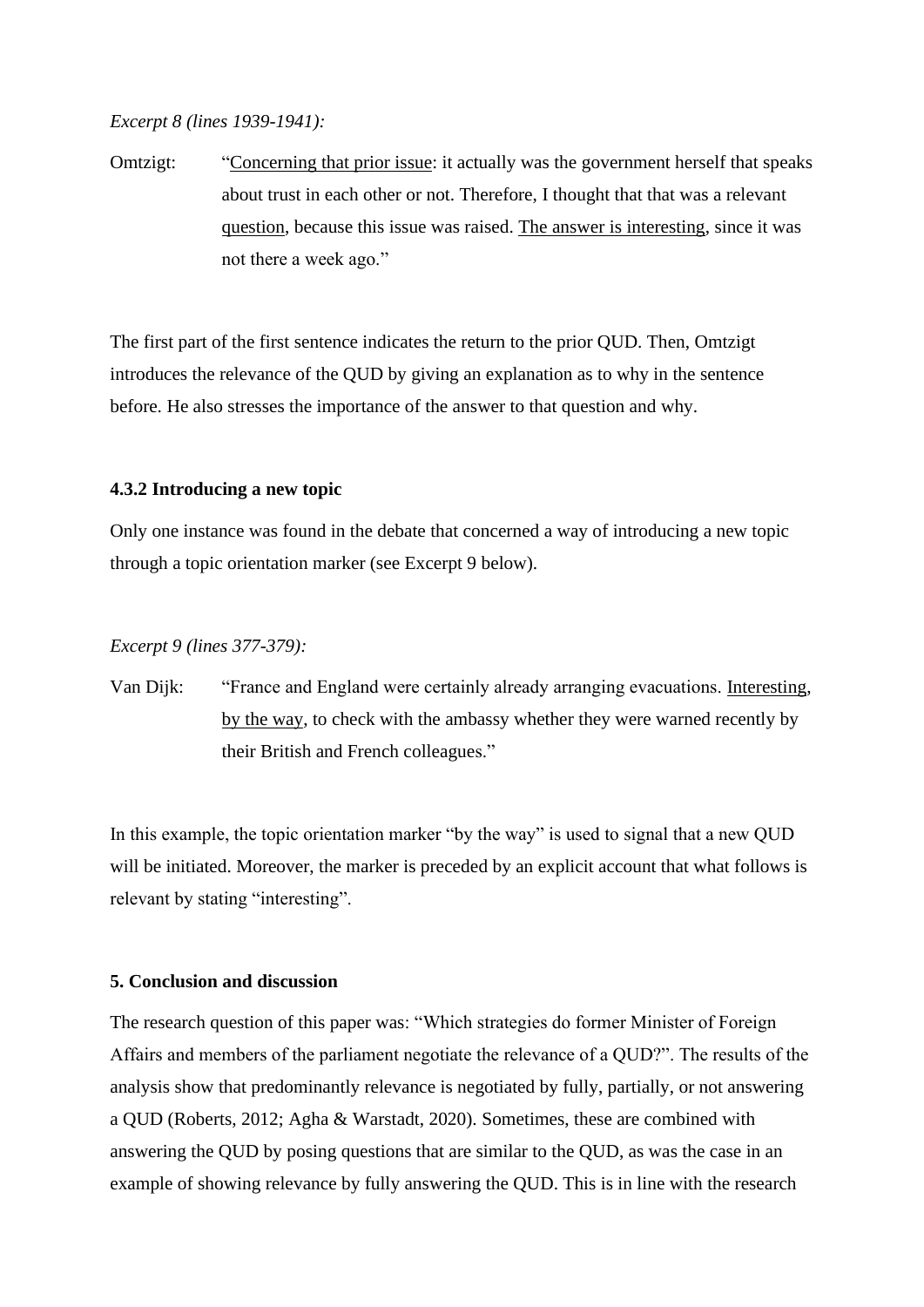*Excerpt 8 (lines 1939-1941):*

Omtzigt: "Concerning that prior issue: it actually was the government herself that speaks about trust in each other or not. Therefore, I thought that that was a relevant question, because this issue was raised. The answer is interesting, since it was not there a week ago."

The first part of the first sentence indicates the return to the prior QUD. Then, Omtzigt introduces the relevance of the QUD by giving an explanation as to why in the sentence before. He also stresses the importance of the answer to that question and why.

### 4.3.2 Introducing a new topic

Only one instance was found in the debate that concerned a way of introducing a new topic through a topic orientation marker (see Excerpt 9 below).

*Excerpt 9 (lines 377-379):*

Van Dijk: "France and England were certainly already arranging evacuations. Interesting, by the way, to check with the ambassy whether they were warned recently by their British and French colleagues."

In this example, the topic orientation marker "by the way" is used to signal that a new QUD will be initiated. Moreover, the marker is preceded by an explicit account that what follows is relevant by stating "interesting".

## 5. Conclusion and discussion

The research question of this paper was: "Which strategies do former Minister of Foreign Affairs and members of the parliament negotiate the relevance of a QUD?". The results of the analysis show that predominantly relevance is negotiated by fully, partially, or not answering a QUD (Roberts, 2012; Agha & Warstadt, 2020). Sometimes, these are combined with answering the QUD by posing questions that are similar to the QUD, as was the case in an example of showing relevance by fully answering the QUD. This is in line with the research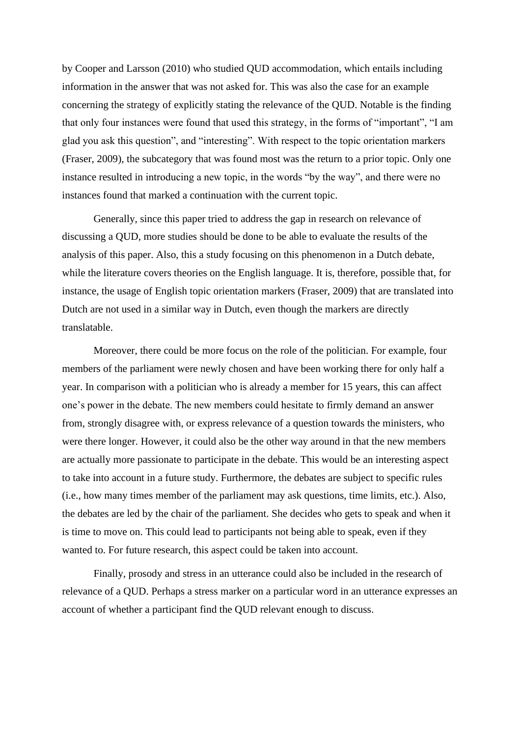by Cooper and Larsson (2010) who studied QUD accommodation, which entails including information in the answer that was not asked for. This was also the case for an example concerning the strategy of explicitly stating the relevance of the QUD. Notable is the finding that only four instances were found that used this strategy, in the forms of "important", "I am glad you ask this question", and "interesting". With respect to the topic orientation markers (Fraser, 2009), the subcategory that was found most was the return to a prior topic. Only one instance resulted in introducing a new topic, in the words "by the way", and there were no instances found that marked a continuation with the current topic.

Generally, since this paper tried to address the gap in research on relevance of discussing a QUD, more studies should be done to be able to evaluate the results of the analysis of this paper. Also, this a study focusing on this phenomenon in a Dutch debate, while the literature covers theories on the English language. It is, therefore, possible that, for instance, the usage of English topic orientation markers (Fraser, 2009) that are translated into Dutch are not used in a similar way in Dutch, even though the markers are directly translatable.

Moreover, there could be more focus on the role of the politician. For example, four members of the parliament were newly chosen and have been working there for only half a year. In comparison with a politician who is already a member for 15 years, this can affect one's power in the debate. The new members could hesitate to firmly demand an answer from, strongly disagree with, or express relevance of a question towards the ministers, who were there longer. However, it could also be the other way around in that the new members are actually more passionate to participate in the debate. This would be an interesting aspect to take into account in a future study. Furthermore, the debates are subject to specific rules (i.e., how many times member of the parliament may ask questions, time limits, etc.). Also, the debates are led by the chair of the parliament. She decides who gets to speak and when it is time to move on. This could lead to participants not being able to speak, even if they wanted to. For future research, this aspect could be taken into account.

Finally, prosody and stress in an utterance could also be included in the research of relevance of a QUD. Perhaps a stress marker on a particular word in an utterance expresses an account of whether a participant find the QUD relevant enough to discuss.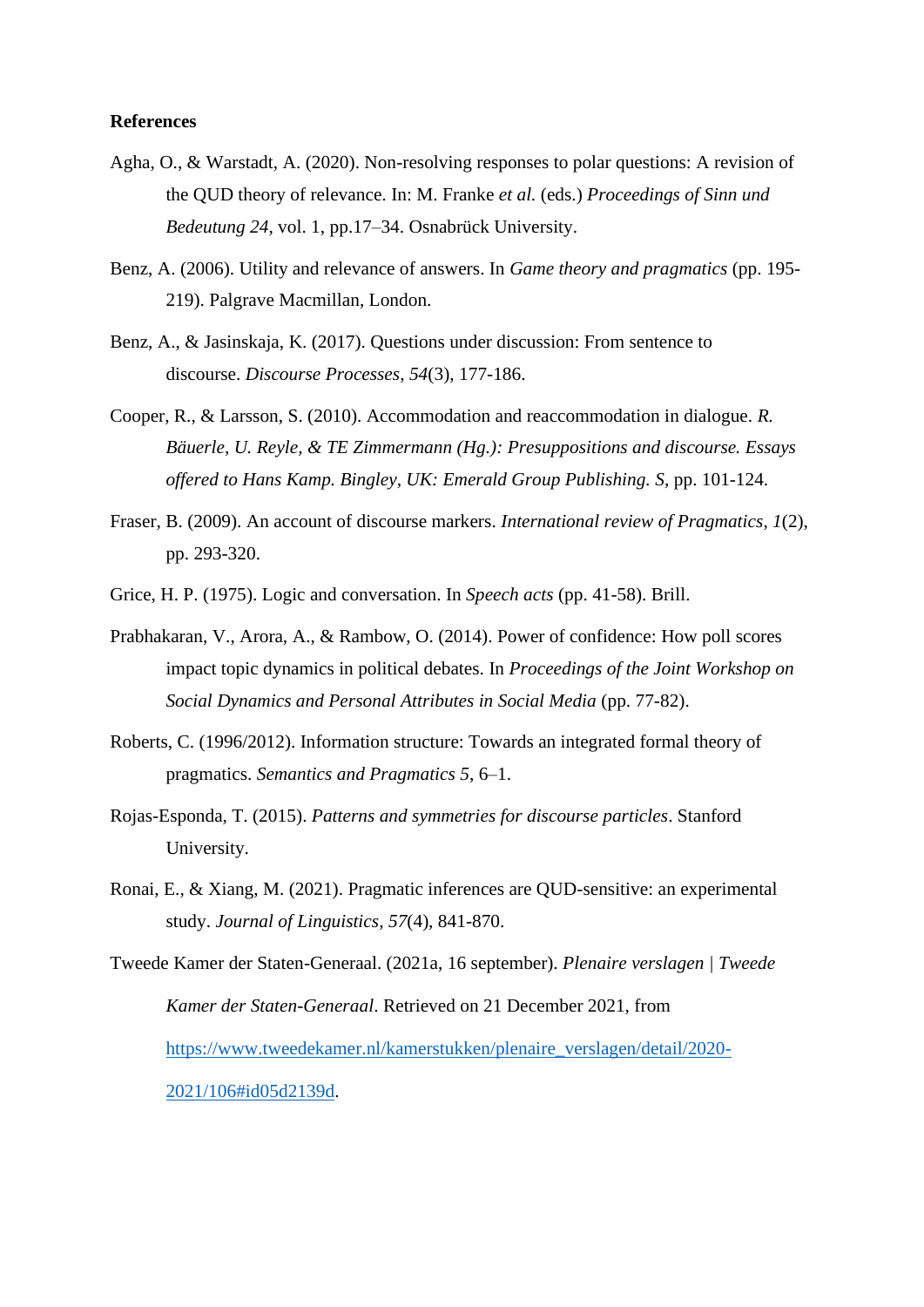**References**

Agha, O., & Warstadt, A. (2020). Non-resolving responses to polar questions: A revision of the QUD theory of relevance. In: M. Franke *et al.* (eds.) *Proceedings of Sinn und Bedeutung 24*, vol. 1, pp.17–34. Osnabrück University.

Benz, A. (2006). Utility and relevance of answers. In *Game theory and pragmatics* (pp. 195-219). Palgrave Macmillan, London.

Benz, A., & Jasinskaja, K. (2017). Questions under discussion: From sentence to discourse. *Discourse Processes*, *54*(3), 177-186.

Cooper, R., & Larsson, S. (2010). Accommodation and reaccommodation in dialogue. *R. Bäuerle, U. Reyle, & TE Zimmermann (Hg.): Presuppositions and discourse. Essays offered to Hans Kamp. Bingley, UK: Emerald Group Publishing. S*, pp. 101-124.

Fraser, B. (2009). An account of discourse markers. *International review of Pragmatics*, *1*(2), pp. 293-320.

Grice, H. P. (1975). Logic and conversation. In *Speech acts* (pp. 41-58). Brill.

Prabhakaran, V., Arora, A., & Rambow, O. (2014). Power of confidence: How poll scores impact topic dynamics in political debates. In *Proceedings of the Joint Workshop on Social Dynamics and Personal Attributes in Social Media* (pp. 77-82).

Roberts, C. (1996/2012). Information structure: Towards an integrated formal theory of pragmatics. *Semantics and Pragmatics 5*, 6–1.

Rojas-Esponda, T. (2015). *Patterns and symmetries for discourse particles*. Stanford University.

Ronai, E., & Xiang, M. (2021). Pragmatic inferences are QUD-sensitive: an experimental study. *Journal of Linguistics*, *57*(4), 841-870.

Tweede Kamer der Staten-Generaal. (2021a, 16 september). *Plenaire verslagen | Tweede Kamer der Staten-Generaal*. Retrieved on 21 December 2021, from https://www.tweedekamer.nl/kamerstukken/plenaire_verslagen/detail/2020-2021/106#id05d2139d.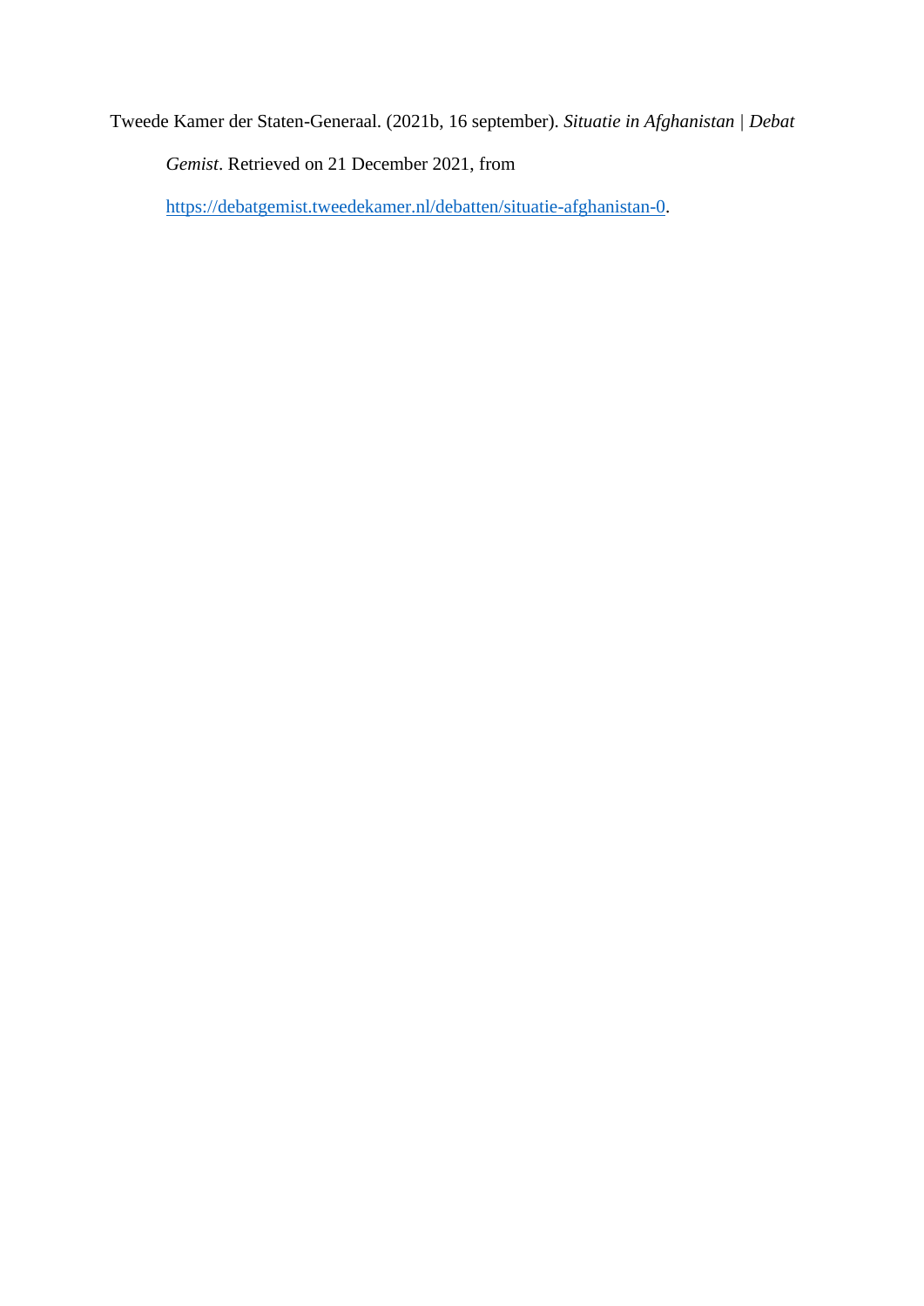Tweede Kamer der Staten-Generaal. (2021b, 16 september). *Situatie in Afghanistan | Debat Gemist*. Retrieved on 21 December 2021, from https://debatgemist.tweedekamer.nl/debatten/situatie-afghanistan-0.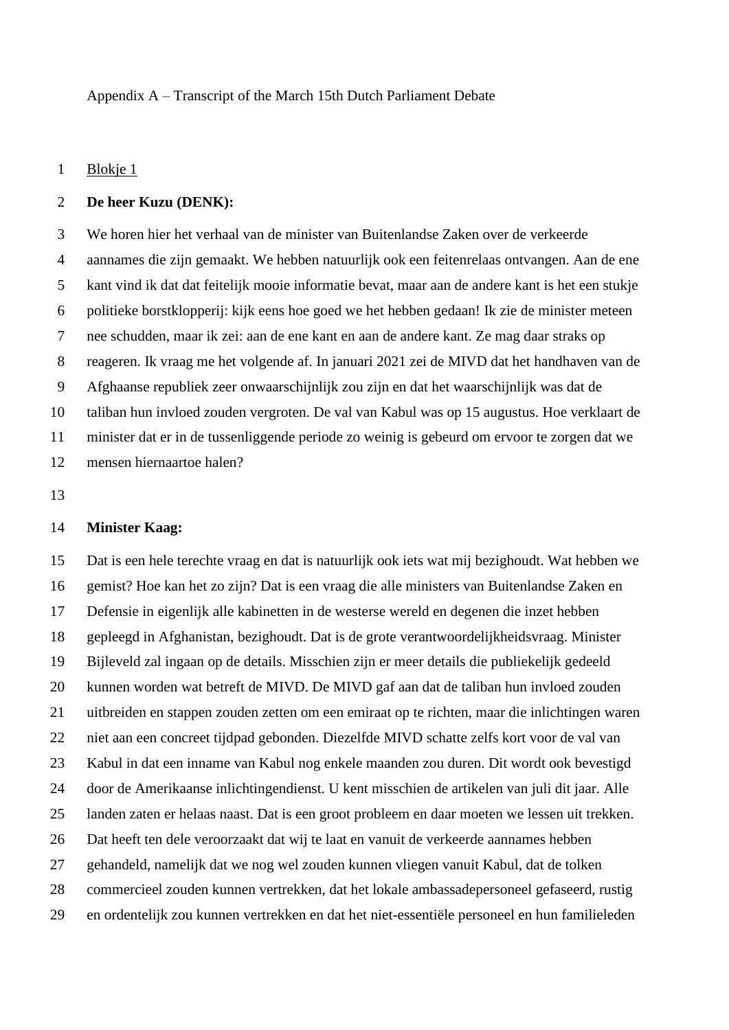Appendix A – Transcript of the March 15th Dutch Parliament Debate

1 Blokje 1

2 **De heer Kuzu (DENK):**

3 We horen hier het verhaal van de minister van Buitenlandse Zaken over de verkeerde
4 aannames die zijn gemaakt. We hebben natuurlijk ook een feitenrelaas ontvangen. Aan de ene
5 kant vind ik dat dat feitelijk mooie informatie bevat, maar aan de andere kant is het een stukje
6 politieke borstklopperij: kijk eens hoe goed we het hebben gedaan! Ik zie de minister meteen
7 nee schudden, maar ik zei: aan de ene kant en aan de andere kant. Ze mag daar straks op
8 reageren. Ik vraag me het volgende af. In januari 2021 zei de MIVD dat het handhaven van de
9 Afghaanse republiek zeer onwaarschijnlijk zou zijn en dat het waarschijnlijk was dat de
10 taliban hun invloed zouden vergroten. De val van Kabul was op 15 augustus. Hoe verklaart de
11 minister dat er in de tussenliggende periode zo weinig is gebeurd om ervoor te zorgen dat we
12 mensen hiernaartoe halen?

13

14 **Minister Kaag:**

15 Dat is een hele terechte vraag en dat is natuurlijk ook iets wat mij bezighoudt. Wat hebben we
16 gemist? Hoe kan het zo zijn? Dat is een vraag die alle ministers van Buitenlandse Zaken en
17 Defensie in eigenlijk alle kabinetten in de westerse wereld en degenen die inzet hebben
18 gepleegd in Afghanistan, bezighoudt. Dat is de grote verantwoordelijkheidsvraag. Minister
19 Bijleveld zal ingaan op de details. Misschien zijn er meer details die publiekelijk gedeeld
20 kunnen worden wat betreft de MIVD. De MIVD gaf aan dat de taliban hun invloed zouden
21 uitbreiden en stappen zouden zetten om een emiraat op te richten, maar die inlichtingen waren
22 niet aan een concreet tijdpad gebonden. Diezelfde MIVD schatte zelfs kort voor de val van
23 Kabul in dat een inname van Kabul nog enkele maanden zou duren. Dit wordt ook bevestigd
24 door de Amerikaanse inlichtingendienst. U kent misschien de artikelen van juli dit jaar. Alle
25 landen zaten er helaas naast. Dat is een groot probleem en daar moeten we lessen uit trekken.
26 Dat heeft ten dele veroorzaakt dat wij te laat en vanuit de verkeerde aannames hebben
27 gehandeld, namelijk dat we nog wel zouden kunnen vliegen vanuit Kabul, dat de tolken
28 commercieel zouden kunnen vertrekken, dat het lokale ambassadepersoneel gefaseerd, rustig
29 en ordentelijk zou kunnen vertrekken en dat het niet-essentiële personeel en hun familieleden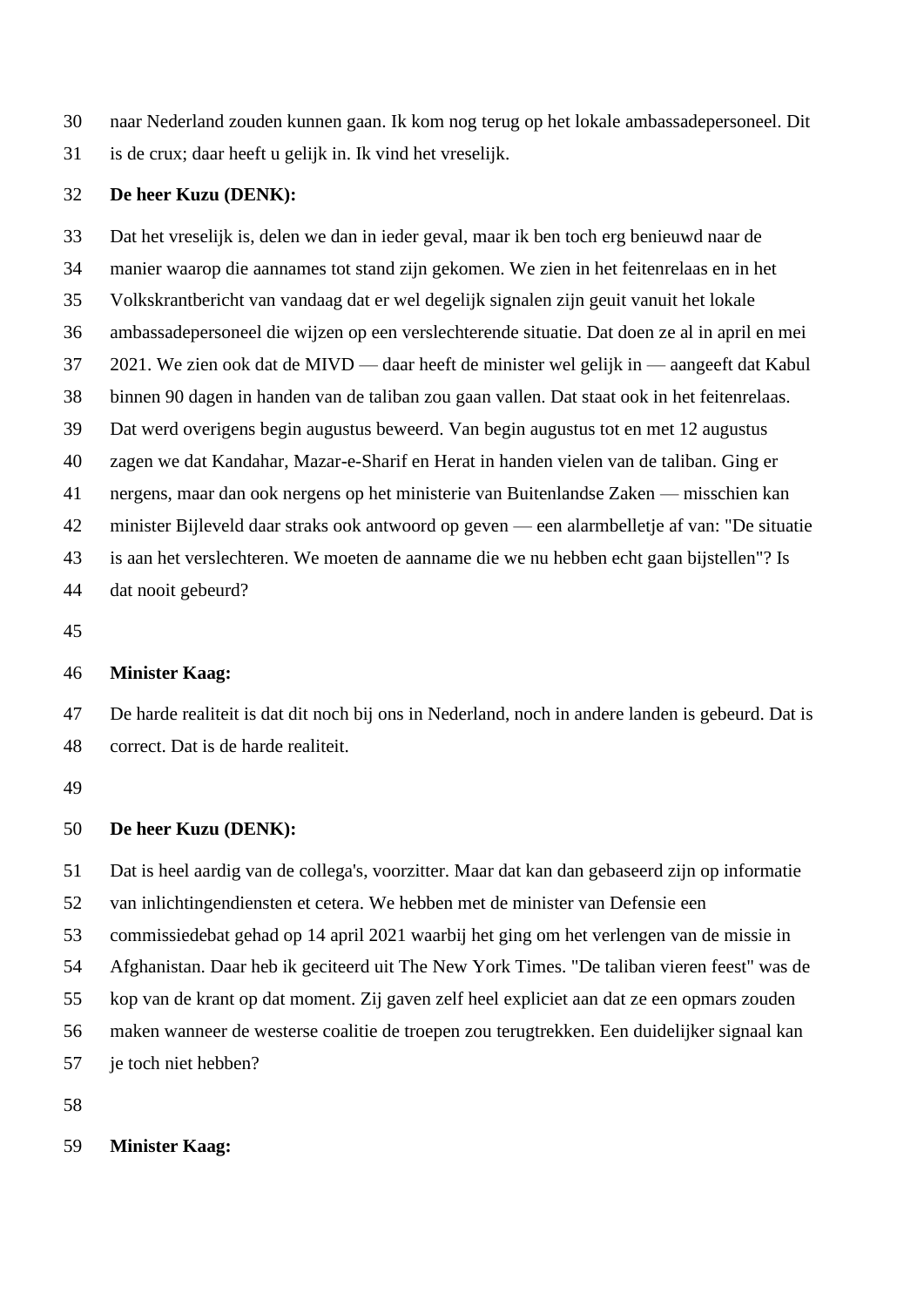naar Nederland zouden kunnen gaan. Ik kom nog terug op het lokale ambassadepersoneel. Dit is de crux; daar heeft u gelijk in. Ik vind het vreselijk.

**De heer Kuzu (DENK):**

Dat het vreselijk is, delen we dan in ieder geval, maar ik ben toch erg benieuwd naar de manier waarop die aannames tot stand zijn gekomen. We zien in het feitenrelaas en in het Volkskrantbericht van vandaag dat er wel degelijk signalen zijn geuit vanuit het lokale ambassadepersoneel die wijzen op een verslechterende situatie. Dat doen ze al in april en mei 2021. We zien ook dat de MIVD — daar heeft de minister wel gelijk in — aangeeft dat Kabul binnen 90 dagen in handen van de taliban zou gaan vallen. Dat staat ook in het feitenrelaas. Dat werd overigens begin augustus beweerd. Van begin augustus tot en met 12 augustus zagen we dat Kandahar, Mazar-e-Sharif en Herat in handen vielen van de taliban. Ging er nergens, maar dan ook nergens op het ministerie van Buitenlandse Zaken — misschien kan minister Bijleveld daar straks ook antwoord op geven — een alarmbelletje af van: "De situatie is aan het verslechteren. We moeten de aanname die we nu hebben echt gaan bijstellen"? Is dat nooit gebeurd?

**Minister Kaag:**

De harde realiteit is dat dit noch bij ons in Nederland, noch in andere landen is gebeurd. Dat is correct. Dat is de harde realiteit.

**De heer Kuzu (DENK):**

Dat is heel aardig van de collega's, voorzitter. Maar dat kan dan gebaseerd zijn op informatie van inlichtingendiensten et cetera. We hebben met de minister van Defensie een commissiedebat gehad op 14 april 2021 waarbij het ging om het verlengen van de missie in Afghanistan. Daar heb ik geciteerd uit The New York Times. "De taliban vieren feest" was de kop van de krant op dat moment. Zij gaven zelf heel expliciet aan dat ze een opmars zouden maken wanneer de westerse coalitie de troepen zou terugtrekken. Een duidelijker signaal kan je toch niet hebben?

**Minister Kaag:**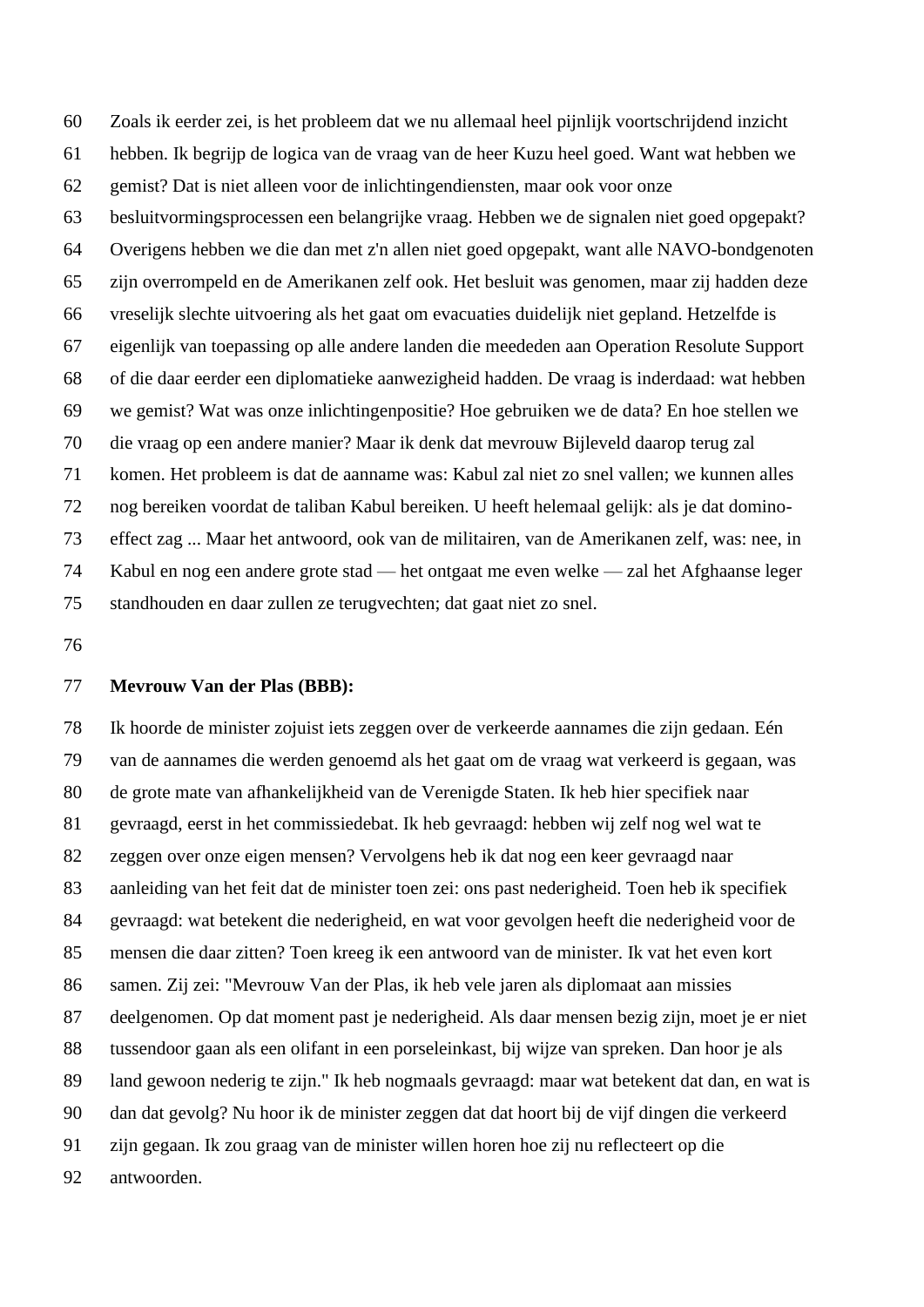Zoals ik eerder zei, is het probleem dat we nu allemaal heel pijnlijk voortschrijdend inzicht hebben. Ik begrijp de logica van de vraag van de heer Kuzu heel goed. Want wat hebben we gemist? Dat is niet alleen voor de inlichtingendiensten, maar ook voor onze besluitvormingsprocessen een belangrijke vraag. Hebben we de signalen niet goed opgepakt? Overigens hebben we die dan met z'n allen niet goed opgepakt, want alle NAVO-bondgenoten zijn overrompeld en de Amerikanen zelf ook. Het besluit was genomen, maar zij hadden deze vreselijk slechte uitvoering als het gaat om evacuaties duidelijk niet gepland. Hetzelfde is eigenlijk van toepassing op alle andere landen die meededen aan Operation Resolute Support of die daar eerder een diplomatieke aanwezigheid hadden. De vraag is inderdaad: wat hebben we gemist? Wat was onze inlichtingenpositie? Hoe gebruiken we de data? En hoe stellen we die vraag op een andere manier? Maar ik denk dat mevrouw Bijleveld daarop terug zal komen. Het probleem is dat de aanname was: Kabul zal niet zo snel vallen; we kunnen alles nog bereiken voordat de taliban Kabul bereiken. U heeft helemaal gelijk: als je dat domino-effect zag ... Maar het antwoord, ook van de militairen, van de Amerikanen zelf, was: nee, in Kabul en nog een andere grote stad — het ontgaat me even welke — zal het Afghaanse leger standhouden en daar zullen ze terugvechten; dat gaat niet zo snel.

**Mevrouw Van der Plas (BBB):**

Ik hoorde de minister zojuist iets zeggen over de verkeerde aannames die zijn gedaan. Eén van de aannames die werden genoemd als het gaat om de vraag wat verkeerd is gegaan, was de grote mate van afhankelijkheid van de Verenigde Staten. Ik heb hier specifiek naar gevraagd, eerst in het commissiedebat. Ik heb gevraagd: hebben wij zelf nog wel wat te zeggen over onze eigen mensen? Vervolgens heb ik dat nog een keer gevraagd naar aanleiding van het feit dat de minister toen zei: ons past nederigheid. Toen heb ik specifiek gevraagd: wat betekent die nederigheid, en wat voor gevolgen heeft die nederigheid voor de mensen die daar zitten? Toen kreeg ik een antwoord van de minister. Ik vat het even kort samen. Zij zei: "Mevrouw Van der Plas, ik heb vele jaren als diplomaat aan missies deelgenomen. Op dat moment past je nederigheid. Als daar mensen bezig zijn, moet je er niet tussendoor gaan als een olifant in een porseleinkast, bij wijze van spreken. Dan hoor je als land gewoon nederig te zijn." Ik heb nogmaals gevraagd: maar wat betekent dat dan, en wat is dan dat gevolg? Nu hoor ik de minister zeggen dat dat hoort bij de vijf dingen die verkeerd zijn gegaan. Ik zou graag van de minister willen horen hoe zij nu reflecteert op die antwoorden.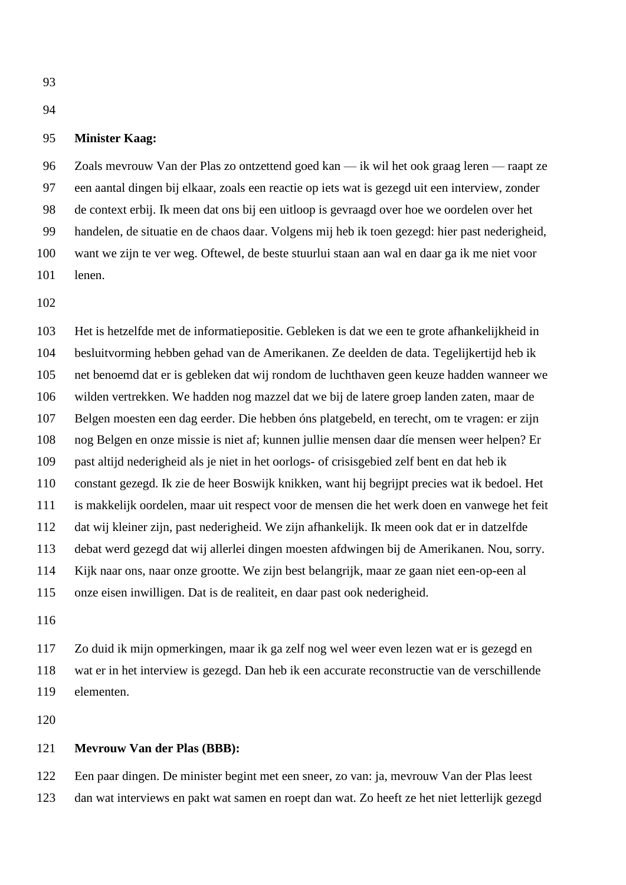**Minister Kaag:**

Zoals mevrouw Van der Plas zo ontzettend goed kan — ik wil het ook graag leren — raapt ze een aantal dingen bij elkaar, zoals een reactie op iets wat is gezegd uit een interview, zonder de context erbij. Ik meen dat ons bij een uitloop is gevraagd over hoe we oordelen over het handelen, de situatie en de chaos daar. Volgens mij heb ik toen gezegd: hier past nederigheid, want we zijn te ver weg. Oftewel, de beste stuurlui staan aan wal en daar ga ik me niet voor lenen.

Het is hetzelfde met de informatiepositie. Gebleken is dat we een te grote afhankelijkheid in besluitvorming hebben gehad van de Amerikanen. Ze deelden de data. Tegelijkertijd heb ik net benoemd dat er is gebleken dat wij rondom de luchthaven geen keuze hadden wanneer we wilden vertrekken. We hadden nog mazzel dat we bij de latere groep landen zaten, maar de Belgen moesten een dag eerder. Die hebben óns platgebeld, en terecht, om te vragen: er zijn nog Belgen en onze missie is niet af; kunnen jullie mensen daar díe mensen weer helpen? Er past altijd nederigheid als je niet in het oorlogs- of crisisgebied zelf bent en dat heb ik constant gezegd. Ik zie de heer Boswijk knikken, want hij begrijpt precies wat ik bedoel. Het is makkelijk oordelen, maar uit respect voor de mensen die het werk doen en vanwege het feit dat wij kleiner zijn, past nederigheid. We zijn afhankelijk. Ik meen ook dat er in datzelfde debat werd gezegd dat wij allerlei dingen moesten afdwingen bij de Amerikanen. Nou, sorry. Kijk naar ons, naar onze grootte. We zijn best belangrijk, maar ze gaan niet een-op-een al onze eisen inwilligen. Dat is de realiteit, en daar past ook nederigheid.

Zo duid ik mijn opmerkingen, maar ik ga zelf nog wel weer even lezen wat er is gezegd en wat er in het interview is gezegd. Dan heb ik een accurate reconstructie van de verschillende elementen.

**Mevrouw Van der Plas (BBB):**

Een paar dingen. De minister begint met een sneer, zo van: ja, mevrouw Van der Plas leest dan wat interviews en pakt wat samen en roept dan wat. Zo heeft ze het niet letterlijk gezegd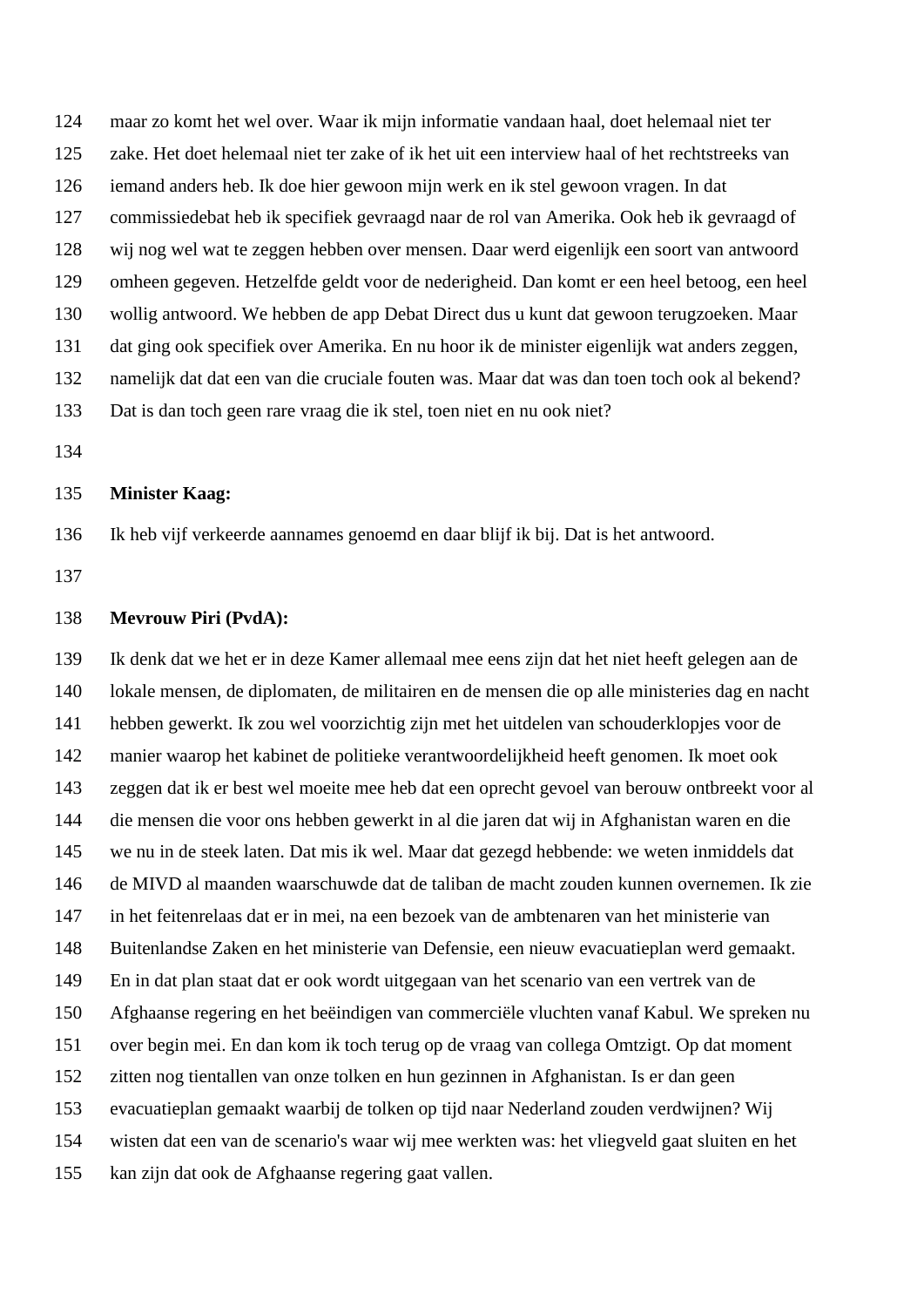maar zo komt het wel over. Waar ik mijn informatie vandaan haal, doet helemaal niet ter zake. Het doet helemaal niet ter zake of ik het uit een interview haal of het rechtstreeks van iemand anders heb. Ik doe hier gewoon mijn werk en ik stel gewoon vragen. In dat commissiedebat heb ik specifiek gevraagd naar de rol van Amerika. Ook heb ik gevraagd of wij nog wel wat te zeggen hebben over mensen. Daar werd eigenlijk een soort van antwoord omheen gegeven. Hetzelfde geldt voor de nederigheid. Dan komt er een heel betoog, een heel wollig antwoord. We hebben de app Debat Direct dus u kunt dat gewoon terugzoeken. Maar dat ging ook specifiek over Amerika. En nu hoor ik de minister eigenlijk wat anders zeggen, namelijk dat dat een van die cruciale fouten was. Maar dat was dan toen toch ook al bekend? Dat is dan toch geen rare vraag die ik stel, toen niet en nu ook niet?

**Minister Kaag:**

Ik heb vijf verkeerde aannames genoemd en daar blijf ik bij. Dat is het antwoord.

**Mevrouw Piri (PvdA):**

Ik denk dat we het er in deze Kamer allemaal mee eens zijn dat het niet heeft gelegen aan de lokale mensen, de diplomaten, de militairen en de mensen die op alle ministeries dag en nacht hebben gewerkt. Ik zou wel voorzichtig zijn met het uitdelen van schouderklopjes voor de manier waarop het kabinet de politieke verantwoordelijkheid heeft genomen. Ik moet ook zeggen dat ik er best wel moeite mee heb dat een oprecht gevoel van berouw ontbreekt voor al die mensen die voor ons hebben gewerkt in al die jaren dat wij in Afghanistan waren en die we nu in de steek laten. Dat mis ik wel. Maar dat gezegd hebbende: we weten inmiddels dat de MIVD al maanden waarschuwde dat de taliban de macht zouden kunnen overnemen. Ik zie in het feitenrelaas dat er in mei, na een bezoek van de ambtenaren van het ministerie van Buitenlandse Zaken en het ministerie van Defensie, een nieuw evacuatieplan werd gemaakt. En in dat plan staat dat er ook wordt uitgegaan van het scenario van een vertrek van de Afghaanse regering en het beëindigen van commerciële vluchten vanaf Kabul. We spreken nu over begin mei. En dan kom ik toch terug op de vraag van collega Omtzigt. Op dat moment zitten nog tientallen van onze tolken en hun gezinnen in Afghanistan. Is er dan geen evacuatieplan gemaakt waarbij de tolken op tijd naar Nederland zouden verdwijnen? Wij wisten dat een van de scenario's waar wij mee werkten was: het vliegveld gaat sluiten en het kan zijn dat ook de Afghaanse regering gaat vallen.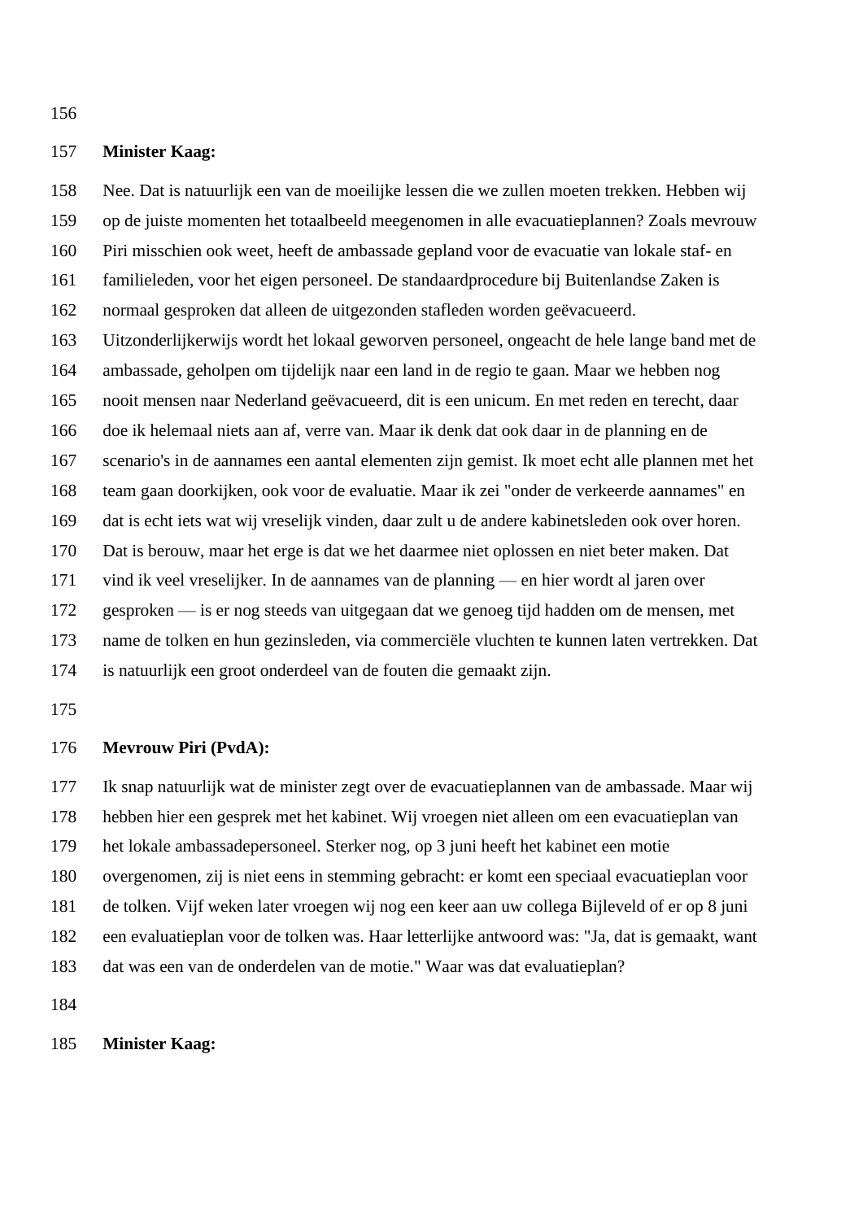**Minister Kaag:**

Nee. Dat is natuurlijk een van de moeilijke lessen die we zullen moeten trekken. Hebben wij op de juiste momenten het totaalbeeld meegenomen in alle evacuatieplannen? Zoals mevrouw Piri misschien ook weet, heeft de ambassade gepland voor de evacuatie van lokale staf- en familieleden, voor het eigen personeel. De standaardprocedure bij Buitenlandse Zaken is normaal gesproken dat alleen de uitgezonden stafleden worden geëvacueerd. Uitzonderlijkerwijs wordt het lokaal geworven personeel, ongeacht de hele lange band met de ambassade, geholpen om tijdelijk naar een land in de regio te gaan. Maar we hebben nog nooit mensen naar Nederland geëvacueerd, dit is een unicum. En met reden en terecht, daar doe ik helemaal niets aan af, verre van. Maar ik denk dat ook daar in de planning en de scenario's in de aannames een aantal elementen zijn gemist. Ik moet echt alle plannen met het team gaan doorkijken, ook voor de evaluatie. Maar ik zei "onder de verkeerde aannames" en dat is echt iets wat wij vreselijk vinden, daar zult u de andere kabinetsleden ook over horen. Dat is berouw, maar het erge is dat we het daarmee niet oplossen en niet beter maken. Dat vind ik veel vreselijker. In de aannames van de planning — en hier wordt al jaren over gesproken — is er nog steeds van uitgegaan dat we genoeg tijd hadden om de mensen, met name de tolken en hun gezinsleden, via commerciële vluchten te kunnen laten vertrekken. Dat is natuurlijk een groot onderdeel van de fouten die gemaakt zijn.

**Mevrouw Piri (PvdA):**

Ik snap natuurlijk wat de minister zegt over de evacuatieplannen van de ambassade. Maar wij hebben hier een gesprek met het kabinet. Wij vroegen niet alleen om een evacuatieplan van het lokale ambassadepersoneel. Sterker nog, op 3 juni heeft het kabinet een motie overgenomen, zij is niet eens in stemming gebracht: er komt een speciaal evacuatieplan voor de tolken. Vijf weken later vroegen wij nog een keer aan uw collega Bijleveld of er op 8 juni een evaluatieplan voor de tolken was. Haar letterlijke antwoord was: "Ja, dat is gemaakt, want dat was een van de onderdelen van de motie." Waar was dat evaluatieplan?

**Minister Kaag:**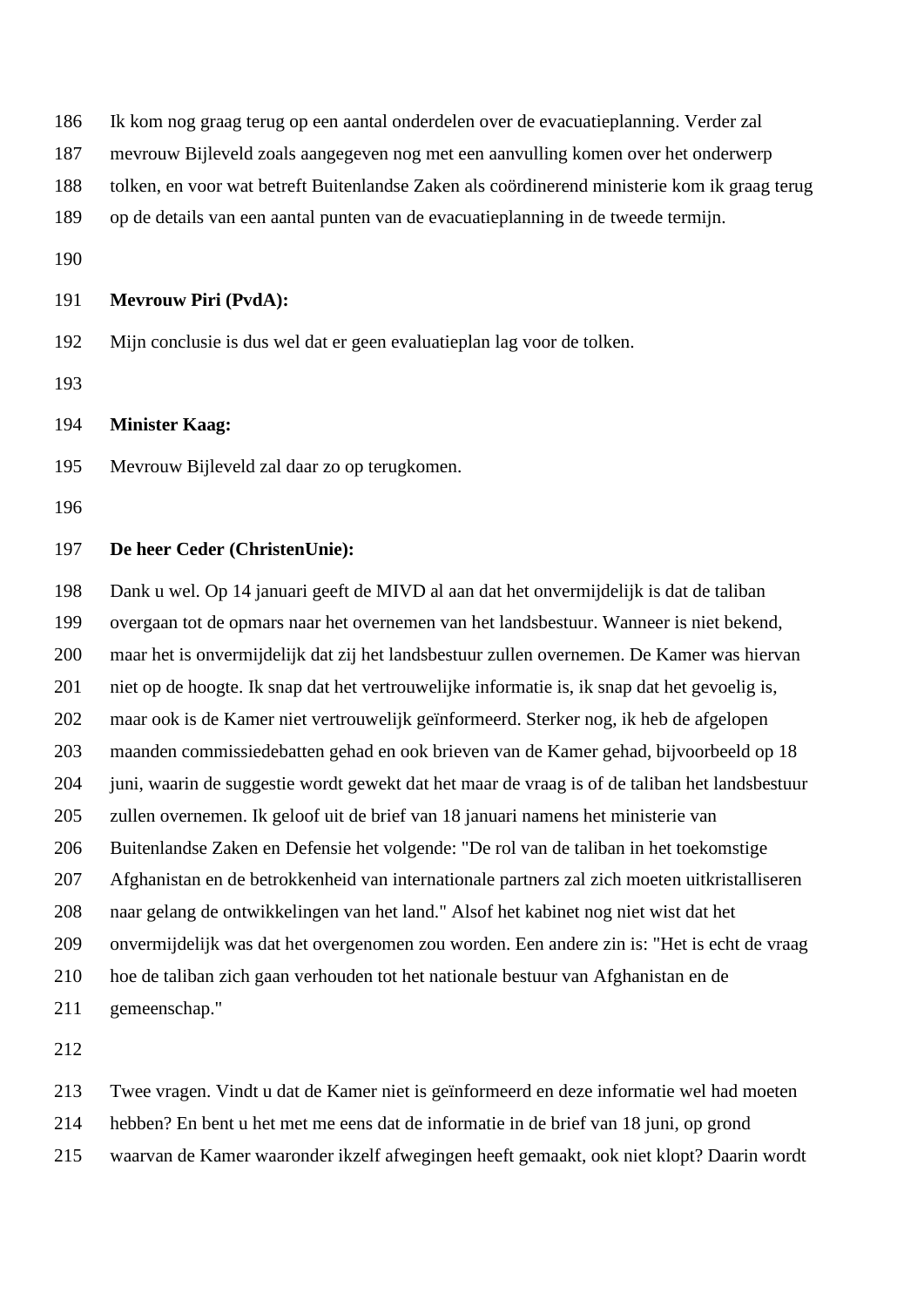Ik kom nog graag terug op een aantal onderdelen over de evacuatieplanning. Verder zal mevrouw Bijleveld zoals aangegeven nog met een aanvulling komen over het onderwerp tolken, en voor wat betreft Buitenlandse Zaken als coördinerend ministerie kom ik graag terug op de details van een aantal punten van de evacuatieplanning in de tweede termijn.

**Mevrouw Piri (PvdA):**

Mijn conclusie is dus wel dat er geen evaluatieplan lag voor de tolken.

**Minister Kaag:**

Mevrouw Bijleveld zal daar zo op terugkomen.

**De heer Ceder (ChristenUnie):**

Dank u wel. Op 14 januari geeft de MIVD al aan dat het onvermijdelijk is dat de taliban overgaan tot de opmars naar het overnemen van het landsbestuur. Wanneer is niet bekend, maar het is onvermijdelijk dat zij het landsbestuur zullen overnemen. De Kamer was hiervan niet op de hoogte. Ik snap dat het vertrouwelijke informatie is, ik snap dat het gevoelig is, maar ook is de Kamer niet vertrouwelijk geïnformeerd. Sterker nog, ik heb de afgelopen maanden commissiedebatten gehad en ook brieven van de Kamer gehad, bijvoorbeeld op 18 juni, waarin de suggestie wordt gewekt dat het maar de vraag is of de taliban het landsbestuur zullen overnemen. Ik geloof uit de brief van 18 januari namens het ministerie van Buitenlandse Zaken en Defensie het volgende: "De rol van de taliban in het toekomstige Afghanistan en de betrokkenheid van internationale partners zal zich moeten uitkristalliseren naar gelang de ontwikkelingen van het land." Alsof het kabinet nog niet wist dat het onvermijdelijk was dat het overgenomen zou worden. Een andere zin is: "Het is echt de vraag hoe de taliban zich gaan verhouden tot het nationale bestuur van Afghanistan en de gemeenschap."

Twee vragen. Vindt u dat de Kamer niet is geïnformeerd en deze informatie wel had moeten hebben? En bent u het met me eens dat de informatie in de brief van 18 juni, op grond waarvan de Kamer waaronder ikzelf afwegingen heeft gemaakt, ook niet klopt? Daarin wordt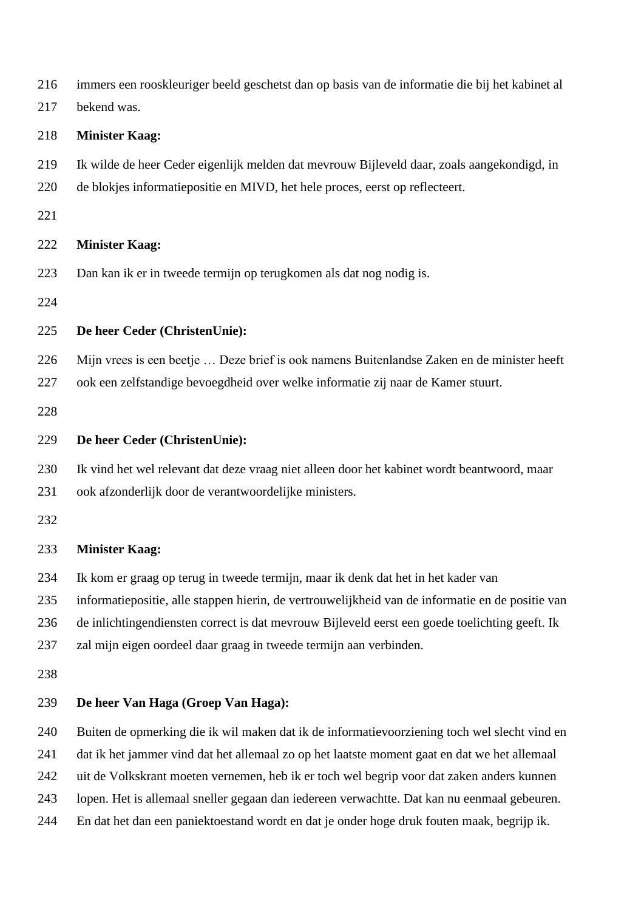immers een rooskleuriger beeld geschetst dan op basis van de informatie die bij het kabinet al bekend was.

**Minister Kaag:**

Ik wilde de heer Ceder eigenlijk melden dat mevrouw Bijleveld daar, zoals aangekondigd, in de blokjes informatiepositie en MIVD, het hele proces, eerst op reflecteert.

**Minister Kaag:**

Dan kan ik er in tweede termijn op terugkomen als dat nog nodig is.

**De heer Ceder (ChristenUnie):**

Mijn vrees is een beetje … Deze brief is ook namens Buitenlandse Zaken en de minister heeft ook een zelfstandige bevoegdheid over welke informatie zij naar de Kamer stuurt.

**De heer Ceder (ChristenUnie):**

Ik vind het wel relevant dat deze vraag niet alleen door het kabinet wordt beantwoord, maar ook afzonderlijk door de verantwoordelijke ministers.

**Minister Kaag:**

Ik kom er graag op terug in tweede termijn, maar ik denk dat het in het kader van informatiepositie, alle stappen hierin, de vertrouwelijkheid van de informatie en de positie van de inlichtingendiensten correct is dat mevrouw Bijleveld eerst een goede toelichting geeft. Ik zal mijn eigen oordeel daar graag in tweede termijn aan verbinden.

**De heer Van Haga (Groep Van Haga):**

Buiten de opmerking die ik wil maken dat ik de informatievoorziening toch wel slecht vind en dat ik het jammer vind dat het allemaal zo op het laatste moment gaat en dat we het allemaal uit de Volkskrant moeten vernemen, heb ik er toch wel begrip voor dat zaken anders kunnen lopen. Het is allemaal sneller gegaan dan iedereen verwachtte. Dat kan nu eenmaal gebeuren. En dat het dan een paniektoestand wordt en dat je onder hoge druk fouten maak, begrijp ik.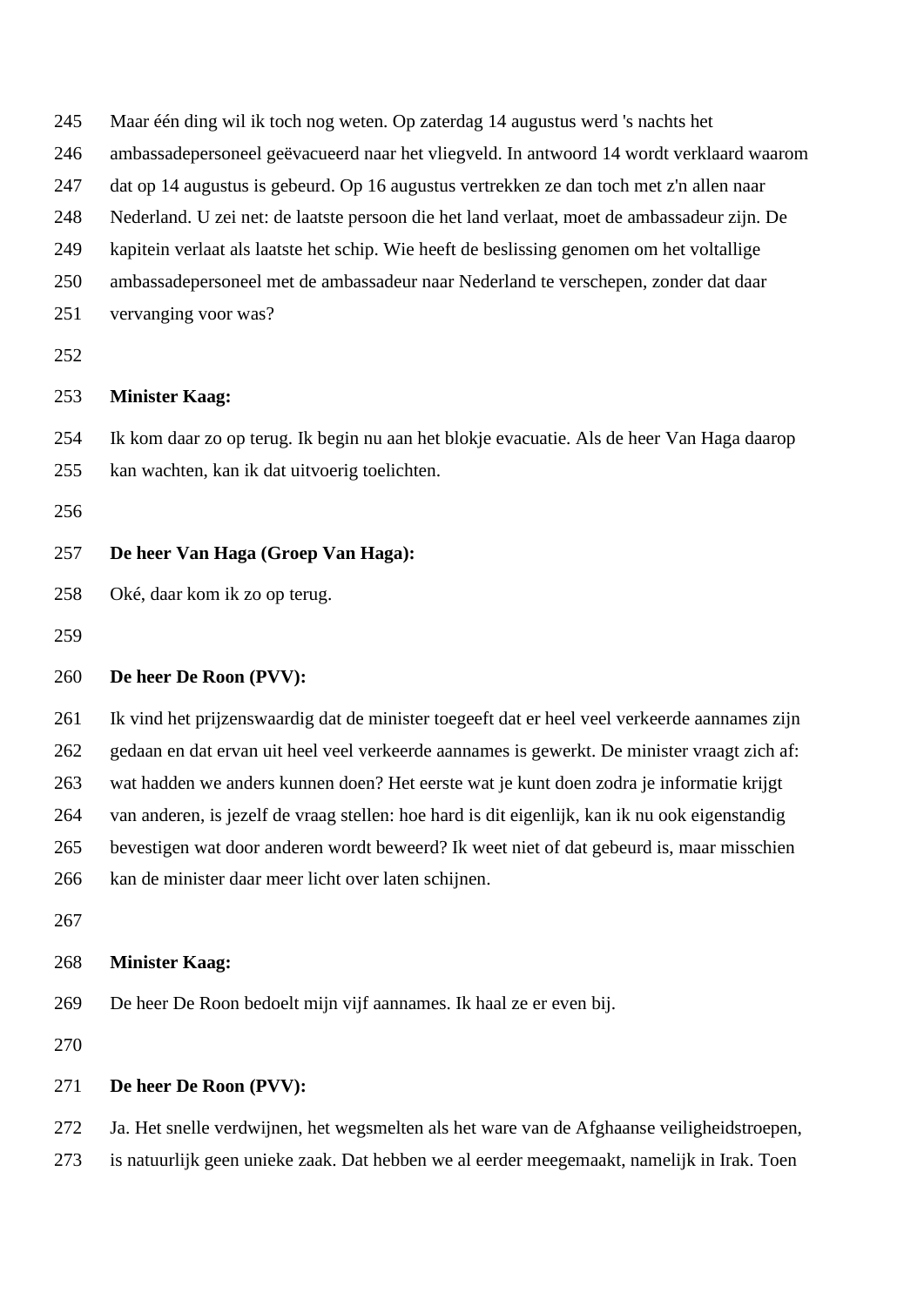Maar één ding wil ik toch nog weten. Op zaterdag 14 augustus werd 's nachts het ambassadepersoneel geëvacueerd naar het vliegveld. In antwoord 14 wordt verklaard waarom dat op 14 augustus is gebeurd. Op 16 augustus vertrekken ze dan toch met z'n allen naar Nederland. U zei net: de laatste persoon die het land verlaat, moet de ambassadeur zijn. De kapitein verlaat als laatste het schip. Wie heeft de beslissing genomen om het voltallige ambassadepersoneel met de ambassadeur naar Nederland te verschepen, zonder dat daar vervanging voor was?

**Minister Kaag:**

Ik kom daar zo op terug. Ik begin nu aan het blokje evacuatie. Als de heer Van Haga daarop kan wachten, kan ik dat uitvoerig toelichten.

**De heer Van Haga (Groep Van Haga):**

Oké, daar kom ik zo op terug.

**De heer De Roon (PVV):**

Ik vind het prijzenswaardig dat de minister toegeeft dat er heel veel verkeerde aannames zijn gedaan en dat ervan uit heel veel verkeerde aannames is gewerkt. De minister vraagt zich af: wat hadden we anders kunnen doen? Het eerste wat je kunt doen zodra je informatie krijgt van anderen, is jezelf de vraag stellen: hoe hard is dit eigenlijk, kan ik nu ook eigenstandig bevestigen wat door anderen wordt beweerd? Ik weet niet of dat gebeurd is, maar misschien kan de minister daar meer licht over laten schijnen.

**Minister Kaag:**

De heer De Roon bedoelt mijn vijf aannames. Ik haal ze er even bij.

**De heer De Roon (PVV):**

Ja. Het snelle verdwijnen, het wegsmelten als het ware van de Afghaanse veiligheidstroepen, is natuurlijk geen unieke zaak. Dat hebben we al eerder meegemaakt, namelijk in Irak. Toen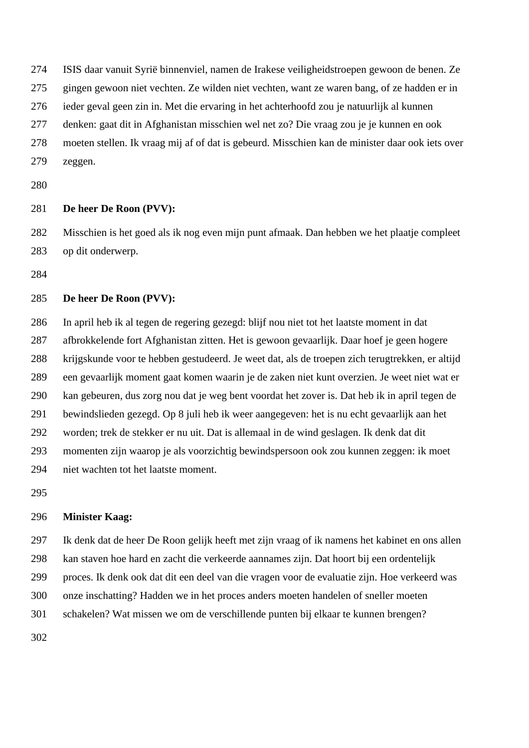ISIS daar vanuit Syrië binnenviel, namen de Irakese veiligheidstroepen gewoon de benen. Ze gingen gewoon niet vechten. Ze wilden niet vechten, want ze waren bang, of ze hadden er in ieder geval geen zin in. Met die ervaring in het achterhoofd zou je natuurlijk al kunnen denken: gaat dit in Afghanistan misschien wel net zo? Die vraag zou je je kunnen en ook moeten stellen. Ik vraag mij af of dat is gebeurd. Misschien kan de minister daar ook iets over zeggen.

**De heer De Roon (PVV):**

Misschien is het goed als ik nog even mijn punt afmaak. Dan hebben we het plaatje compleet op dit onderwerp.

**De heer De Roon (PVV):**

In april heb ik al tegen de regering gezegd: blijf nou niet tot het laatste moment in dat afbrokkelende fort Afghanistan zitten. Het is gewoon gevaarlijk. Daar hoef je geen hogere krijgskunde voor te hebben gestudeerd. Je weet dat, als de troepen zich terugtrekken, er altijd een gevaarlijk moment gaat komen waarin je de zaken niet kunt overzien. Je weet niet wat er kan gebeuren, dus zorg nou dat je weg bent voordat het zover is. Dat heb ik in april tegen de bewindslieden gezegd. Op 8 juli heb ik weer aangegeven: het is nu echt gevaarlijk aan het worden; trek de stekker er nu uit. Dat is allemaal in de wind geslagen. Ik denk dat dit momenten zijn waarop je als voorzichtig bewindspersoon ook zou kunnen zeggen: ik moet niet wachten tot het laatste moment.

**Minister Kaag:**

Ik denk dat de heer De Roon gelijk heeft met zijn vraag of ik namens het kabinet en ons allen kan staven hoe hard en zacht die verkeerde aannames zijn. Dat hoort bij een ordentelijk proces. Ik denk ook dat dit een deel van die vragen voor de evaluatie zijn. Hoe verkeerd was onze inschatting? Hadden we in het proces anders moeten handelen of sneller moeten schakelen? Wat missen we om de verschillende punten bij elkaar te kunnen brengen?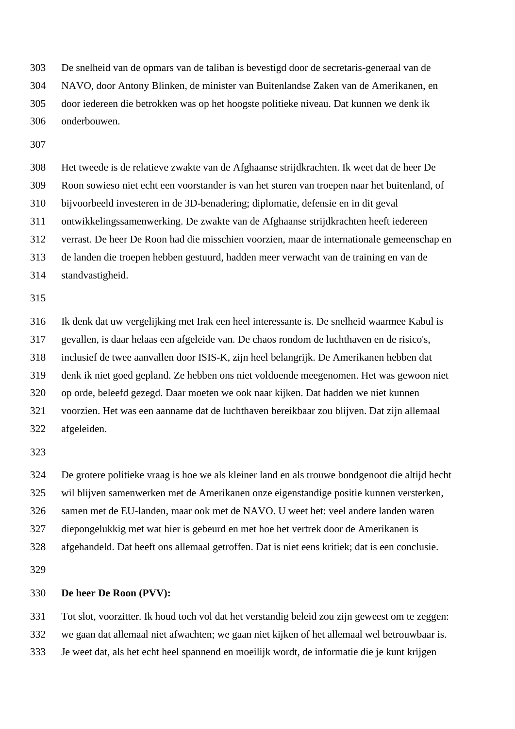De snelheid van de opmars van de taliban is bevestigd door de secretaris-generaal van de NAVO, door Antony Blinken, de minister van Buitenlandse Zaken van de Amerikanen, en door iedereen die betrokken was op het hoogste politieke niveau. Dat kunnen we denk ik onderbouwen.

Het tweede is de relatieve zwakte van de Afghaanse strijdkrachten. Ik weet dat de heer De Roon sowieso niet echt een voorstander is van het sturen van troepen naar het buitenland, of bijvoorbeeld investeren in de 3D-benadering; diplomatie, defensie en in dit geval ontwikkelingssamenwerking. De zwakte van de Afghaanse strijdkrachten heeft iedereen verrast. De heer De Roon had die misschien voorzien, maar de internationale gemeenschap en de landen die troepen hebben gestuurd, hadden meer verwacht van de training en van de standvastigheid.

Ik denk dat uw vergelijking met Irak een heel interessante is. De snelheid waarmee Kabul is gevallen, is daar helaas een afgeleide van. De chaos rondom de luchthaven en de risico's, inclusief de twee aanvallen door ISIS-K, zijn heel belangrijk. De Amerikanen hebben dat denk ik niet goed gepland. Ze hebben ons niet voldoende meegenomen. Het was gewoon niet op orde, beleefd gezegd. Daar moeten we ook naar kijken. Dat hadden we niet kunnen voorzien. Het was een aanname dat de luchthaven bereikbaar zou blijven. Dat zijn allemaal afgeleiden.

De grotere politieke vraag is hoe we als kleiner land en als trouwe bondgenoot die altijd hecht wil blijven samenwerken met de Amerikanen onze eigenstandige positie kunnen versterken, samen met de EU-landen, maar ook met de NAVO. U weet het: veel andere landen waren diepongelukkig met wat hier is gebeurd en met hoe het vertrek door de Amerikanen is afgehandeld. Dat heeft ons allemaal getroffen. Dat is niet eens kritiek; dat is een conclusie.

**De heer De Roon (PVV):**

Tot slot, voorzitter. Ik houd toch vol dat het verstandig beleid zou zijn geweest om te zeggen: we gaan dat allemaal niet afwachten; we gaan niet kijken of het allemaal wel betrouwbaar is. Je weet dat, als het echt heel spannend en moeilijk wordt, de informatie die je kunt krijgen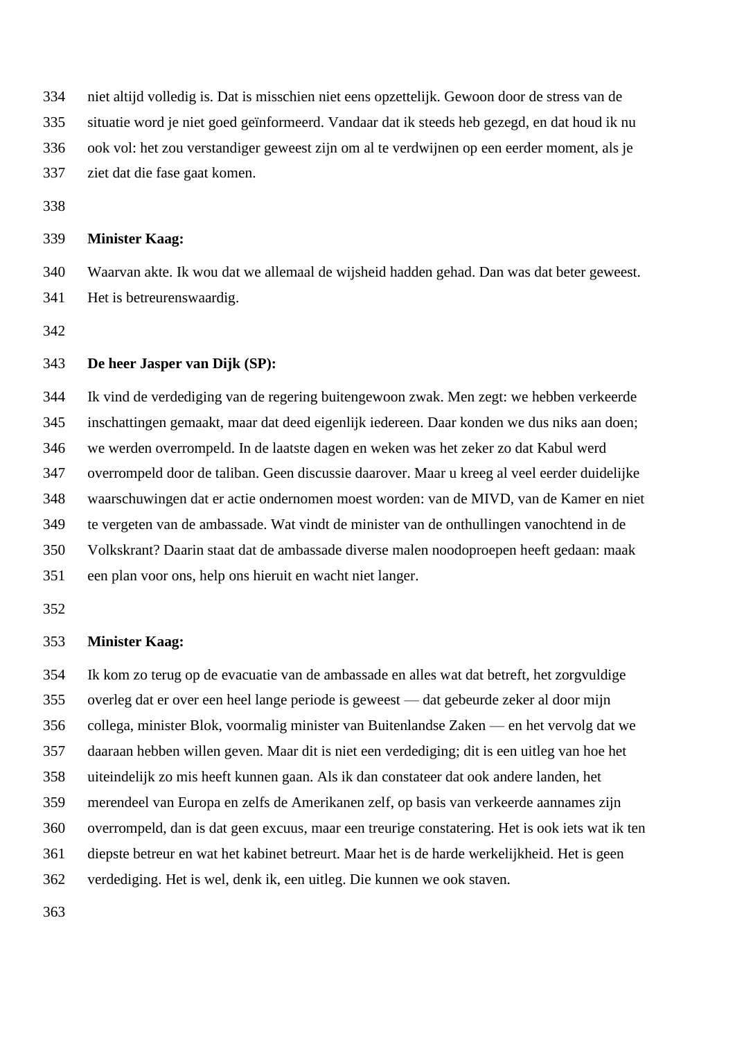niet altijd volledig is. Dat is misschien niet eens opzettelijk. Gewoon door de stress van de situatie word je niet goed geïnformeerd. Vandaar dat ik steeds heb gezegd, en dat houd ik nu ook vol: het zou verstandiger geweest zijn om al te verdwijnen op een eerder moment, als je ziet dat die fase gaat komen.

**Minister Kaag:**

Waarvan akte. Ik wou dat we allemaal de wijsheid hadden gehad. Dan was dat beter geweest. Het is betreurenswaardig.

**De heer Jasper van Dijk (SP):**

Ik vind de verdediging van de regering buitengewoon zwak. Men zegt: we hebben verkeerde inschattingen gemaakt, maar dat deed eigenlijk iedereen. Daar konden we dus niks aan doen; we werden overrompeld. In de laatste dagen en weken was het zeker zo dat Kabul werd overrompeld door de taliban. Geen discussie daarover. Maar u kreeg al veel eerder duidelijke waarschuwingen dat er actie ondernomen moest worden: van de MIVD, van de Kamer en niet te vergeten van de ambassade. Wat vindt de minister van de onthullingen vanochtend in de Volkskrant? Daarin staat dat de ambassade diverse malen noodoproepen heeft gedaan: maak een plan voor ons, help ons hieruit en wacht niet langer.

**Minister Kaag:**

Ik kom zo terug op de evacuatie van de ambassade en alles wat dat betreft, het zorgvuldige overleg dat er over een heel lange periode is geweest — dat gebeurde zeker al door mijn collega, minister Blok, voormalig minister van Buitenlandse Zaken — en het vervolg dat we daaraan hebben willen geven. Maar dit is niet een verdediging; dit is een uitleg van hoe het uiteindelijk zo mis heeft kunnen gaan. Als ik dan constateer dat ook andere landen, het merendeel van Europa en zelfs de Amerikanen zelf, op basis van verkeerde aannames zijn overrompeld, dan is dat geen excuus, maar een treurige constatering. Het is ook iets wat ik ten diepste betreur en wat het kabinet betreurt. Maar het is de harde werkelijkheid. Het is geen verdediging. Het is wel, denk ik, een uitleg. Die kunnen we ook staven.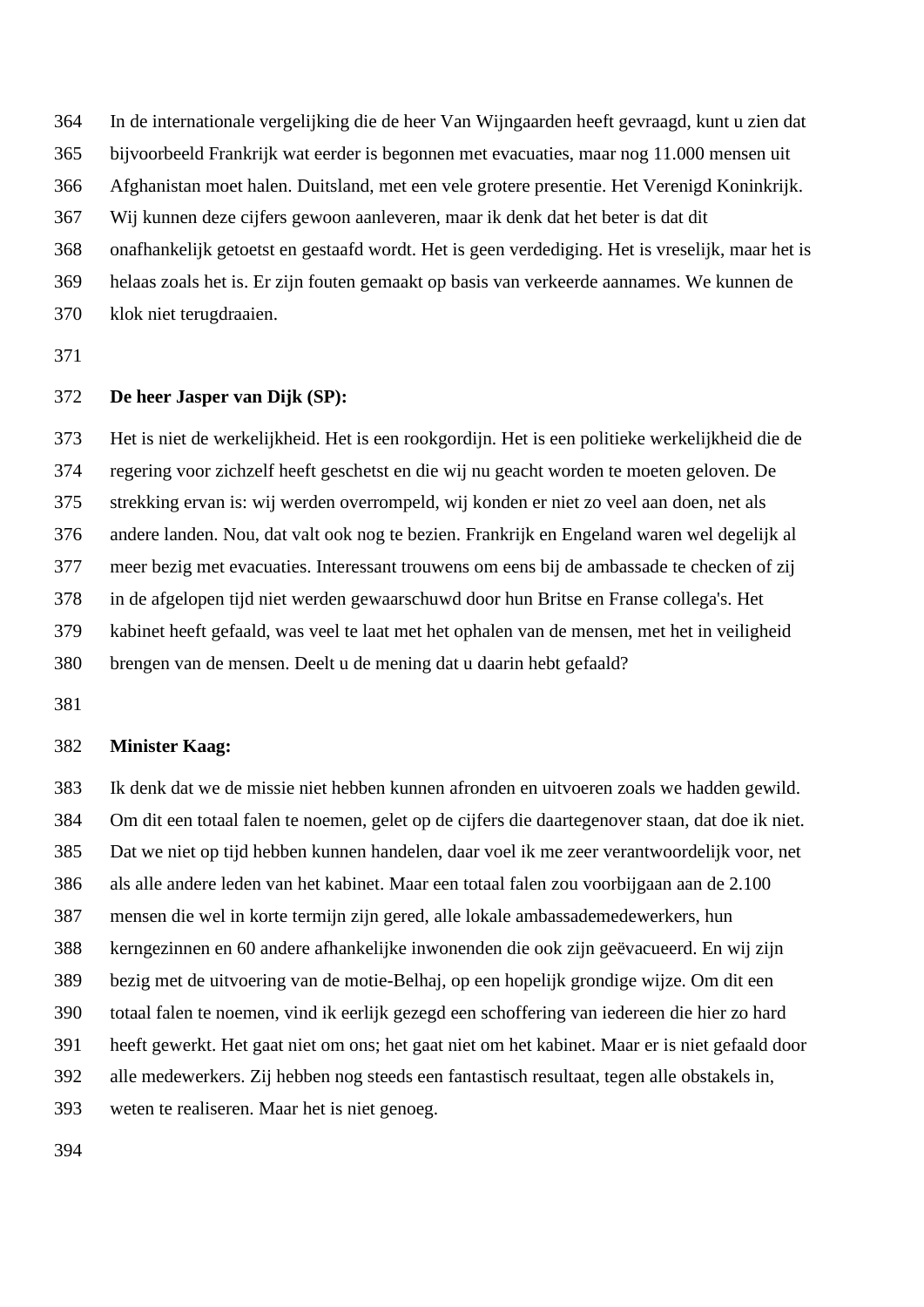In de internationale vergelijking die de heer Van Wijngaarden heeft gevraagd, kunt u zien dat bijvoorbeeld Frankrijk wat eerder is begonnen met evacuaties, maar nog 11.000 mensen uit Afghanistan moet halen. Duitsland, met een vele grotere presentie. Het Verenigd Koninkrijk. Wij kunnen deze cijfers gewoon aanleveren, maar ik denk dat het beter is dat dit onafhankelijk getoetst en gestaafd wordt. Het is geen verdediging. Het is vreselijk, maar het is helaas zoals het is. Er zijn fouten gemaakt op basis van verkeerde aannames. We kunnen de klok niet terugdraaien.

**De heer Jasper van Dijk (SP):**

Het is niet de werkelijkheid. Het is een rookgordijn. Het is een politieke werkelijkheid die de regering voor zichzelf heeft geschetst en die wij nu geacht worden te moeten geloven. De strekking ervan is: wij werden overrompeld, wij konden er niet zo veel aan doen, net als andere landen. Nou, dat valt ook nog te bezien. Frankrijk en Engeland waren wel degelijk al meer bezig met evacuaties. Interessant trouwens om eens bij de ambassade te checken of zij in de afgelopen tijd niet werden gewaarschuwd door hun Britse en Franse collega's. Het kabinet heeft gefaald, was veel te laat met het ophalen van de mensen, met het in veiligheid brengen van de mensen. Deelt u de mening dat u daarin hebt gefaald?

**Minister Kaag:**

Ik denk dat we de missie niet hebben kunnen afronden en uitvoeren zoals we hadden gewild. Om dit een totaal falen te noemen, gelet op de cijfers die daartegenover staan, dat doe ik niet. Dat we niet op tijd hebben kunnen handelen, daar voel ik me zeer verantwoordelijk voor, net als alle andere leden van het kabinet. Maar een totaal falen zou voorbijgaan aan de 2.100 mensen die wel in korte termijn zijn gered, alle lokale ambassademedewerkers, hun kerngezinnen en 60 andere afhankelijke inwonenden die ook zijn geëvacueerd. En wij zijn bezig met de uitvoering van de motie-Belhaj, op een hopelijk grondige wijze. Om dit een totaal falen te noemen, vind ik eerlijk gezegd een schoffering van iedereen die hier zo hard heeft gewerkt. Het gaat niet om ons; het gaat niet om het kabinet. Maar er is niet gefaald door alle medewerkers. Zij hebben nog steeds een fantastisch resultaat, tegen alle obstakels in, weten te realiseren. Maar het is niet genoeg.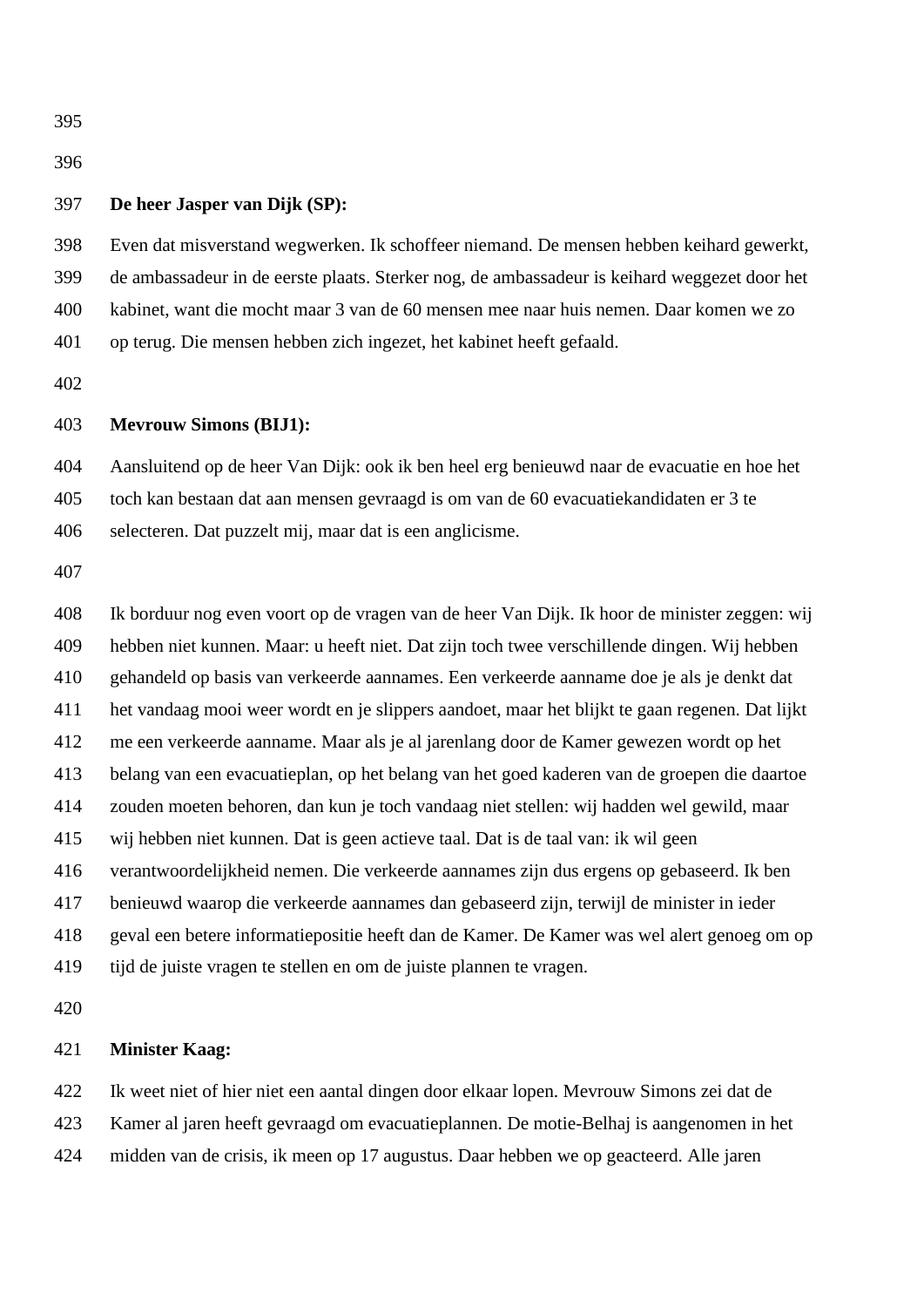**De heer Jasper van Dijk (SP):**

Even dat misverstand wegwerken. Ik schoffeer niemand. De mensen hebben keihard gewerkt, de ambassadeur in de eerste plaats. Sterker nog, de ambassadeur is keihard weggezet door het kabinet, want die mocht maar 3 van de 60 mensen mee naar huis nemen. Daar komen we zo op terug. Die mensen hebben zich ingezet, het kabinet heeft gefaald.

**Mevrouw Simons (BIJ1):**

Aansluitend op de heer Van Dijk: ook ik ben heel erg benieuwd naar de evacuatie en hoe het toch kan bestaan dat aan mensen gevraagd is om van de 60 evacuatiekandidaten er 3 te selecteren. Dat puzzelt mij, maar dat is een anglicisme.

Ik borduur nog even voort op de vragen van de heer Van Dijk. Ik hoor de minister zeggen: wij hebben niet kunnen. Maar: u heeft niet. Dat zijn toch twee verschillende dingen. Wij hebben gehandeld op basis van verkeerde aannames. Een verkeerde aanname doe je als je denkt dat het vandaag mooi weer wordt en je slippers aandoet, maar het blijkt te gaan regenen. Dat lijkt me een verkeerde aanname. Maar als je al jarenlang door de Kamer gewezen wordt op het belang van een evacuatieplan, op het belang van het goed kaderen van de groepen die daartoe zouden moeten behoren, dan kun je toch vandaag niet stellen: wij hadden wel gewild, maar wij hebben niet kunnen. Dat is geen actieve taal. Dat is de taal van: ik wil geen verantwoordelijkheid nemen. Die verkeerde aannames zijn dus ergens op gebaseerd. Ik ben benieuwd waarop die verkeerde aannames dan gebaseerd zijn, terwijl de minister in ieder geval een betere informatiepositie heeft dan de Kamer. De Kamer was wel alert genoeg om op tijd de juiste vragen te stellen en om de juiste plannen te vragen.

**Minister Kaag:**

Ik weet niet of hier niet een aantal dingen door elkaar lopen. Mevrouw Simons zei dat de Kamer al jaren heeft gevraagd om evacuatieplannen. De motie-Belhaj is aangenomen in het midden van de crisis, ik meen op 17 augustus. Daar hebben we op geacteerd. Alle jaren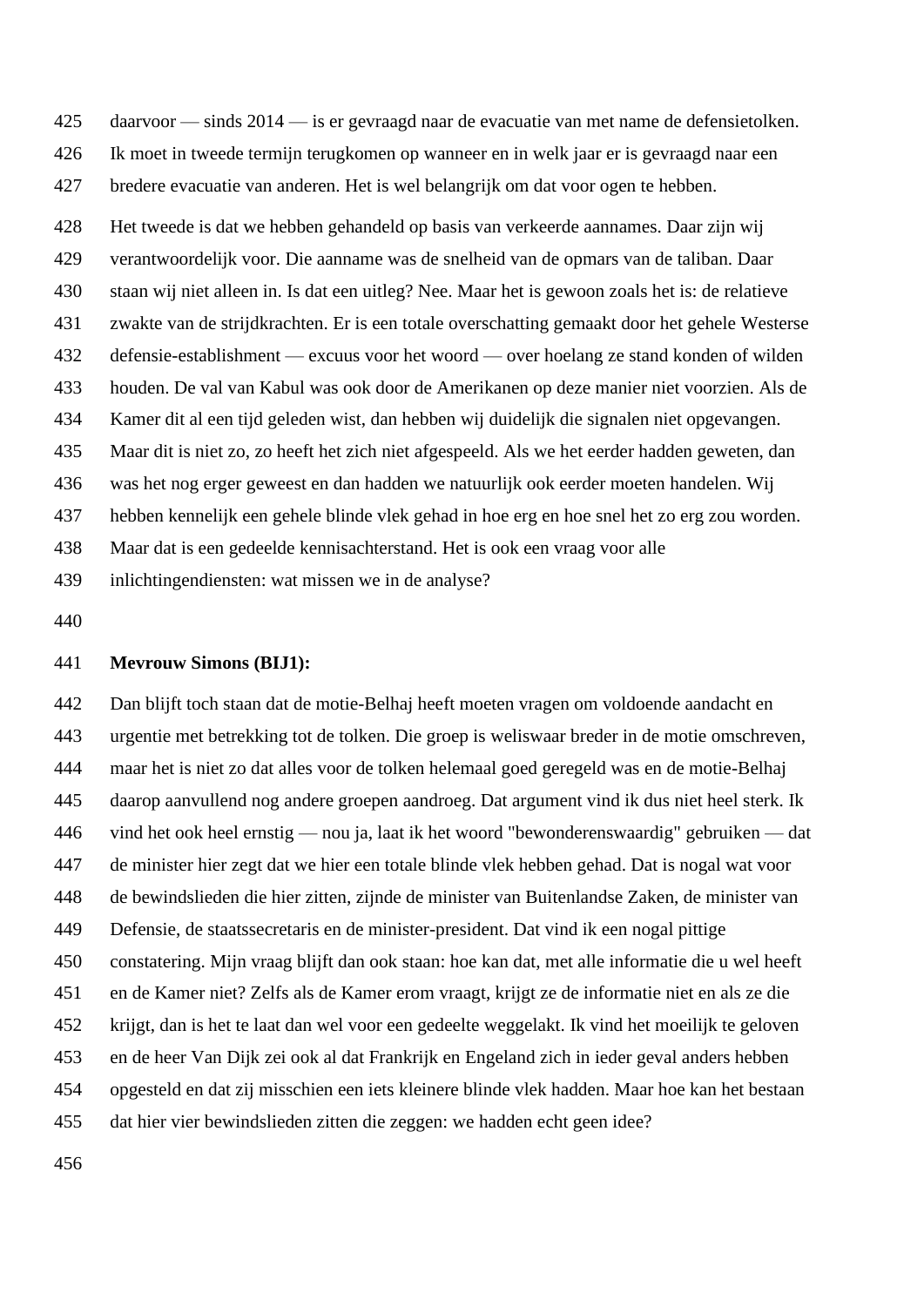daarvoor — sinds 2014 — is er gevraagd naar de evacuatie van met name de defensietolken. Ik moet in tweede termijn terugkomen op wanneer en in welk jaar er is gevraagd naar een bredere evacuatie van anderen. Het is wel belangrijk om dat voor ogen te hebben.

Het tweede is dat we hebben gehandeld op basis van verkeerde aannames. Daar zijn wij verantwoordelijk voor. Die aanname was de snelheid van de opmars van de taliban. Daar staan wij niet alleen in. Is dat een uitleg? Nee. Maar het is gewoon zoals het is: de relatieve zwakte van de strijdkrachten. Er is een totale overschatting gemaakt door het gehele Westerse defensie-establishment — excuus voor het woord — over hoelang ze stand konden of wilden houden. De val van Kabul was ook door de Amerikanen op deze manier niet voorzien. Als de Kamer dit al een tijd geleden wist, dan hebben wij duidelijk die signalen niet opgevangen. Maar dit is niet zo, zo heeft het zich niet afgespeeld. Als we het eerder hadden geweten, dan was het nog erger geweest en dan hadden we natuurlijk ook eerder moeten handelen. Wij hebben kennelijk een gehele blinde vlek gehad in hoe erg en hoe snel het zo erg zou worden. Maar dat is een gedeelde kennisachterstand. Het is ook een vraag voor alle inlichtingendiensten: wat missen we in de analyse?

**Mevrouw Simons (BIJ1):**

Dan blijft toch staan dat de motie-Belhaj heeft moeten vragen om voldoende aandacht en urgentie met betrekking tot de tolken. Die groep is weliswaar breder in de motie omschreven, maar het is niet zo dat alles voor de tolken helemaal goed geregeld was en de motie-Belhaj daarop aanvullend nog andere groepen aandroeg. Dat argument vind ik dus niet heel sterk. Ik vind het ook heel ernstig — nou ja, laat ik het woord "bewonderenswaardig" gebruiken — dat de minister hier zegt dat we hier een totale blinde vlek hebben gehad. Dat is nogal wat voor de bewindslieden die hier zitten, zijnde de minister van Buitenlandse Zaken, de minister van Defensie, de staatssecretaris en de minister-president. Dat vind ik een nogal pittige constatering. Mijn vraag blijft dan ook staan: hoe kan dat, met alle informatie die u wel heeft en de Kamer niet? Zelfs als de Kamer erom vraagt, krijgt ze de informatie niet en als ze die krijgt, dan is het te laat dan wel voor een gedeelte weggelakt. Ik vind het moeilijk te geloven en de heer Van Dijk zei ook al dat Frankrijk en Engeland zich in ieder geval anders hebben opgesteld en dat zij misschien een iets kleinere blinde vlek hadden. Maar hoe kan het bestaan dat hier vier bewindslieden zitten die zeggen: we hadden echt geen idee?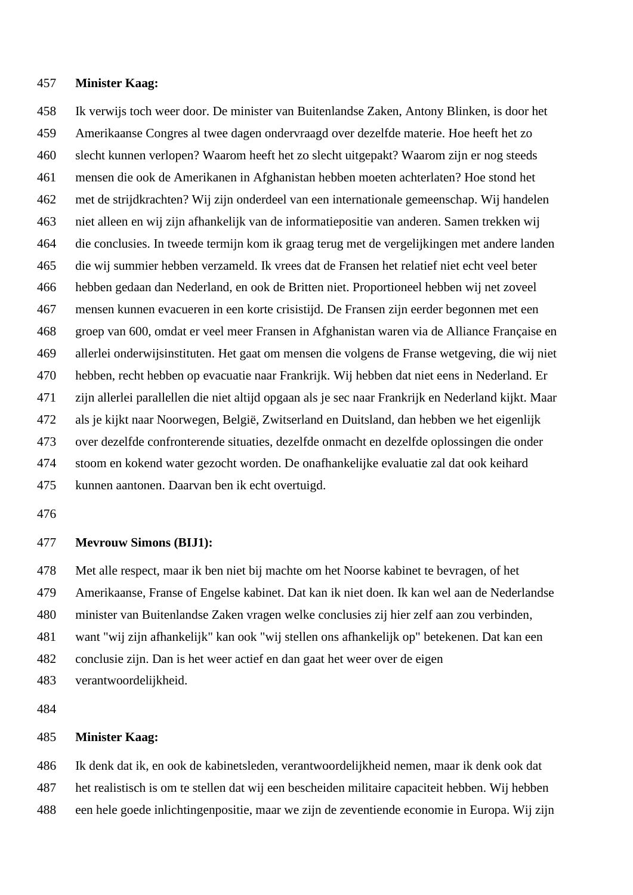**Minister Kaag:**

Ik verwijs toch weer door. De minister van Buitenlandse Zaken, Antony Blinken, is door het Amerikaanse Congres al twee dagen ondervraagd over dezelfde materie. Hoe heeft het zo slecht kunnen verlopen? Waarom heeft het zo slecht uitgepakt? Waarom zijn er nog steeds mensen die ook de Amerikanen in Afghanistan hebben moeten achterlaten? Hoe stond het met de strijdkrachten? Wij zijn onderdeel van een internationale gemeenschap. Wij handelen niet alleen en wij zijn afhankelijk van de informatiepositie van anderen. Samen trekken wij die conclusies. In tweede termijn kom ik graag terug met de vergelijkingen met andere landen die wij summier hebben verzameld. Ik vrees dat de Fransen het relatief niet echt veel beter hebben gedaan dan Nederland, en ook de Britten niet. Proportioneel hebben wij net zoveel mensen kunnen evacueren in een korte crisistijd. De Fransen zijn eerder begonnen met een groep van 600, omdat er veel meer Fransen in Afghanistan waren via de Alliance Française en allerlei onderwijsinstituten. Het gaat om mensen die volgens de Franse wetgeving, die wij niet hebben, recht hebben op evacuatie naar Frankrijk. Wij hebben dat niet eens in Nederland. Er zijn allerlei parallellen die niet altijd opgaan als je sec naar Frankrijk en Nederland kijkt. Maar als je kijkt naar Noorwegen, België, Zwitserland en Duitsland, dan hebben we het eigenlijk over dezelfde confronterende situaties, dezelfde onmacht en dezelfde oplossingen die onder stoom en kokend water gezocht worden. De onafhankelijke evaluatie zal dat ook keihard kunnen aantonen. Daarvan ben ik echt overtuigd.

**Mevrouw Simons (BIJ1):**

Met alle respect, maar ik ben niet bij machte om het Noorse kabinet te bevragen, of het Amerikaanse, Franse of Engelse kabinet. Dat kan ik niet doen. Ik kan wel aan de Nederlandse minister van Buitenlandse Zaken vragen welke conclusies zij hier zelf aan zou verbinden, want "wij zijn afhankelijk" kan ook "wij stellen ons afhankelijk op" betekenen. Dat kan een conclusie zijn. Dan is het weer actief en dan gaat het weer over de eigen verantwoordelijkheid.

**Minister Kaag:**

Ik denk dat ik, en ook de kabinetsleden, verantwoordelijkheid nemen, maar ik denk ook dat het realistisch is om te stellen dat wij een bescheiden militaire capaciteit hebben. Wij hebben een hele goede inlichtingenpositie, maar we zijn de zeventiende economie in Europa. Wij zijn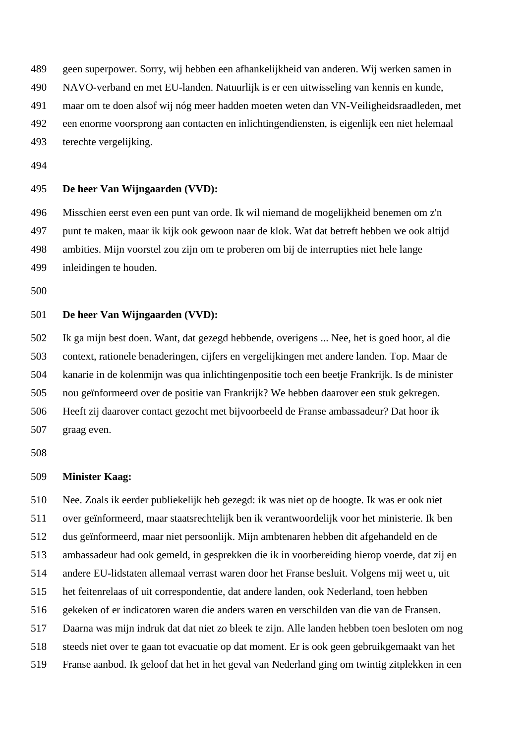geen superpower. Sorry, wij hebben een afhankelijkheid van anderen. Wij werken samen in NAVO-verband en met EU-landen. Natuurlijk is er een uitwisseling van kennis en kunde, maar om te doen alsof wij nóg meer hadden moeten weten dan VN-Veiligheidsraadleden, met een enorme voorsprong aan contacten en inlichtingendiensten, is eigenlijk een niet helemaal terechte vergelijking.

**De heer Van Wijngaarden (VVD):**

Misschien eerst even een punt van orde. Ik wil niemand de mogelijkheid benemen om z'n punt te maken, maar ik kijk ook gewoon naar de klok. Wat dat betreft hebben we ook altijd ambities. Mijn voorstel zou zijn om te proberen om bij de interrupties niet hele lange inleidingen te houden.

**De heer Van Wijngaarden (VVD):**

Ik ga mijn best doen. Want, dat gezegd hebbende, overigens ... Nee, het is goed hoor, al die context, rationele benaderingen, cijfers en vergelijkingen met andere landen. Top. Maar de kanarie in de kolenmijn was qua inlichtingenpositie toch een beetje Frankrijk. Is de minister nou geïnformeerd over de positie van Frankrijk? We hebben daarover een stuk gekregen. Heeft zij daarover contact gezocht met bijvoorbeeld de Franse ambassadeur? Dat hoor ik graag even.

**Minister Kaag:**

Nee. Zoals ik eerder publiekelijk heb gezegd: ik was niet op de hoogte. Ik was er ook niet over geïnformeerd, maar staatsrechtelijk ben ik verantwoordelijk voor het ministerie. Ik ben dus geïnformeerd, maar niet persoonlijk. Mijn ambtenaren hebben dit afgehandeld en de ambassadeur had ook gemeld, in gesprekken die ik in voorbereiding hierop voerde, dat zij en andere EU-lidstaten allemaal verrast waren door het Franse besluit. Volgens mij weet u, uit het feitenrelaas of uit correspondentie, dat andere landen, ook Nederland, toen hebben gekeken of er indicatoren waren die anders waren en verschilden van die van de Fransen. Daarna was mijn indruk dat dat niet zo bleek te zijn. Alle landen hebben toen besloten om nog steeds niet over te gaan tot evacuatie op dat moment. Er is ook geen gebruikgemaakt van het Franse aanbod. Ik geloof dat het in het geval van Nederland ging om twintig zitplekken in een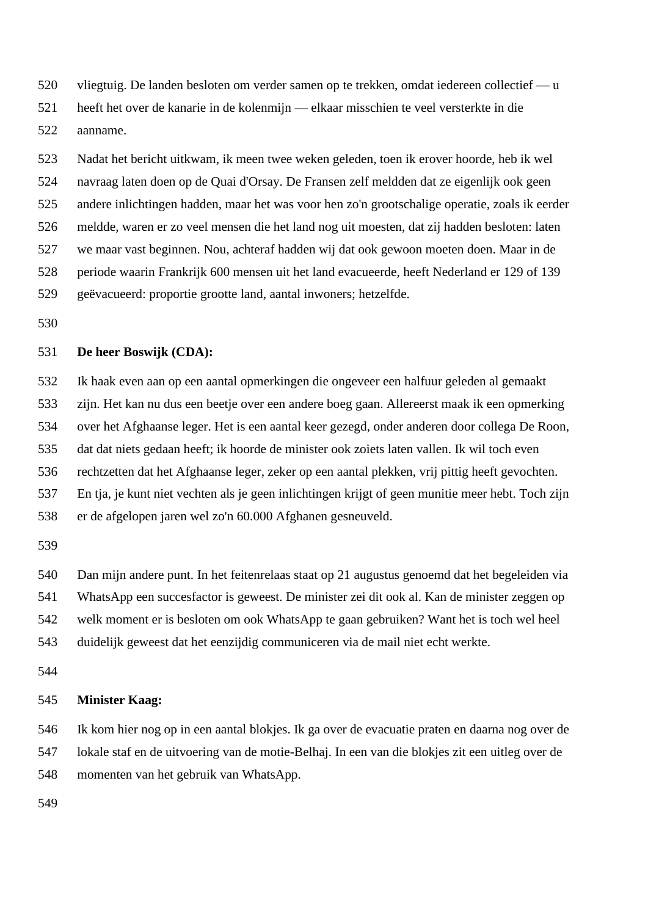vliegtuig. De landen besloten om verder samen op te trekken, omdat iedereen collectief — u heeft het over de kanarie in de kolenmijn — elkaar misschien te veel versterkte in die aanname.

Nadat het bericht uitkwam, ik meen twee weken geleden, toen ik erover hoorde, heb ik wel navraag laten doen op de Quai d'Orsay. De Fransen zelf meldden dat ze eigenlijk ook geen andere inlichtingen hadden, maar het was voor hen zo'n grootschalige operatie, zoals ik eerder meldde, waren er zo veel mensen die het land nog uit moesten, dat zij hadden besloten: laten we maar vast beginnen. Nou, achteraf hadden wij dat ook gewoon moeten doen. Maar in de periode waarin Frankrijk 600 mensen uit het land evacueerde, heeft Nederland er 129 of 139 geëvacueerd: proportie grootte land, aantal inwoners; hetzelfde.

**De heer Boswijk (CDA):**

Ik haak even aan op een aantal opmerkingen die ongeveer een halfuur geleden al gemaakt zijn. Het kan nu dus een beetje over een andere boeg gaan. Allereerst maak ik een opmerking over het Afghaanse leger. Het is een aantal keer gezegd, onder anderen door collega De Roon, dat dat niets gedaan heeft; ik hoorde de minister ook zoiets laten vallen. Ik wil toch even rechtzetten dat het Afghaanse leger, zeker op een aantal plekken, vrij pittig heeft gevochten. En tja, je kunt niet vechten als je geen inlichtingen krijgt of geen munitie meer hebt. Toch zijn er de afgelopen jaren wel zo'n 60.000 Afghanen gesneuveld.

Dan mijn andere punt. In het feitenrelaas staat op 21 augustus genoemd dat het begeleiden via WhatsApp een succesfactor is geweest. De minister zei dit ook al. Kan de minister zeggen op welk moment er is besloten om ook WhatsApp te gaan gebruiken? Want het is toch wel heel duidelijk geweest dat het eenzijdig communiceren via de mail niet echt werkte.

**Minister Kaag:**

Ik kom hier nog op in een aantal blokjes. Ik ga over de evacuatie praten en daarna nog over de lokale staf en de uitvoering van de motie-Belhaj. In een van die blokjes zit een uitleg over de momenten van het gebruik van WhatsApp.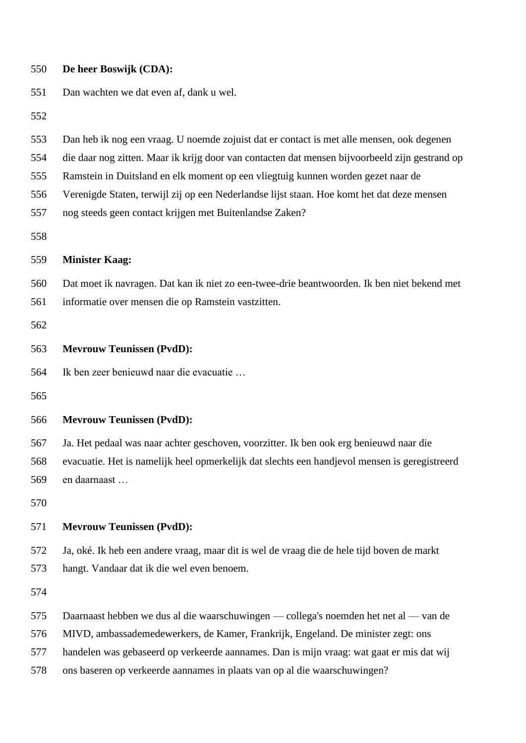**De heer Boswijk (CDA):**

Dan wachten we dat even af, dank u wel.

Dan heb ik nog een vraag. U noemde zojuist dat er contact is met alle mensen, ook degenen die daar nog zitten. Maar ik krijg door van contacten dat mensen bijvoorbeeld zijn gestrand op Ramstein in Duitsland en elk moment op een vliegtuig kunnen worden gezet naar de Verenigde Staten, terwijl zij op een Nederlandse lijst staan. Hoe komt het dat deze mensen nog steeds geen contact krijgen met Buitenlandse Zaken?

**Minister Kaag:**

Dat moet ik navragen. Dat kan ik niet zo een-twee-drie beantwoorden. Ik ben niet bekend met informatie over mensen die op Ramstein vastzitten.

**Mevrouw Teunissen (PvdD):**

Ik ben zeer benieuwd naar die evacuatie …

**Mevrouw Teunissen (PvdD):**

Ja. Het pedaal was naar achter geschoven, voorzitter. Ik ben ook erg benieuwd naar die evacuatie. Het is namelijk heel opmerkelijk dat slechts een handjevol mensen is geregistreerd en daarnaast …

**Mevrouw Teunissen (PvdD):**

Ja, oké. Ik heb een andere vraag, maar dit is wel de vraag die de hele tijd boven de markt hangt. Vandaar dat ik die wel even benoem.

Daarnaast hebben we dus al die waarschuwingen — collega's noemden het net al — van de MIVD, ambassademedewerkers, de Kamer, Frankrijk, Engeland. De minister zegt: ons handelen was gebaseerd op verkeerde aannames. Dan is mijn vraag: wat gaat er mis dat wij ons baseren op verkeerde aannames in plaats van op al die waarschuwingen?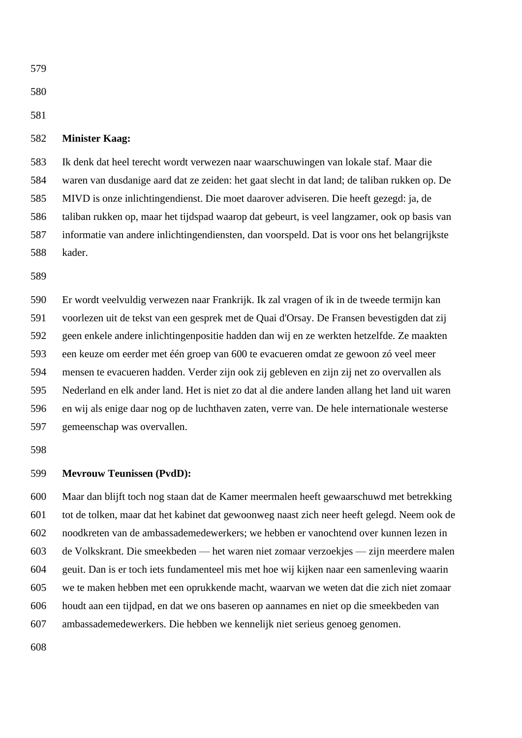**Minister Kaag:**

Ik denk dat heel terecht wordt verwezen naar waarschuwingen van lokale staf. Maar die waren van dusdanige aard dat ze zeiden: het gaat slecht in dat land; de taliban rukken op. De MIVD is onze inlichtingendienst. Die moet daarover adviseren. Die heeft gezegd: ja, de taliban rukken op, maar het tijdspad waarop dat gebeurt, is veel langzamer, ook op basis van informatie van andere inlichtingendiensten, dan voorspeld. Dat is voor ons het belangrijkste kader.

Er wordt veelvuldig verwezen naar Frankrijk. Ik zal vragen of ik in de tweede termijn kan voorlezen uit de tekst van een gesprek met de Quai d'Orsay. De Fransen bevestigden dat zij geen enkele andere inlichtingenpositie hadden dan wij en ze werkten hetzelfde. Ze maakten een keuze om eerder met één groep van 600 te evacueren omdat ze gewoon zó veel meer mensen te evacueren hadden. Verder zijn ook zij gebleven en zijn zij net zo overvallen als Nederland en elk ander land. Het is niet zo dat al die andere landen allang het land uit waren en wij als enige daar nog op de luchthaven zaten, verre van. De hele internationale westerse gemeenschap was overvallen.

**Mevrouw Teunissen (PvdD):**

Maar dan blijft toch nog staan dat de Kamer meermalen heeft gewaarschuwd met betrekking tot de tolken, maar dat het kabinet dat gewoonweg naast zich neer heeft gelegd. Neem ook de noodkreten van de ambassademedewerkers; we hebben er vanochtend over kunnen lezen in de Volkskrant. Die smeekbeden — het waren niet zomaar verzoekjes — zijn meerdere malen geuit. Dan is er toch iets fundamenteel mis met hoe wij kijken naar een samenleving waarin we te maken hebben met een oprukkende macht, waarvan we weten dat die zich niet zomaar houdt aan een tijdpad, en dat we ons baseren op aannames en niet op die smeekbeden van ambassademedewerkers. Die hebben we kennelijk niet serieus genoeg genomen.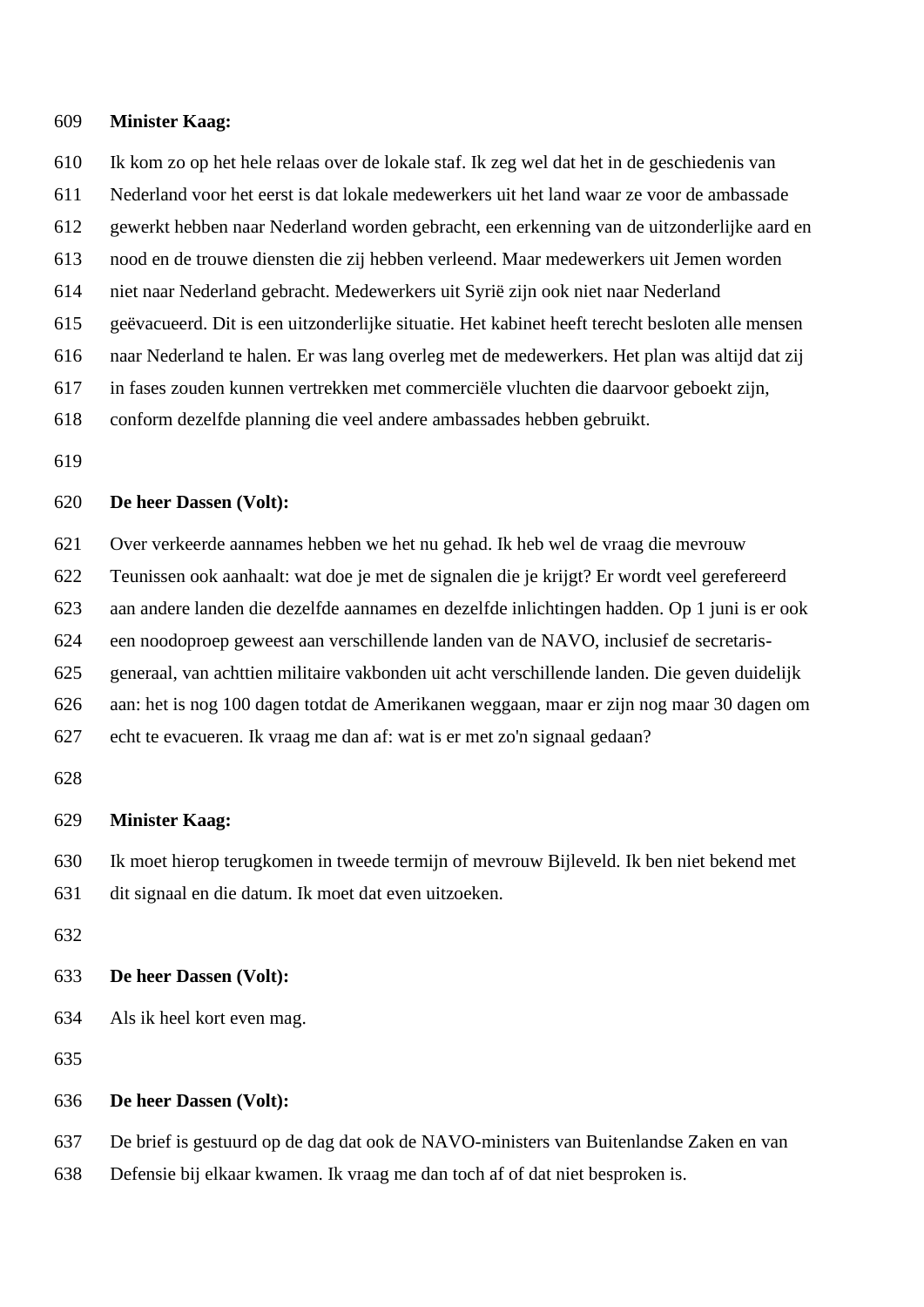**Minister Kaag:**

Ik kom zo op het hele relaas over de lokale staf. Ik zeg wel dat het in de geschiedenis van Nederland voor het eerst is dat lokale medewerkers uit het land waar ze voor de ambassade gewerkt hebben naar Nederland worden gebracht, een erkenning van de uitzonderlijke aard en nood en de trouwe diensten die zij hebben verleend. Maar medewerkers uit Jemen worden niet naar Nederland gebracht. Medewerkers uit Syrië zijn ook niet naar Nederland geëvacueerd. Dit is een uitzonderlijke situatie. Het kabinet heeft terecht besloten alle mensen naar Nederland te halen. Er was lang overleg met de medewerkers. Het plan was altijd dat zij in fases zouden kunnen vertrekken met commerciële vluchten die daarvoor geboekt zijn, conform dezelfde planning die veel andere ambassades hebben gebruikt.

**De heer Dassen (Volt):**

Over verkeerde aannames hebben we het nu gehad. Ik heb wel de vraag die mevrouw Teunissen ook aanhaalt: wat doe je met de signalen die je krijgt? Er wordt veel gerefereerd aan andere landen die dezelfde aannames en dezelfde inlichtingen hadden. Op 1 juni is er ook een noodoproep geweest aan verschillende landen van de NAVO, inclusief de secretaris-generaal, van achttien militaire vakbonden uit acht verschillende landen. Die geven duidelijk aan: het is nog 100 dagen totdat de Amerikanen weggaan, maar er zijn nog maar 30 dagen om echt te evacueren. Ik vraag me dan af: wat is er met zo'n signaal gedaan?

**Minister Kaag:**

Ik moet hierop terugkomen in tweede termijn of mevrouw Bijleveld. Ik ben niet bekend met dit signaal en die datum. Ik moet dat even uitzoeken.

**De heer Dassen (Volt):**

Als ik heel kort even mag.

**De heer Dassen (Volt):**

De brief is gestuurd op de dag dat ook de NAVO-ministers van Buitenlandse Zaken en van Defensie bij elkaar kwamen. Ik vraag me dan toch af of dat niet besproken is.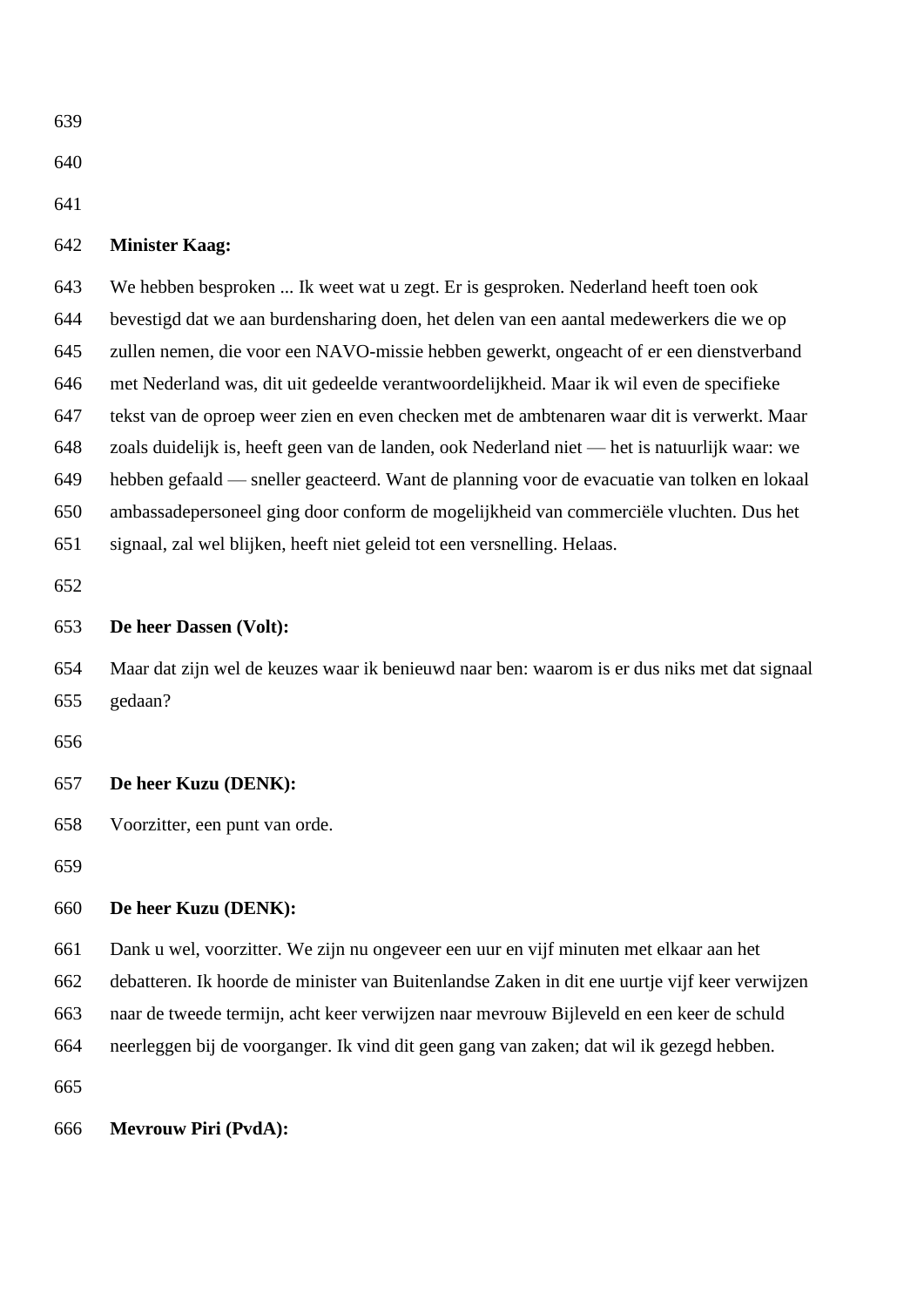**Minister Kaag:**

We hebben besproken ... Ik weet wat u zegt. Er is gesproken. Nederland heeft toen ook bevestigd dat we aan burdensharing doen, het delen van een aantal medewerkers die we op zullen nemen, die voor een NAVO-missie hebben gewerkt, ongeacht of er een dienstverband met Nederland was, dit uit gedeelde verantwoordelijkheid. Maar ik wil even de specifieke tekst van de oproep weer zien en even checken met de ambtenaren waar dit is verwerkt. Maar zoals duidelijk is, heeft geen van de landen, ook Nederland niet — het is natuurlijk waar: we hebben gefaald — sneller geacteerd. Want de planning voor de evacuatie van tolken en lokaal ambassadepersoneel ging door conform de mogelijkheid van commerciële vluchten. Dus het signaal, zal wel blijken, heeft niet geleid tot een versnelling. Helaas.

**De heer Dassen (Volt):**

Maar dat zijn wel de keuzes waar ik benieuwd naar ben: waarom is er dus niks met dat signaal gedaan?

**De heer Kuzu (DENK):**

Voorzitter, een punt van orde.

**De heer Kuzu (DENK):**

Dank u wel, voorzitter. We zijn nu ongeveer een uur en vijf minuten met elkaar aan het debatteren. Ik hoorde de minister van Buitenlandse Zaken in dit ene uurtje vijf keer verwijzen naar de tweede termijn, acht keer verwijzen naar mevrouw Bijleveld en een keer de schuld neerleggen bij de voorganger. Ik vind dit geen gang van zaken; dat wil ik gezegd hebben.

**Mevrouw Piri (PvdA):**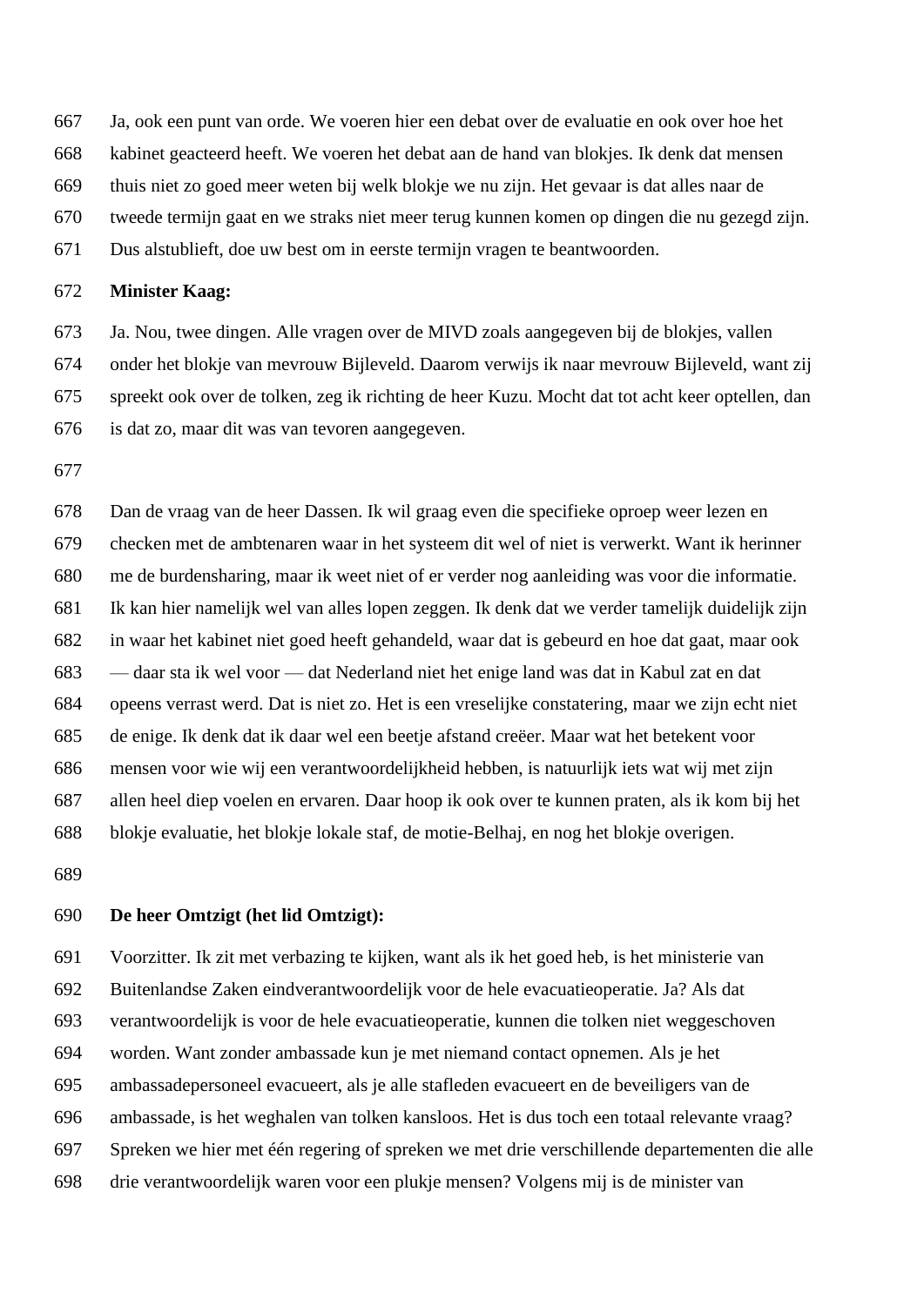Ja, ook een punt van orde. We voeren hier een debat over de evaluatie en ook over hoe het kabinet geacteerd heeft. We voeren het debat aan de hand van blokjes. Ik denk dat mensen thuis niet zo goed meer weten bij welk blokje we nu zijn. Het gevaar is dat alles naar de tweede termijn gaat en we straks niet meer terug kunnen komen op dingen die nu gezegd zijn. Dus alstublieft, doe uw best om in eerste termijn vragen te beantwoorden.

**Minister Kaag:**

Ja. Nou, twee dingen. Alle vragen over de MIVD zoals aangegeven bij de blokjes, vallen onder het blokje van mevrouw Bijleveld. Daarom verwijs ik naar mevrouw Bijleveld, want zij spreekt ook over de tolken, zeg ik richting de heer Kuzu. Mocht dat tot acht keer optellen, dan is dat zo, maar dit was van tevoren aangegeven.

Dan de vraag van de heer Dassen. Ik wil graag even die specifieke oproep weer lezen en checken met de ambtenaren waar in het systeem dit wel of niet is verwerkt. Want ik herinner me de burdensharing, maar ik weet niet of er verder nog aanleiding was voor die informatie. Ik kan hier namelijk wel van alles lopen zeggen. Ik denk dat we verder tamelijk duidelijk zijn in waar het kabinet niet goed heeft gehandeld, waar dat is gebeurd en hoe dat gaat, maar ook — daar sta ik wel voor — dat Nederland niet het enige land was dat in Kabul zat en dat opeens verrast werd. Dat is niet zo. Het is een vreselijke constatering, maar we zijn echt niet de enige. Ik denk dat ik daar wel een beetje afstand creëer. Maar wat het betekent voor mensen voor wie wij een verantwoordelijkheid hebben, is natuurlijk iets wat wij met zijn allen heel diep voelen en ervaren. Daar hoop ik ook over te kunnen praten, als ik kom bij het blokje evaluatie, het blokje lokale staf, de motie-Belhaj, en nog het blokje overigen.

**De heer Omtzigt (het lid Omtzigt):**

Voorzitter. Ik zit met verbazing te kijken, want als ik het goed heb, is het ministerie van Buitenlandse Zaken eindverantwoordelijk voor de hele evacuatieoperatie. Ja? Als dat verantwoordelijk is voor de hele evacuatieoperatie, kunnen die tolken niet weggeschoven worden. Want zonder ambassade kun je met niemand contact opnemen. Als je het ambassadepersoneel evacueert, als je alle stafleden evacueert en de beveiligers van de ambassade, is het weghalen van tolken kansloos. Het is dus toch een totaal relevante vraag? Spreken we hier met één regering of spreken we met drie verschillende departementen die alle drie verantwoordelijk waren voor een plukje mensen? Volgens mij is de minister van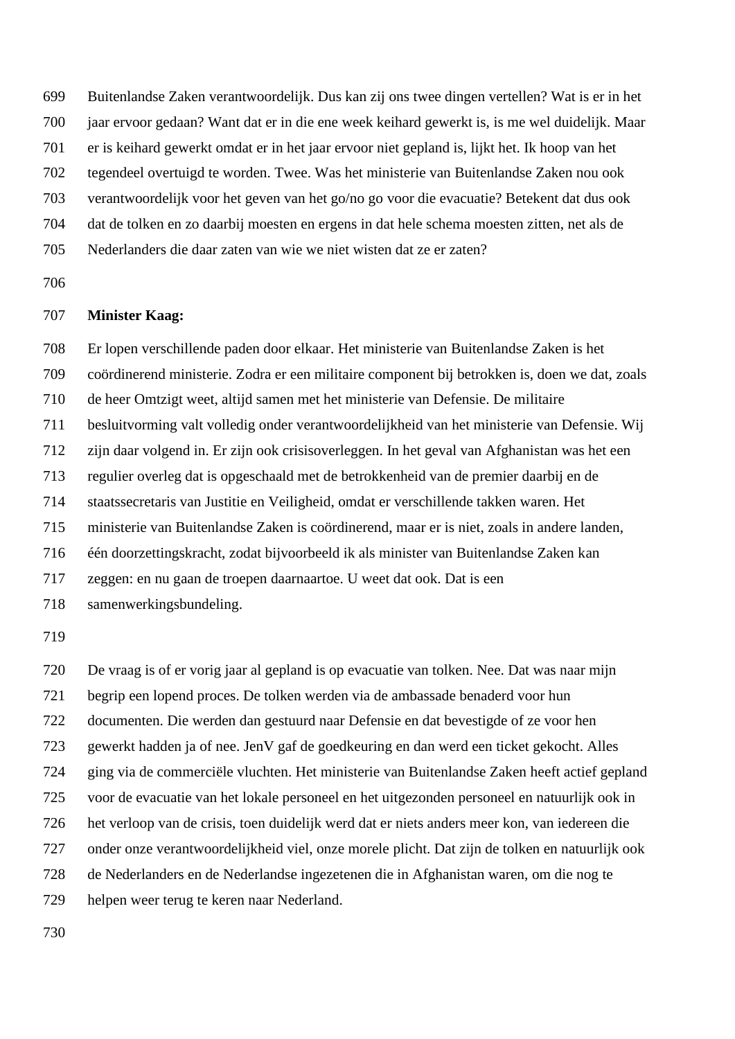Buitenlandse Zaken verantwoordelijk. Dus kan zij ons twee dingen vertellen? Wat is er in het jaar ervoor gedaan? Want dat er in die ene week keihard gewerkt is, is me wel duidelijk. Maar er is keihard gewerkt omdat er in het jaar ervoor niet gepland is, lijkt het. Ik hoop van het tegendeel overtuigd te worden. Twee. Was het ministerie van Buitenlandse Zaken nou ook verantwoordelijk voor het geven van het go/no go voor die evacuatie? Betekent dat dus ook dat de tolken en zo daarbij moesten en ergens in dat hele schema moesten zitten, net als de Nederlanders die daar zaten van wie we niet wisten dat ze er zaten?

**Minister Kaag:**

Er lopen verschillende paden door elkaar. Het ministerie van Buitenlandse Zaken is het coördinerend ministerie. Zodra er een militaire component bij betrokken is, doen we dat, zoals de heer Omtzigt weet, altijd samen met het ministerie van Defensie. De militaire besluitvorming valt volledig onder verantwoordelijkheid van het ministerie van Defensie. Wij zijn daar volgend in. Er zijn ook crisisoverleggen. In het geval van Afghanistan was het een regulier overleg dat is opgeschaald met de betrokkenheid van de premier daarbij en de staatssecretaris van Justitie en Veiligheid, omdat er verschillende takken waren. Het ministerie van Buitenlandse Zaken is coördinerend, maar er is niet, zoals in andere landen, één doorzettingskracht, zodat bijvoorbeeld ik als minister van Buitenlandse Zaken kan zeggen: en nu gaan de troepen daarnaartoe. U weet dat ook. Dat is een samenwerkingsbundeling.

De vraag is of er vorig jaar al gepland is op evacuatie van tolken. Nee. Dat was naar mijn begrip een lopend proces. De tolken werden via de ambassade benaderd voor hun documenten. Die werden dan gestuurd naar Defensie en dat bevestigde of ze voor hen gewerkt hadden ja of nee. JenV gaf de goedkeuring en dan werd een ticket gekocht. Alles ging via de commerciële vluchten. Het ministerie van Buitenlandse Zaken heeft actief gepland voor de evacuatie van het lokale personeel en het uitgezonden personeel en natuurlijk ook in het verloop van de crisis, toen duidelijk werd dat er niets anders meer kon, van iedereen die onder onze verantwoordelijkheid viel, onze morele plicht. Dat zijn de tolken en natuurlijk ook de Nederlanders en de Nederlandse ingezetenen die in Afghanistan waren, om die nog te helpen weer terug te keren naar Nederland.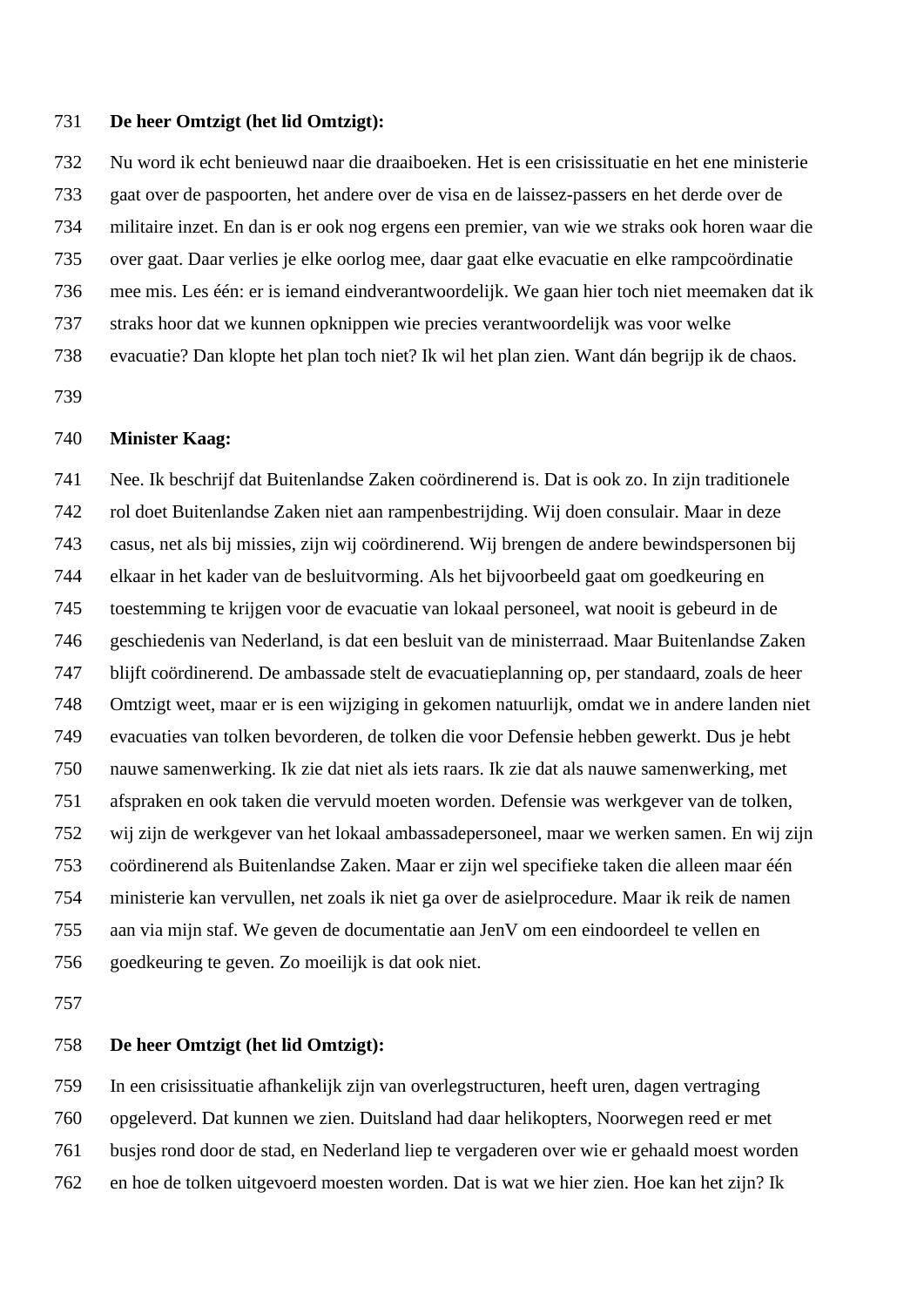**De heer Omtzigt (het lid Omtzigt):**

Nu word ik echt benieuwd naar die draaiboeken. Het is een crisissituatie en het ene ministerie gaat over de paspoorten, het andere over de visa en de laissez-passers en het derde over de militaire inzet. En dan is er ook nog ergens een premier, van wie we straks ook horen waar die over gaat. Daar verlies je elke oorlog mee, daar gaat elke evacuatie en elke rampcoördinatie mee mis. Les één: er is iemand eindverantwoordelijk. We gaan hier toch niet meemaken dat ik straks hoor dat we kunnen opknippen wie precies verantwoordelijk was voor welke evacuatie? Dan klopte het plan toch niet? Ik wil het plan zien. Want dán begrijp ik de chaos.

**Minister Kaag:**

Nee. Ik beschrijf dat Buitenlandse Zaken coördinerend is. Dat is ook zo. In zijn traditionele rol doet Buitenlandse Zaken niet aan rampenbestrijding. Wij doen consulair. Maar in deze casus, net als bij missies, zijn wij coördinerend. Wij brengen de andere bewindspersonen bij elkaar in het kader van de besluitvorming. Als het bijvoorbeeld gaat om goedkeuring en toestemming te krijgen voor de evacuatie van lokaal personeel, wat nooit is gebeurd in de geschiedenis van Nederland, is dat een besluit van de ministerraad. Maar Buitenlandse Zaken blijft coördinerend. De ambassade stelt de evacuatieplanning op, per standaard, zoals de heer Omtzigt weet, maar er is een wijziging in gekomen natuurlijk, omdat we in andere landen niet evacuaties van tolken bevorderen, de tolken die voor Defensie hebben gewerkt. Dus je hebt nauwe samenwerking. Ik zie dat niet als iets raars. Ik zie dat als nauwe samenwerking, met afspraken en ook taken die vervuld moeten worden. Defensie was werkgever van de tolken, wij zijn de werkgever van het lokaal ambassadepersoneel, maar we werken samen. En wij zijn coördinerend als Buitenlandse Zaken. Maar er zijn wel specifieke taken die alleen maar één ministerie kan vervullen, net zoals ik niet ga over de asielprocedure. Maar ik reik de namen aan via mijn staf. We geven de documentatie aan JenV om een eindoordeel te vellen en goedkeuring te geven. Zo moeilijk is dat ook niet.

**De heer Omtzigt (het lid Omtzigt):**

In een crisissituatie afhankelijk zijn van overlegstructuren, heeft uren, dagen vertraging opgeleverd. Dat kunnen we zien. Duitsland had daar helikopters, Noorwegen reed er met busjes rond door de stad, en Nederland liep te vergaderen over wie er gehaald moest worden en hoe de tolken uitgevoerd moesten worden. Dat is wat we hier zien. Hoe kan het zijn? Ik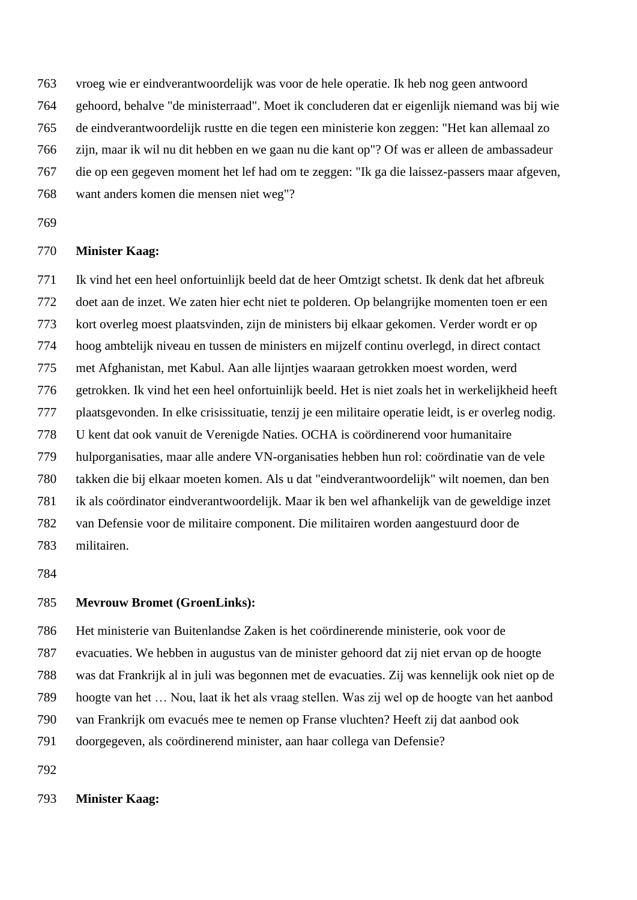vroeg wie er eindverantwoordelijk was voor de hele operatie. Ik heb nog geen antwoord gehoord, behalve "de ministerraad". Moet ik concluderen dat er eigenlijk niemand was bij wie de eindverantwoordelijk rustte en die tegen een ministerie kon zeggen: "Het kan allemaal zo zijn, maar ik wil nu dit hebben en we gaan nu die kant op"? Of was er alleen de ambassadeur die op een gegeven moment het lef had om te zeggen: "Ik ga die laissez-passers maar afgeven, want anders komen die mensen niet weg"?

**Minister Kaag:**

Ik vind het een heel onfortuinlijk beeld dat de heer Omtzigt schetst. Ik denk dat het afbreuk doet aan de inzet. We zaten hier echt niet te polderen. Op belangrijke momenten toen er een kort overleg moest plaatsvinden, zijn de ministers bij elkaar gekomen. Verder wordt er op hoog ambtelijk niveau en tussen de ministers en mijzelf continu overlegd, in direct contact met Afghanistan, met Kabul. Aan alle lijntjes waaraan getrokken moest worden, werd getrokken. Ik vind het een heel onfortuinlijk beeld. Het is niet zoals het in werkelijkheid heeft plaatsgevonden. In elke crisissituatie, tenzij je een militaire operatie leidt, is er overleg nodig. U kent dat ook vanuit de Verenigde Naties. OCHA is coördinerend voor humanitaire hulporganisaties, maar alle andere VN-organisaties hebben hun rol: coördinatie van de vele takken die bij elkaar moeten komen. Als u dat "eindverantwoordelijk" wilt noemen, dan ben ik als coördinator eindverantwoordelijk. Maar ik ben wel afhankelijk van de geweldige inzet van Defensie voor de militaire component. Die militairen worden aangestuurd door de militairen.

**Mevrouw Bromet (GroenLinks):**

Het ministerie van Buitenlandse Zaken is het coördinerende ministerie, ook voor de evacuaties. We hebben in augustus van de minister gehoord dat zij niet ervan op de hoogte was dat Frankrijk al in juli was begonnen met de evacuaties. Zij was kennelijk ook niet op de hoogte van het … Nou, laat ik het als vraag stellen. Was zij wel op de hoogte van het aanbod van Frankrijk om evacués mee te nemen op Franse vluchten? Heeft zij dat aanbod ook doorgegeven, als coördinerend minister, aan haar collega van Defensie?

**Minister Kaag:**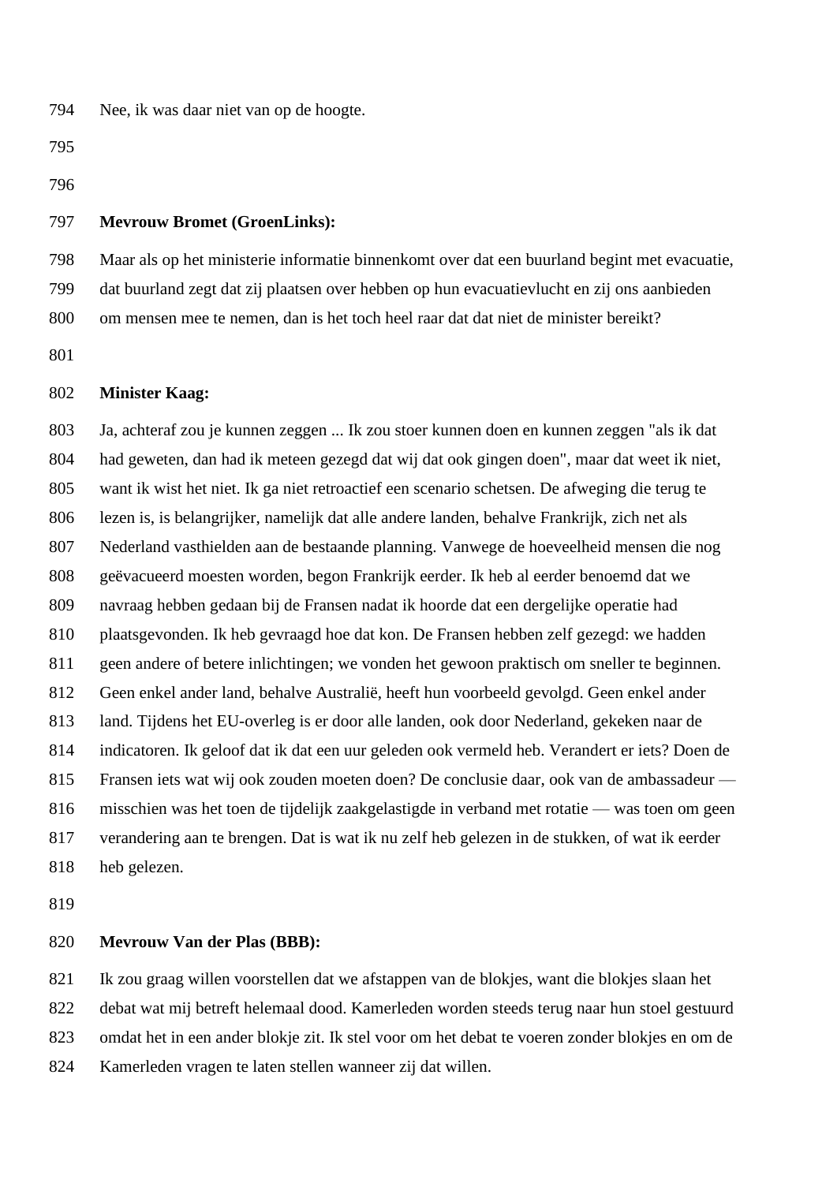Nee, ik was daar niet van op de hoogte.

**Mevrouw Bromet (GroenLinks):**

Maar als op het ministerie informatie binnenkomt over dat een buurland begint met evacuatie, dat buurland zegt dat zij plaatsen over hebben op hun evacuatievlucht en zij ons aanbieden om mensen mee te nemen, dan is het toch heel raar dat dat niet de minister bereikt?

**Minister Kaag:**

Ja, achteraf zou je kunnen zeggen ... Ik zou stoer kunnen doen en kunnen zeggen "als ik dat had geweten, dan had ik meteen gezegd dat wij dat ook gingen doen", maar dat weet ik niet, want ik wist het niet. Ik ga niet retroactief een scenario schetsen. De afweging die terug te lezen is, is belangrijker, namelijk dat alle andere landen, behalve Frankrijk, zich net als Nederland vasthielden aan de bestaande planning. Vanwege de hoeveelheid mensen die nog geëvacueerd moesten worden, begon Frankrijk eerder. Ik heb al eerder benoemd dat we navraag hebben gedaan bij de Fransen nadat ik hoorde dat een dergelijke operatie had plaatsgevonden. Ik heb gevraagd hoe dat kon. De Fransen hebben zelf gezegd: we hadden geen andere of betere inlichtingen; we vonden het gewoon praktisch om sneller te beginnen. Geen enkel ander land, behalve Australië, heeft hun voorbeeld gevolgd. Geen enkel ander land. Tijdens het EU-overleg is er door alle landen, ook door Nederland, gekeken naar de indicatoren. Ik geloof dat ik dat een uur geleden ook vermeld heb. Verandert er iets? Doen de Fransen iets wat wij ook zouden moeten doen? De conclusie daar, ook van de ambassadeur — misschien was het toen de tijdelijk zaakgelastigde in verband met rotatie — was toen om geen verandering aan te brengen. Dat is wat ik nu zelf heb gelezen in de stukken, of wat ik eerder heb gelezen.

**Mevrouw Van der Plas (BBB):**

Ik zou graag willen voorstellen dat we afstappen van de blokjes, want die blokjes slaan het debat wat mij betreft helemaal dood. Kamerleden worden steeds terug naar hun stoel gestuurd omdat het in een ander blokje zit. Ik stel voor om het debat te voeren zonder blokjes en om de Kamerleden vragen te laten stellen wanneer zij dat willen.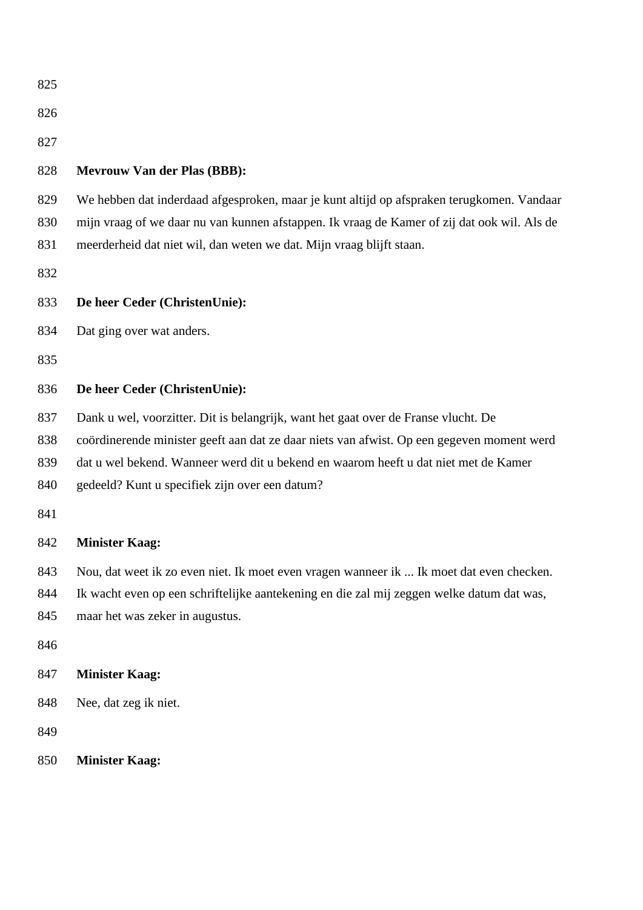**Mevrouw Van der Plas (BBB):**

We hebben dat inderdaad afgesproken, maar je kunt altijd op afspraken terugkomen. Vandaar mijn vraag of we daar nu van kunnen afstappen. Ik vraag de Kamer of zij dat ook wil. Als de meerderheid dat niet wil, dan weten we dat. Mijn vraag blijft staan.

**De heer Ceder (ChristenUnie):**

Dat ging over wat anders.

**De heer Ceder (ChristenUnie):**

Dank u wel, voorzitter. Dit is belangrijk, want het gaat over de Franse vlucht. De coördinerende minister geeft aan dat ze daar niets van afwist. Op een gegeven moment werd dat u wel bekend. Wanneer werd dit u bekend en waarom heeft u dat niet met de Kamer gedeeld? Kunt u specifiek zijn over een datum?

**Minister Kaag:**

Nou, dat weet ik zo even niet. Ik moet even vragen wanneer ik ... Ik moet dat even checken. Ik wacht even op een schriftelijke aantekening en die zal mij zeggen welke datum dat was, maar het was zeker in augustus.

**Minister Kaag:**

Nee, dat zeg ik niet.

**Minister Kaag:**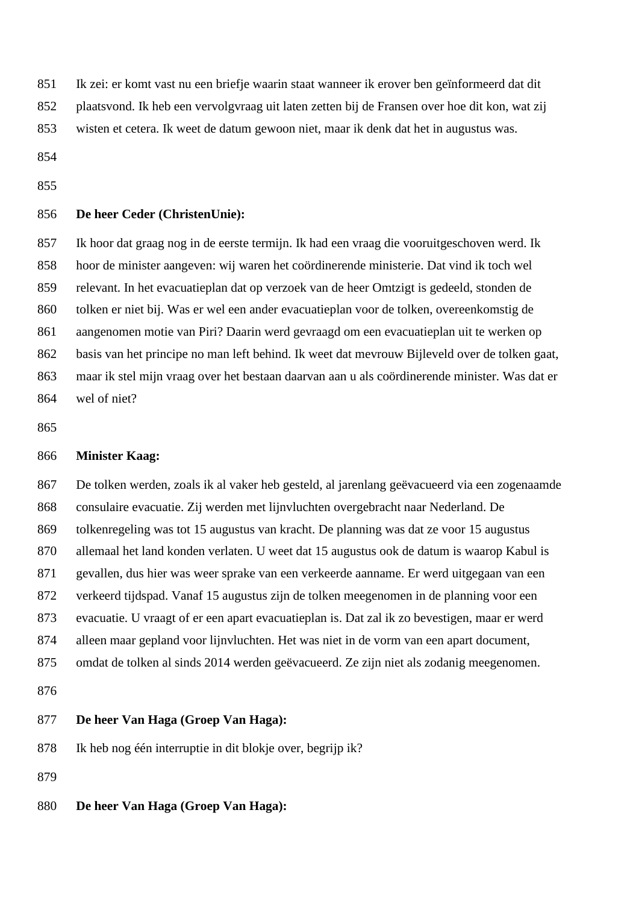Ik zei: er komt vast nu een briefje waarin staat wanneer ik erover ben geïnformeerd dat dit plaatsvond. Ik heb een vervolgvraag uit laten zetten bij de Fransen over hoe dit kon, wat zij wisten et cetera. Ik weet de datum gewoon niet, maar ik denk dat het in augustus was.

**De heer Ceder (ChristenUnie):**

Ik hoor dat graag nog in de eerste termijn. Ik had een vraag die vooruitgeschoven werd. Ik hoor de minister aangeven: wij waren het coördinerende ministerie. Dat vind ik toch wel relevant. In het evacuatieplan dat op verzoek van de heer Omtzigt is gedeeld, stonden de tolken er niet bij. Was er wel een ander evacuatieplan voor de tolken, overeenkomstig de aangenomen motie van Piri? Daarin werd gevraagd om een evacuatieplan uit te werken op basis van het principe no man left behind. Ik weet dat mevrouw Bijleveld over de tolken gaat, maar ik stel mijn vraag over het bestaan daarvan aan u als coördinerende minister. Was dat er wel of niet?

**Minister Kaag:**

De tolken werden, zoals ik al vaker heb gesteld, al jarenlang geëvacueerd via een zogenaamde consulaire evacuatie. Zij werden met lijnvluchten overgebracht naar Nederland. De tolkenregeling was tot 15 augustus van kracht. De planning was dat ze voor 15 augustus allemaal het land konden verlaten. U weet dat 15 augustus ook de datum is waarop Kabul is gevallen, dus hier was weer sprake van een verkeerde aanname. Er werd uitgegaan van een verkeerd tijdspad. Vanaf 15 augustus zijn de tolken meegenomen in de planning voor een evacuatie. U vraagt of er een apart evacuatieplan is. Dat zal ik zo bevestigen, maar er werd alleen maar gepland voor lijnvluchten. Het was niet in de vorm van een apart document, omdat de tolken al sinds 2014 werden geëvacueerd. Ze zijn niet als zodanig meegenomen.

**De heer Van Haga (Groep Van Haga):**

Ik heb nog één interruptie in dit blokje over, begrijp ik?

**De heer Van Haga (Groep Van Haga):**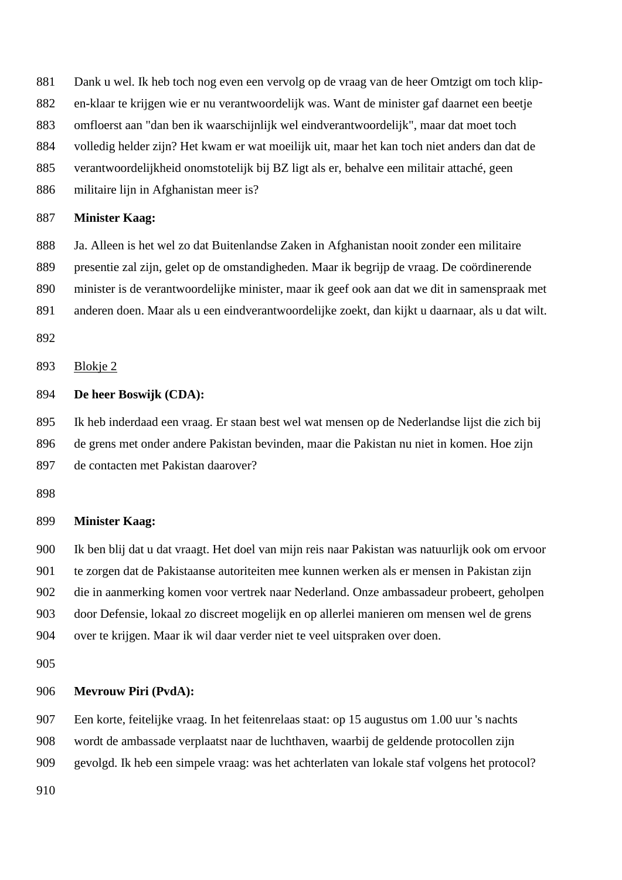Dank u wel. Ik heb toch nog even een vervolg op de vraag van de heer Omtzigt om toch klip-en-klaar te krijgen wie er nu verantwoordelijk was. Want de minister gaf daarnet een beetje omfloerst aan "dan ben ik waarschijnlijk wel eindverantwoordelijk", maar dat moet toch volledig helder zijn? Het kwam er wat moeilijk uit, maar het kan toch niet anders dan dat de verantwoordelijkheid onomstotelijk bij BZ ligt als er, behalve een militair attaché, geen militaire lijn in Afghanistan meer is?

**Minister Kaag:**

Ja. Alleen is het wel zo dat Buitenlandse Zaken in Afghanistan nooit zonder een militaire presentie zal zijn, gelet op de omstandigheden. Maar ik begrijp de vraag. De coördinerende minister is de verantwoordelijke minister, maar ik geef ook aan dat we dit in samenspraak met anderen doen. Maar als u een eindverantwoordelijke zoekt, dan kijkt u daarnaar, als u dat wilt.

<u>Blokje 2</u>

**De heer Boswijk (CDA):**

Ik heb inderdaad een vraag. Er staan best wel wat mensen op de Nederlandse lijst die zich bij de grens met onder andere Pakistan bevinden, maar die Pakistan nu niet in komen. Hoe zijn de contacten met Pakistan daarover?

**Minister Kaag:**

Ik ben blij dat u dat vraagt. Het doel van mijn reis naar Pakistan was natuurlijk ook om ervoor te zorgen dat de Pakistaanse autoriteiten mee kunnen werken als er mensen in Pakistan zijn die in aanmerking komen voor vertrek naar Nederland. Onze ambassadeur probeert, geholpen door Defensie, lokaal zo discreet mogelijk en op allerlei manieren om mensen wel de grens over te krijgen. Maar ik wil daar verder niet te veel uitspraken over doen.

**Mevrouw Piri (PvdA):**

Een korte, feitelijke vraag. In het feitenrelaas staat: op 15 augustus om 1.00 uur 's nachts wordt de ambassade verplaatst naar de luchthaven, waarbij de geldende protocollen zijn gevolgd. Ik heb een simpele vraag: was het achterlaten van lokale staf volgens het protocol?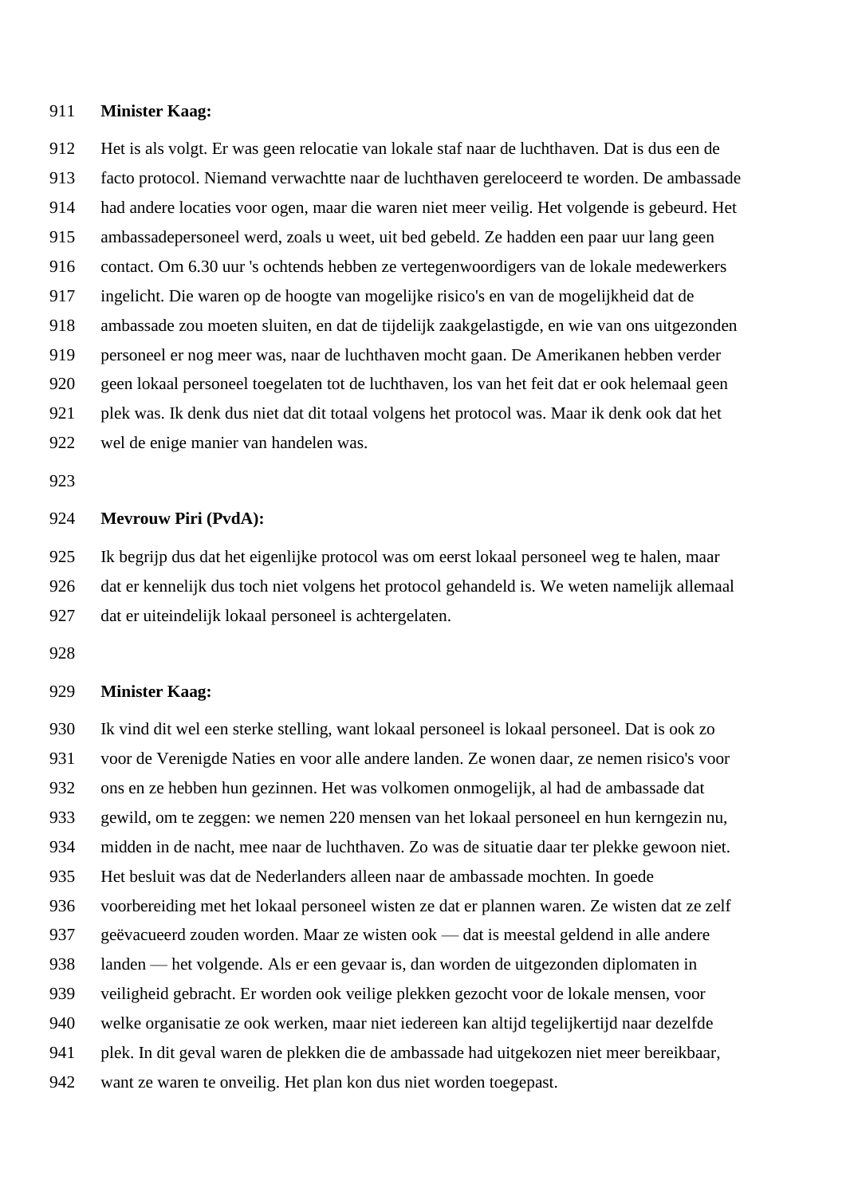**Minister Kaag:**

Het is als volgt. Er was geen relocatie van lokale staf naar de luchthaven. Dat is dus een de facto protocol. Niemand verwachtte naar de luchthaven gereloceerd te worden. De ambassade had andere locaties voor ogen, maar die waren niet meer veilig. Het volgende is gebeurd. Het ambassadepersoneel werd, zoals u weet, uit bed gebeld. Ze hadden een paar uur lang geen contact. Om 6.30 uur 's ochtends hebben ze vertegenwoordigers van de lokale medewerkers ingelicht. Die waren op de hoogte van mogelijke risico's en van de mogelijkheid dat de ambassade zou moeten sluiten, en dat de tijdelijk zaakgelastigde, en wie van ons uitgezonden personeel er nog meer was, naar de luchthaven mocht gaan. De Amerikanen hebben verder geen lokaal personeel toegelaten tot de luchthaven, los van het feit dat er ook helemaal geen plek was. Ik denk dus niet dat dit totaal volgens het protocol was. Maar ik denk ook dat het wel de enige manier van handelen was.

**Mevrouw Piri (PvdA):**

Ik begrijp dus dat het eigenlijke protocol was om eerst lokaal personeel weg te halen, maar dat er kennelijk dus toch niet volgens het protocol gehandeld is. We weten namelijk allemaal dat er uiteindelijk lokaal personeel is achtergelaten.

**Minister Kaag:**

Ik vind dit wel een sterke stelling, want lokaal personeel is lokaal personeel. Dat is ook zo voor de Verenigde Naties en voor alle andere landen. Ze wonen daar, ze nemen risico's voor ons en ze hebben hun gezinnen. Het was volkomen onmogelijk, al had de ambassade dat gewild, om te zeggen: we nemen 220 mensen van het lokaal personeel en hun kerngezin nu, midden in de nacht, mee naar de luchthaven. Zo was de situatie daar ter plekke gewoon niet. Het besluit was dat de Nederlanders alleen naar de ambassade mochten. In goede voorbereiding met het lokaal personeel wisten ze dat er plannen waren. Ze wisten dat ze zelf geëvacueerd zouden worden. Maar ze wisten ook — dat is meestal geldend in alle andere landen — het volgende. Als er een gevaar is, dan worden de uitgezonden diplomaten in veiligheid gebracht. Er worden ook veilige plekken gezocht voor de lokale mensen, voor welke organisatie ze ook werken, maar niet iedereen kan altijd tegelijkertijd naar dezelfde plek. In dit geval waren de plekken die de ambassade had uitgekozen niet meer bereikbaar, want ze waren te onveilig. Het plan kon dus niet worden toegepast.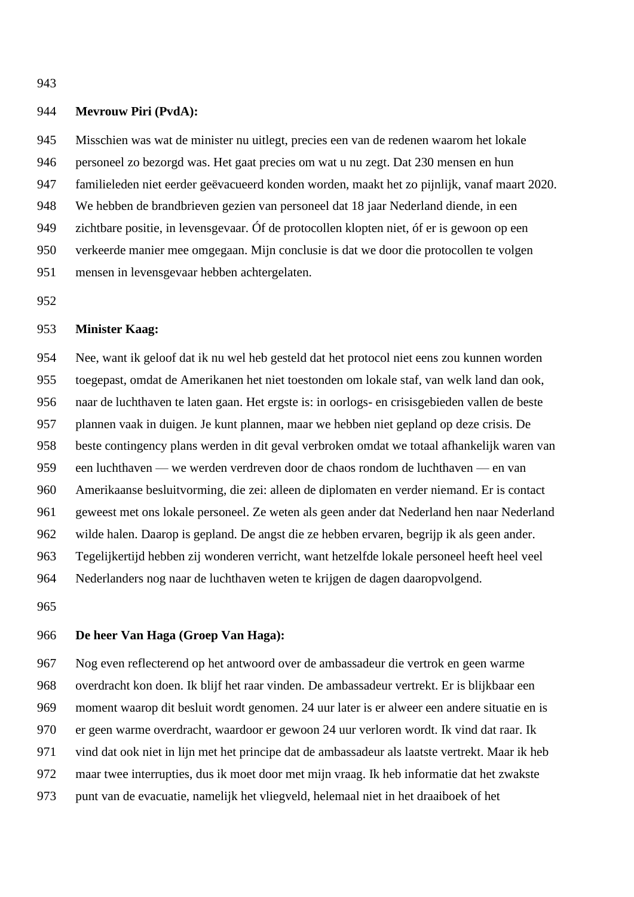**Mevrouw Piri (PvdA):**

Misschien was wat de minister nu uitlegt, precies een van de redenen waarom het lokale personeel zo bezorgd was. Het gaat precies om wat u nu zegt. Dat 230 mensen en hun familieleden niet eerder geëvacueerd konden worden, maakt het zo pijnlijk, vanaf maart 2020. We hebben de brandbrieven gezien van personeel dat 18 jaar Nederland diende, in een zichtbare positie, in levensgevaar. Óf de protocollen klopten niet, óf er is gewoon op een verkeerde manier mee omgegaan. Mijn conclusie is dat we door die protocollen te volgen mensen in levensgevaar hebben achtergelaten.

**Minister Kaag:**

Nee, want ik geloof dat ik nu wel heb gesteld dat het protocol niet eens zou kunnen worden toegepast, omdat de Amerikanen het niet toestonden om lokale staf, van welk land dan ook, naar de luchthaven te laten gaan. Het ergste is: in oorlogs- en crisisgebieden vallen de beste plannen vaak in duigen. Je kunt plannen, maar we hebben niet gepland op deze crisis. De beste contingency plans werden in dit geval verbroken omdat we totaal afhankelijk waren van een luchthaven — we werden verdreven door de chaos rondom de luchthaven — en van Amerikaanse besluitvorming, die zei: alleen de diplomaten en verder niemand. Er is contact geweest met ons lokale personeel. Ze weten als geen ander dat Nederland hen naar Nederland wilde halen. Daarop is gepland. De angst die ze hebben ervaren, begrijp ik als geen ander. Tegelijkertijd hebben zij wonderen verricht, want hetzelfde lokale personeel heeft heel veel Nederlanders nog naar de luchthaven weten te krijgen de dagen daaropvolgend.

**De heer Van Haga (Groep Van Haga):**

Nog even reflecterend op het antwoord over de ambassadeur die vertrok en geen warme overdracht kon doen. Ik blijf het raar vinden. De ambassadeur vertrekt. Er is blijkbaar een moment waarop dit besluit wordt genomen. 24 uur later is er alweer een andere situatie en is er geen warme overdracht, waardoor er gewoon 24 uur verloren wordt. Ik vind dat raar. Ik vind dat ook niet in lijn met het principe dat de ambassadeur als laatste vertrekt. Maar ik heb maar twee interrupties, dus ik moet door met mijn vraag. Ik heb informatie dat het zwakste punt van de evacuatie, namelijk het vliegveld, helemaal niet in het draaiboek of het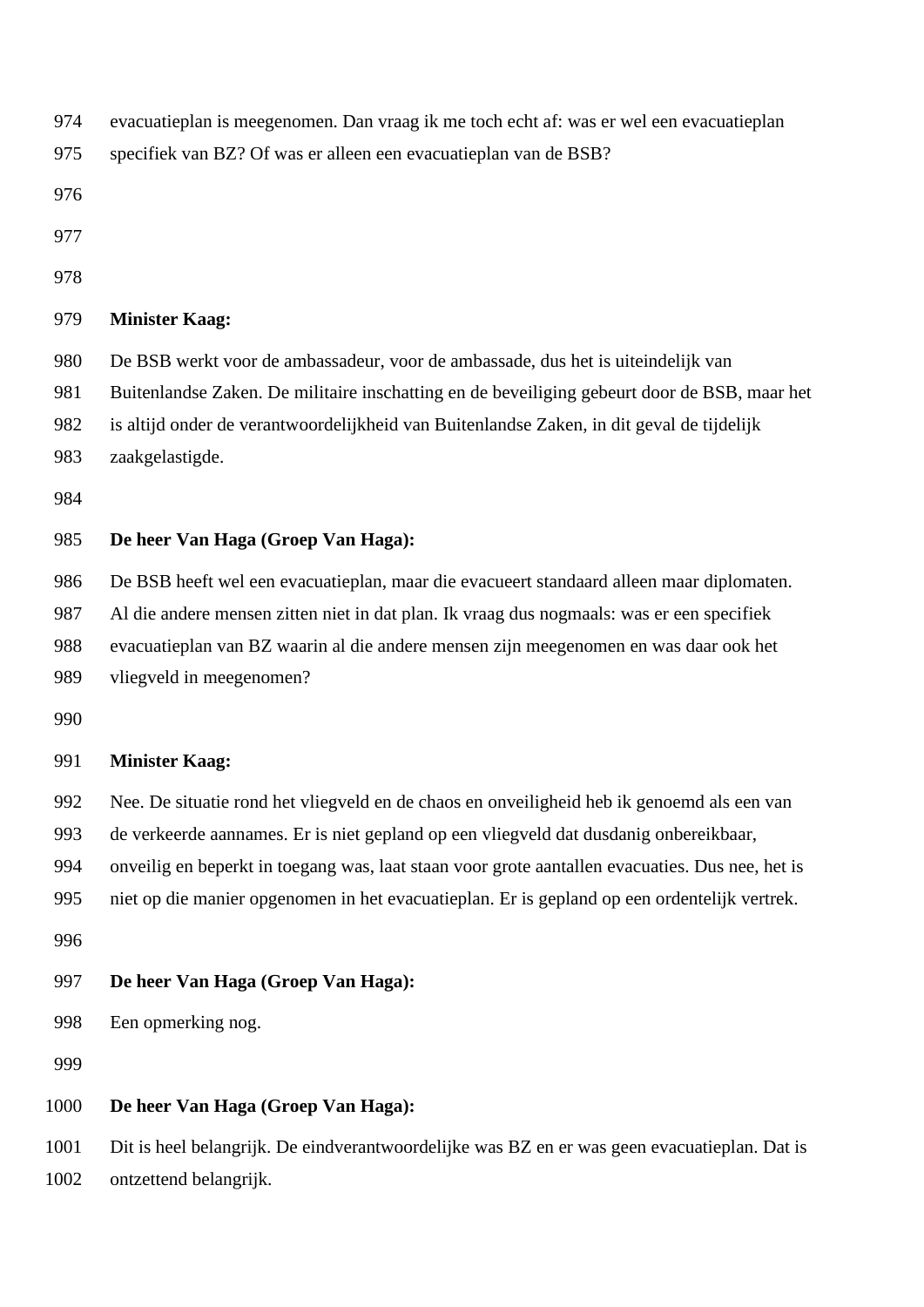evacuatieplan is meegenomen. Dan vraag ik me toch echt af: was er wel een evacuatieplan specifiek van BZ? Of was er alleen een evacuatieplan van de BSB?

**Minister Kaag:**

De BSB werkt voor de ambassadeur, voor de ambassade, dus het is uiteindelijk van Buitenlandse Zaken. De militaire inschatting en de beveiliging gebeurt door de BSB, maar het is altijd onder de verantwoordelijkheid van Buitenlandse Zaken, in dit geval de tijdelijk zaakgelastigde.

**De heer Van Haga (Groep Van Haga):**

De BSB heeft wel een evacuatieplan, maar die evacueert standaard alleen maar diplomaten. Al die andere mensen zitten niet in dat plan. Ik vraag dus nogmaals: was er een specifiek evacuatieplan van BZ waarin al die andere mensen zijn meegenomen en was daar ook het vliegveld in meegenomen?

**Minister Kaag:**

Nee. De situatie rond het vliegveld en de chaos en onveiligheid heb ik genoemd als een van de verkeerde aannames. Er is niet gepland op een vliegveld dat dusdanig onbereikbaar, onveilig en beperkt in toegang was, laat staan voor grote aantallen evacuaties. Dus nee, het is niet op die manier opgenomen in het evacuatieplan. Er is gepland op een ordentelijk vertrek.

**De heer Van Haga (Groep Van Haga):**

Een opmerking nog.

**De heer Van Haga (Groep Van Haga):**

Dit is heel belangrijk. De eindverantwoordelijke was BZ en er was geen evacuatieplan. Dat is ontzettend belangrijk.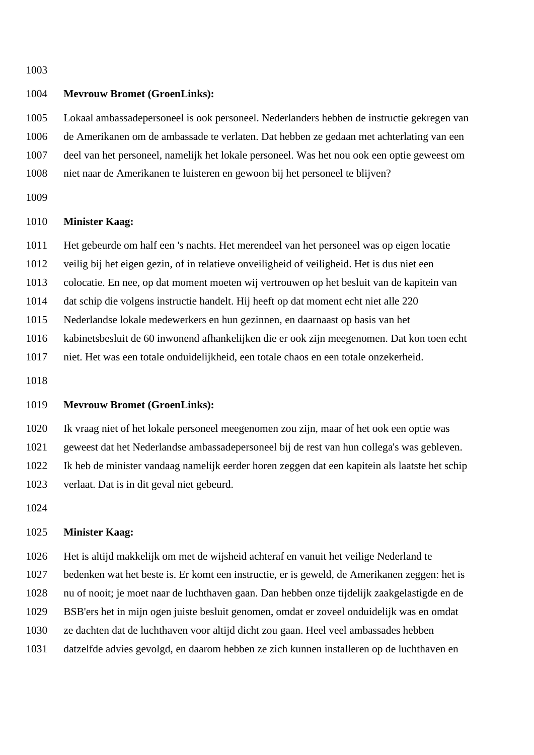**Mevrouw Bromet (GroenLinks):**

Lokaal ambassadepersoneel is ook personeel. Nederlanders hebben de instructie gekregen van de Amerikanen om de ambassade te verlaten. Dat hebben ze gedaan met achterlating van een deel van het personeel, namelijk het lokale personeel. Was het nou ook een optie geweest om niet naar de Amerikanen te luisteren en gewoon bij het personeel te blijven?

**Minister Kaag:**

Het gebeurde om half een 's nachts. Het merendeel van het personeel was op eigen locatie veilig bij het eigen gezin, of in relatieve onveiligheid of veiligheid. Het is dus niet een colocatie. En nee, op dat moment moeten wij vertrouwen op het besluit van de kapitein van dat schip die volgens instructie handelt. Hij heeft op dat moment echt niet alle 220 Nederlandse lokale medewerkers en hun gezinnen, en daarnaast op basis van het kabinetsbesluit de 60 inwonend afhankelijken die er ook zijn meegenomen. Dat kon toen echt niet. Het was een totale onduidelijkheid, een totale chaos en een totale onzekerheid.

**Mevrouw Bromet (GroenLinks):**

Ik vraag niet of het lokale personeel meegenomen zou zijn, maar of het ook een optie was geweest dat het Nederlandse ambassadepersoneel bij de rest van hun collega's was gebleven. Ik heb de minister vandaag namelijk eerder horen zeggen dat een kapitein als laatste het schip verlaat. Dat is in dit geval niet gebeurd.

**Minister Kaag:**

Het is altijd makkelijk om met de wijsheid achteraf en vanuit het veilige Nederland te bedenken wat het beste is. Er komt een instructie, er is geweld, de Amerikanen zeggen: het is nu of nooit; je moet naar de luchthaven gaan. Dan hebben onze tijdelijk zaakgelastigde en de BSB'ers het in mijn ogen juiste besluit genomen, omdat er zoveel onduidelijk was en omdat ze dachten dat de luchthaven voor altijd dicht zou gaan. Heel veel ambassades hebben datzelfde advies gevolgd, en daarom hebben ze zich kunnen installeren op de luchthaven en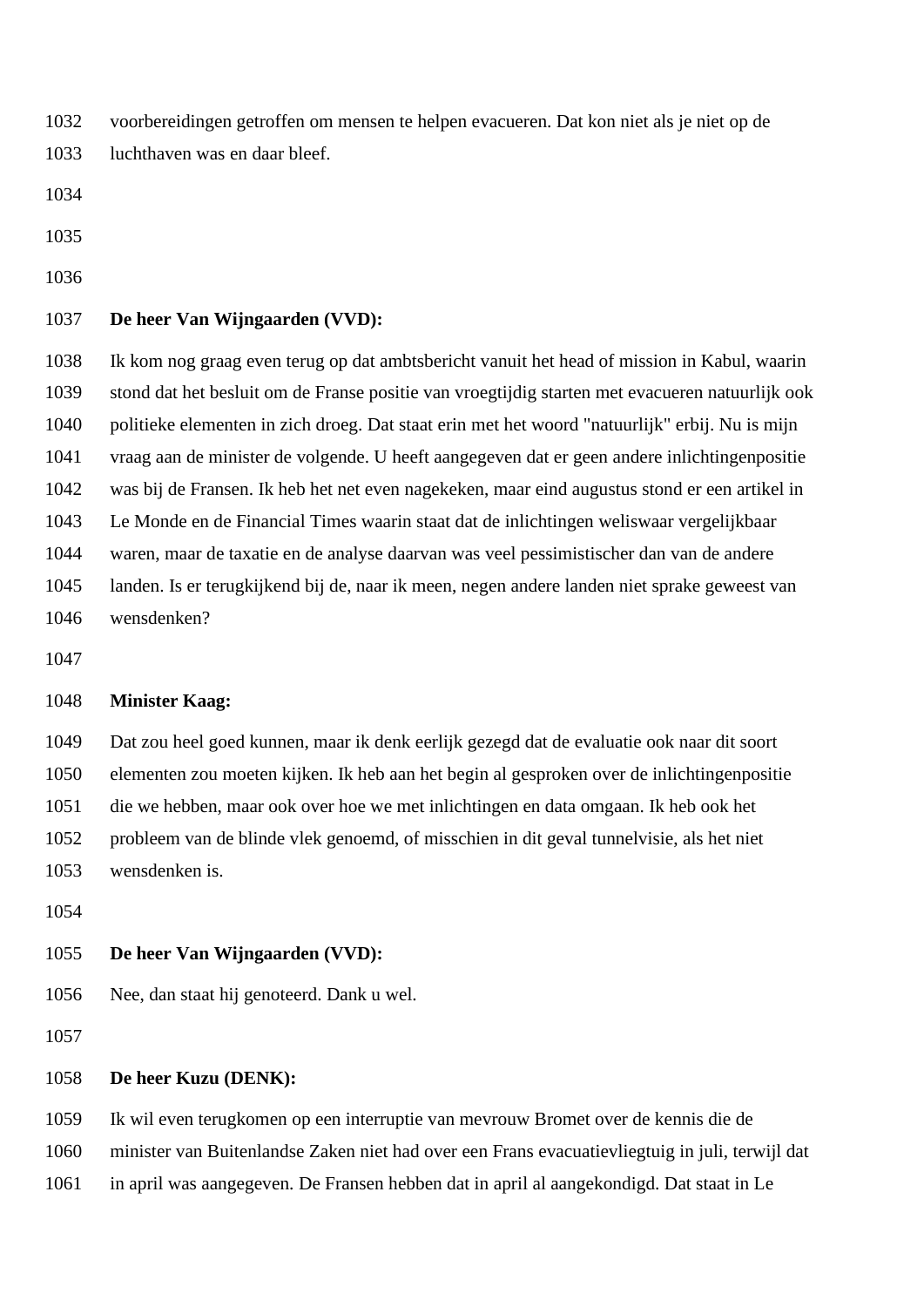voorbereidingen getroffen om mensen te helpen evacueren. Dat kon niet als je niet op de luchthaven was en daar bleef.

**De heer Van Wijngaarden (VVD):**

Ik kom nog graag even terug op dat ambtsbericht vanuit het head of mission in Kabul, waarin stond dat het besluit om de Franse positie van vroegtijdig starten met evacueren natuurlijk ook politieke elementen in zich droeg. Dat staat erin met het woord "natuurlijk" erbij. Nu is mijn vraag aan de minister de volgende. U heeft aangegeven dat er geen andere inlichtingenpositie was bij de Fransen. Ik heb het net even nagekeken, maar eind augustus stond er een artikel in Le Monde en de Financial Times waarin staat dat de inlichtingen weliswaar vergelijkbaar waren, maar de taxatie en de analyse daarvan was veel pessimistischer dan van de andere landen. Is er terugkijkend bij de, naar ik meen, negen andere landen niet sprake geweest van wensdenken?

**Minister Kaag:**

Dat zou heel goed kunnen, maar ik denk eerlijk gezegd dat de evaluatie ook naar dit soort elementen zou moeten kijken. Ik heb aan het begin al gesproken over de inlichtingenpositie die we hebben, maar ook over hoe we met inlichtingen en data omgaan. Ik heb ook het probleem van de blinde vlek genoemd, of misschien in dit geval tunnelvisie, als het niet wensdenken is.

**De heer Van Wijngaarden (VVD):**

Nee, dan staat hij genoteerd. Dank u wel.

**De heer Kuzu (DENK):**

Ik wil even terugkomen op een interruptie van mevrouw Bromet over de kennis die de minister van Buitenlandse Zaken niet had over een Frans evacuatievliegtuig in juli, terwijl dat in april was aangegeven. De Fransen hebben dat in april al aangekondigd. Dat staat in Le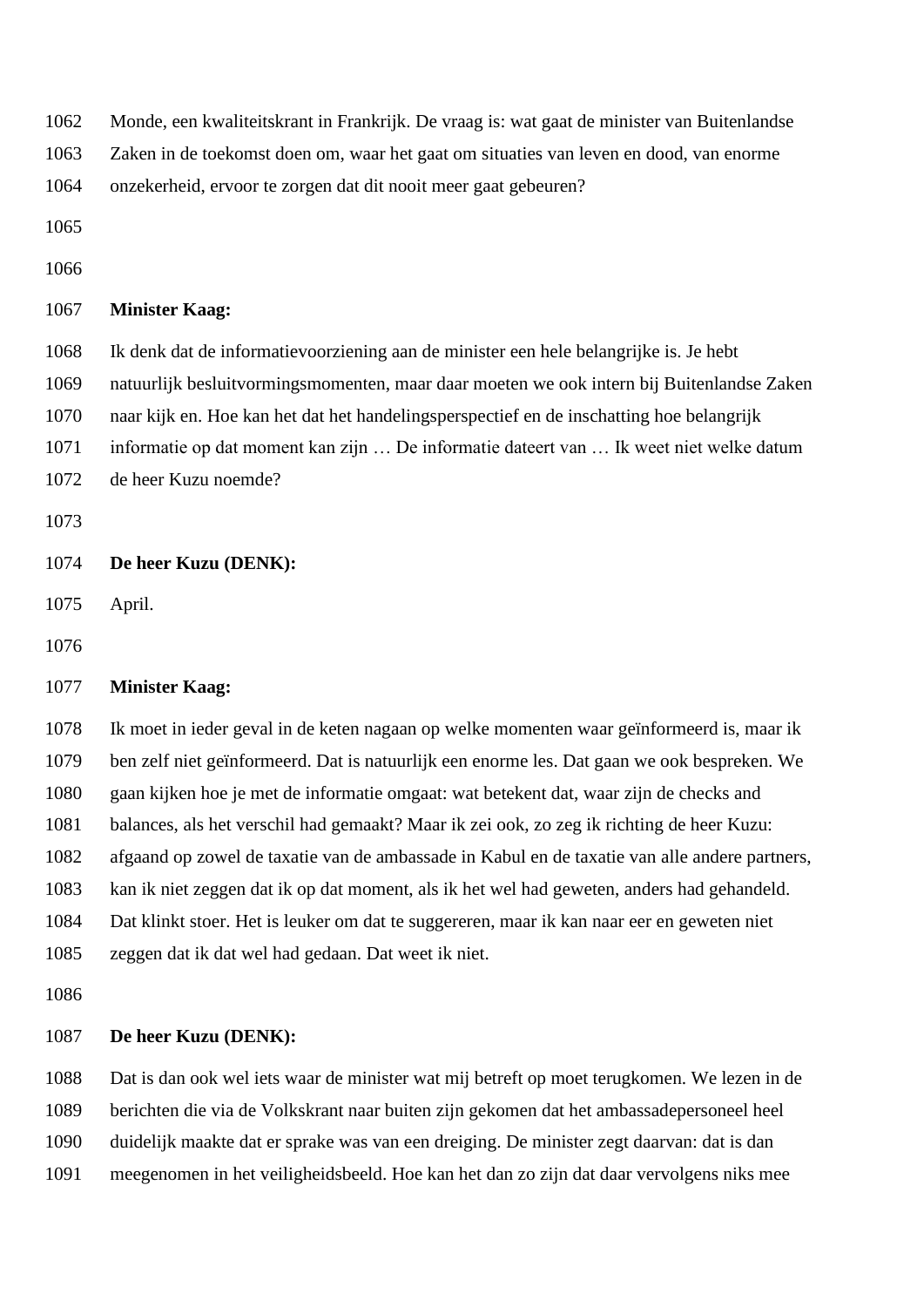Monde, een kwaliteitskrant in Frankrijk. De vraag is: wat gaat de minister van Buitenlandse Zaken in de toekomst doen om, waar het gaat om situaties van leven en dood, van enorme onzekerheid, ervoor te zorgen dat dit nooit meer gaat gebeuren?

**Minister Kaag:**

Ik denk dat de informatievoorziening aan de minister een hele belangrijke is. Je hebt natuurlijk besluitvormingsmomenten, maar daar moeten we ook intern bij Buitenlandse Zaken naar kijk en. Hoe kan het dat het handelingsperspectief en de inschatting hoe belangrijk informatie op dat moment kan zijn … De informatie dateert van … Ik weet niet welke datum de heer Kuzu noemde?

**De heer Kuzu (DENK):**

April.

**Minister Kaag:**

Ik moet in ieder geval in de keten nagaan op welke momenten waar geïnformeerd is, maar ik ben zelf niet geïnformeerd. Dat is natuurlijk een enorme les. Dat gaan we ook bespreken. We gaan kijken hoe je met de informatie omgaat: wat betekent dat, waar zijn de checks and balances, als het verschil had gemaakt? Maar ik zei ook, zo zeg ik richting de heer Kuzu: afgaand op zowel de taxatie van de ambassade in Kabul en de taxatie van alle andere partners, kan ik niet zeggen dat ik op dat moment, als ik het wel had geweten, anders had gehandeld. Dat klinkt stoer. Het is leuker om dat te suggereren, maar ik kan naar eer en geweten niet zeggen dat ik dat wel had gedaan. Dat weet ik niet.

**De heer Kuzu (DENK):**

Dat is dan ook wel iets waar de minister wat mij betreft op moet terugkomen. We lezen in de berichten die via de Volkskrant naar buiten zijn gekomen dat het ambassadepersoneel heel duidelijk maakte dat er sprake was van een dreiging. De minister zegt daarvan: dat is dan meegenomen in het veiligheidsbeeld. Hoe kan het dan zo zijn dat daar vervolgens niks mee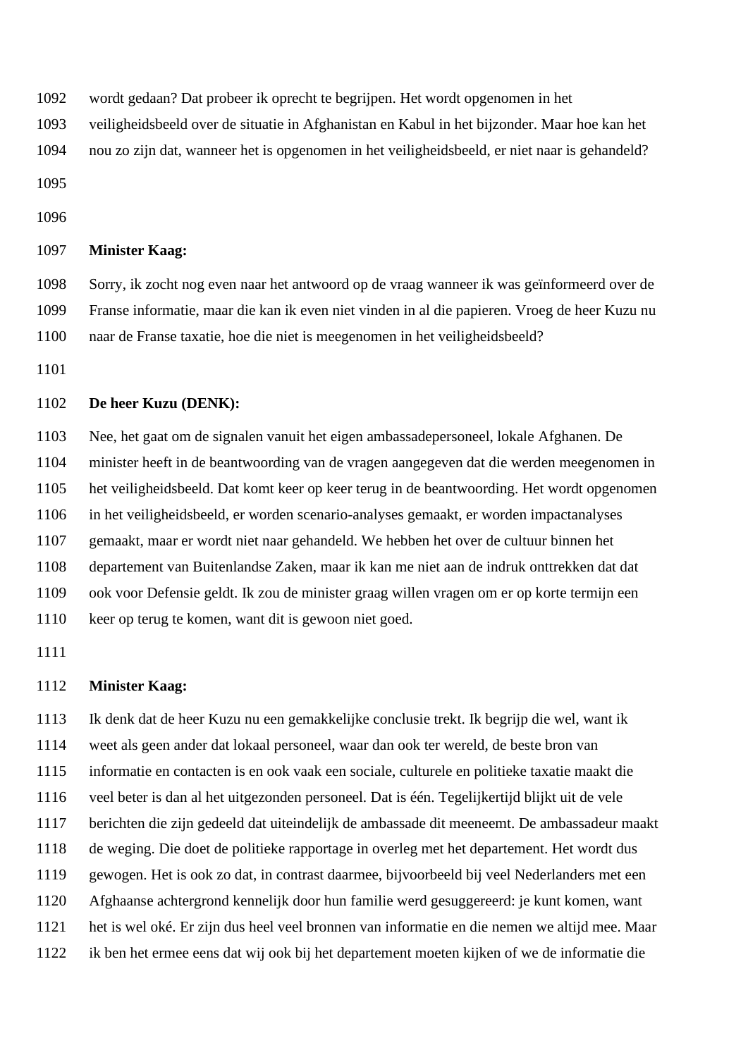wordt gedaan? Dat probeer ik oprecht te begrijpen. Het wordt opgenomen in het veiligheidsbeeld over de situatie in Afghanistan en Kabul in het bijzonder. Maar hoe kan het nou zo zijn dat, wanneer het is opgenomen in het veiligheidsbeeld, er niet naar is gehandeld?

**Minister Kaag:**

Sorry, ik zocht nog even naar het antwoord op de vraag wanneer ik was geïnformeerd over de Franse informatie, maar die kan ik even niet vinden in al die papieren. Vroeg de heer Kuzu nu naar de Franse taxatie, hoe die niet is meegenomen in het veiligheidsbeeld?

**De heer Kuzu (DENK):**

Nee, het gaat om de signalen vanuit het eigen ambassadepersoneel, lokale Afghanen. De minister heeft in de beantwoording van de vragen aangegeven dat die werden meegenomen in het veiligheidsbeeld. Dat komt keer op keer terug in de beantwoording. Het wordt opgenomen in het veiligheidsbeeld, er worden scenario-analyses gemaakt, er worden impactanalyses gemaakt, maar er wordt niet naar gehandeld. We hebben het over de cultuur binnen het departement van Buitenlandse Zaken, maar ik kan me niet aan de indruk onttrekken dat dat ook voor Defensie geldt. Ik zou de minister graag willen vragen om er op korte termijn een keer op terug te komen, want dit is gewoon niet goed.

**Minister Kaag:**

Ik denk dat de heer Kuzu nu een gemakkelijke conclusie trekt. Ik begrijp die wel, want ik weet als geen ander dat lokaal personeel, waar dan ook ter wereld, de beste bron van informatie en contacten is en ook vaak een sociale, culturele en politieke taxatie maakt die veel beter is dan al het uitgezonden personeel. Dat is één. Tegelijkertijd blijkt uit de vele berichten die zijn gedeeld dat uiteindelijk de ambassade dit meeneemt. De ambassadeur maakt de weging. Die doet de politieke rapportage in overleg met het departement. Het wordt dus gewogen. Het is ook zo dat, in contrast daarmee, bijvoorbeeld bij veel Nederlanders met een Afghaanse achtergrond kennelijk door hun familie werd gesuggereerd: je kunt komen, want het is wel oké. Er zijn dus heel veel bronnen van informatie en die nemen we altijd mee. Maar ik ben het ermee eens dat wij ook bij het departement moeten kijken of we de informatie die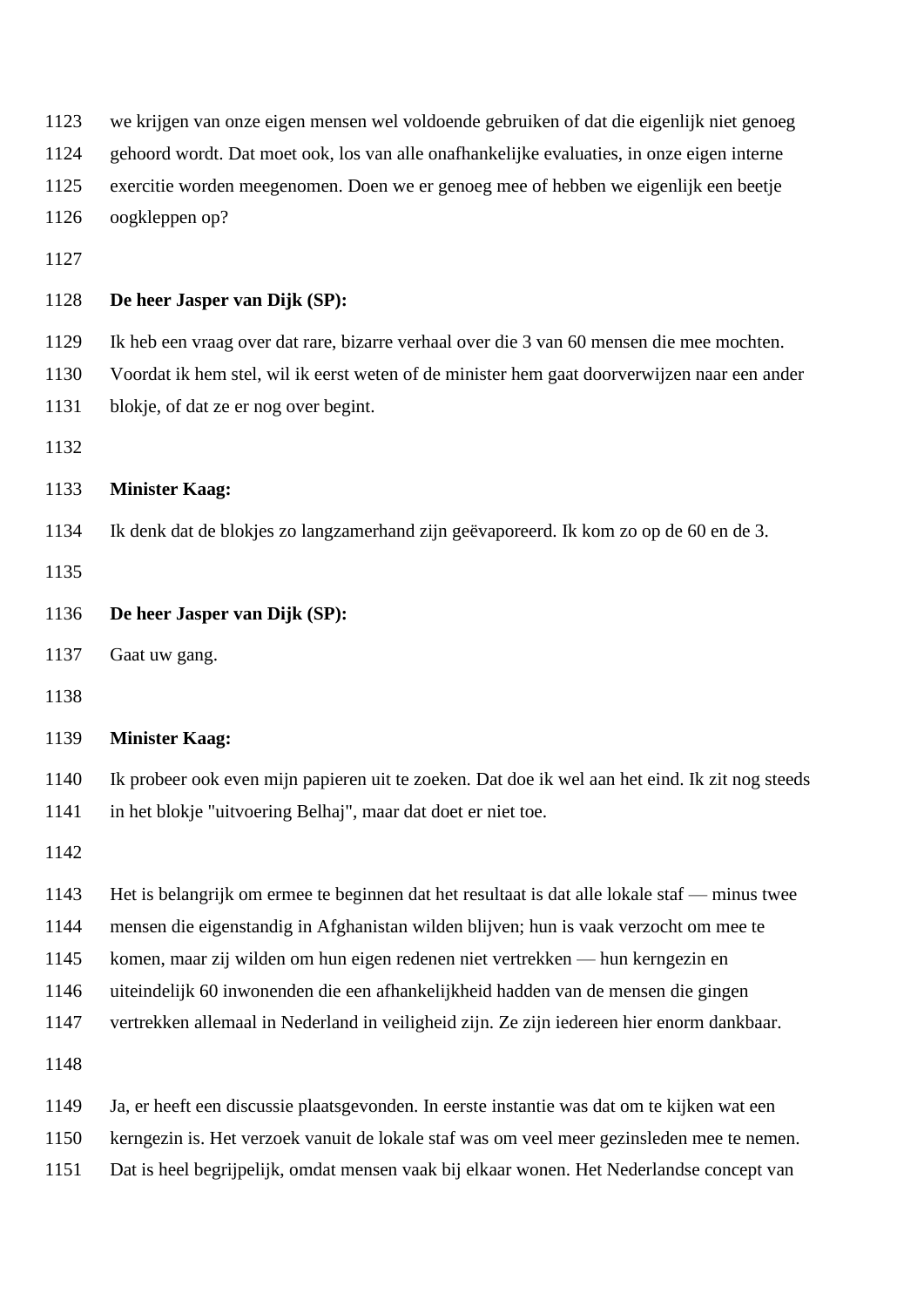we krijgen van onze eigen mensen wel voldoende gebruiken of dat die eigenlijk niet genoeg gehoord wordt. Dat moet ook, los van alle onafhankelijke evaluaties, in onze eigen interne exercitie worden meegenomen. Doen we er genoeg mee of hebben we eigenlijk een beetje oogkleppen op?

**De heer Jasper van Dijk (SP):**

Ik heb een vraag over dat rare, bizarre verhaal over die 3 van 60 mensen die mee mochten. Voordat ik hem stel, wil ik eerst weten of de minister hem gaat doorverwijzen naar een ander blokje, of dat ze er nog over begint.

**Minister Kaag:**

Ik denk dat de blokjes zo langzamerhand zijn geëvaporeerd. Ik kom zo op de 60 en de 3.

**De heer Jasper van Dijk (SP):**

Gaat uw gang.

**Minister Kaag:**

Ik probeer ook even mijn papieren uit te zoeken. Dat doe ik wel aan het eind. Ik zit nog steeds in het blokje "uitvoering Belhaj", maar dat doet er niet toe.

Het is belangrijk om ermee te beginnen dat het resultaat is dat alle lokale staf — minus twee mensen die eigenstandig in Afghanistan wilden blijven; hun is vaak verzocht om mee te komen, maar zij wilden om hun eigen redenen niet vertrekken — hun kerngezin en uiteindelijk 60 inwonenden die een afhankelijkheid hadden van de mensen die gingen vertrekken allemaal in Nederland in veiligheid zijn. Ze zijn iedereen hier enorm dankbaar.

Ja, er heeft een discussie plaatsgevonden. In eerste instantie was dat om te kijken wat een kerngezin is. Het verzoek vanuit de lokale staf was om veel meer gezinsleden mee te nemen. Dat is heel begrijpelijk, omdat mensen vaak bij elkaar wonen. Het Nederlandse concept van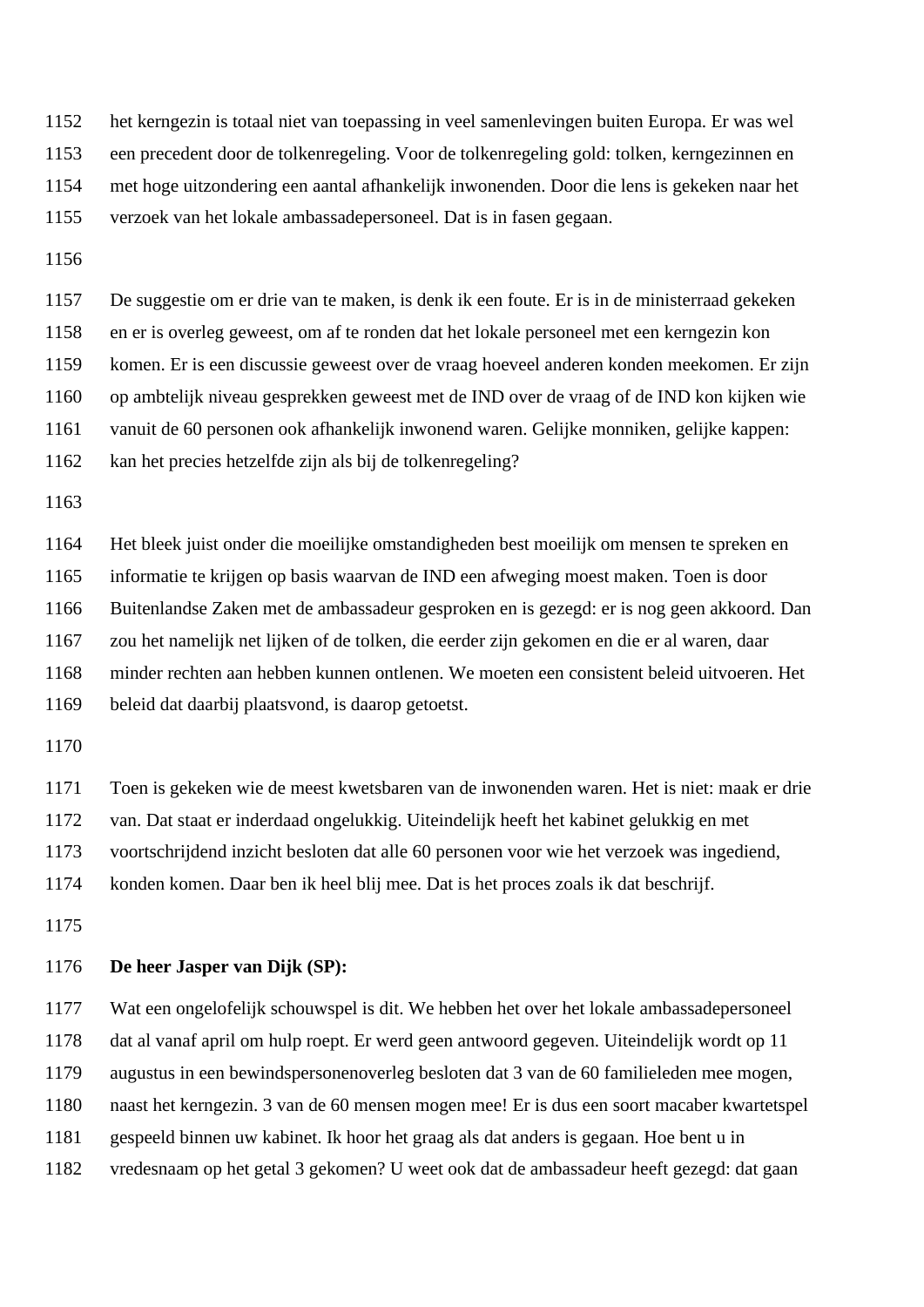het kerngezin is totaal niet van toepassing in veel samenlevingen buiten Europa. Er was wel een precedent door de tolkenregeling. Voor de tolkenregeling gold: tolken, kerngezinnen en met hoge uitzondering een aantal afhankelijk inwonenden. Door die lens is gekeken naar het verzoek van het lokale ambassadepersoneel. Dat is in fasen gegaan.

De suggestie om er drie van te maken, is denk ik een foute. Er is in de ministerraad gekeken en er is overleg geweest, om af te ronden dat het lokale personeel met een kerngezin kon komen. Er is een discussie geweest over de vraag hoeveel anderen konden meekomen. Er zijn op ambtelijk niveau gesprekken geweest met de IND over de vraag of de IND kon kijken wie vanuit de 60 personen ook afhankelijk inwonend waren. Gelijke monniken, gelijke kappen: kan het precies hetzelfde zijn als bij de tolkenregeling?

Het bleek juist onder die moeilijke omstandigheden best moeilijk om mensen te spreken en informatie te krijgen op basis waarvan de IND een afweging moest maken. Toen is door Buitenlandse Zaken met de ambassadeur gesproken en is gezegd: er is nog geen akkoord. Dan zou het namelijk net lijken of de tolken, die eerder zijn gekomen en die er al waren, daar minder rechten aan hebben kunnen ontlenen. We moeten een consistent beleid uitvoeren. Het beleid dat daarbij plaatsvond, is daarop getoetst.

Toen is gekeken wie de meest kwetsbaren van de inwonenden waren. Het is niet: maak er drie van. Dat staat er inderdaad ongelukkig. Uiteindelijk heeft het kabinet gelukkig en met voortschrijdend inzicht besloten dat alle 60 personen voor wie het verzoek was ingediend, konden komen. Daar ben ik heel blij mee. Dat is het proces zoals ik dat beschrijf.

**De heer Jasper van Dijk (SP):**

Wat een ongelofelijk schouwspel is dit. We hebben het over het lokale ambassadepersoneel dat al vanaf april om hulp roept. Er werd geen antwoord gegeven. Uiteindelijk wordt op 11 augustus in een bewindspersonenoverleg besloten dat 3 van de 60 familieleden mee mogen, naast het kerngezin. 3 van de 60 mensen mogen mee! Er is dus een soort macaber kwartetspel gespeeld binnen uw kabinet. Ik hoor het graag als dat anders is gegaan. Hoe bent u in vredesnaam op het getal 3 gekomen? U weet ook dat de ambassadeur heeft gezegd: dat gaan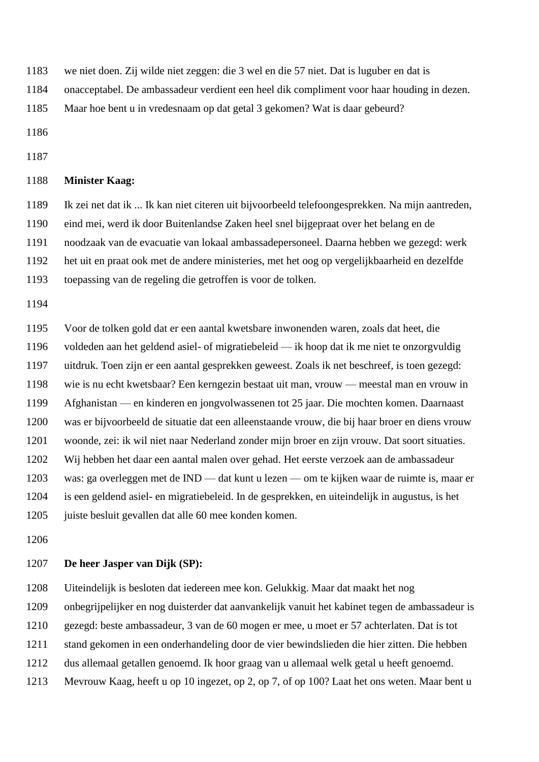we niet doen. Zij wilde niet zeggen: die 3 wel en die 57 niet. Dat is luguber en dat is onacceptabel. De ambassadeur verdient een heel dik compliment voor haar houding in dezen. Maar hoe bent u in vredesnaam op dat getal 3 gekomen? Wat is daar gebeurd?

**Minister Kaag:**

Ik zei net dat ik ... Ik kan niet citeren uit bijvoorbeeld telefoongesprekken. Na mijn aantreden, eind mei, werd ik door Buitenlandse Zaken heel snel bijgepraat over het belang en de noodzaak van de evacuatie van lokaal ambassadepersoneel. Daarna hebben we gezegd: werk het uit en praat ook met de andere ministeries, met het oog op vergelijkbaarheid en dezelfde toepassing van de regeling die getroffen is voor de tolken.

Voor de tolken gold dat er een aantal kwetsbare inwonenden waren, zoals dat heet, die voldeden aan het geldend asiel- of migratiebeleid — ik hoop dat ik me niet te onzorgvuldig uitdruk. Toen zijn er een aantal gesprekken geweest. Zoals ik net beschreef, is toen gezegd: wie is nu echt kwetsbaar? Een kerngezin bestaat uit man, vrouw — meestal man en vrouw in Afghanistan — en kinderen en jongvolwassenen tot 25 jaar. Die mochten komen. Daarnaast was er bijvoorbeeld de situatie dat een alleenstaande vrouw, die bij haar broer en diens vrouw woonde, zei: ik wil niet naar Nederland zonder mijn broer en zijn vrouw. Dat soort situaties. Wij hebben het daar een aantal malen over gehad. Het eerste verzoek aan de ambassadeur was: ga overleggen met de IND — dat kunt u lezen — om te kijken waar de ruimte is, maar er is een geldend asiel- en migratiebeleid. In de gesprekken, en uiteindelijk in augustus, is het juiste besluit gevallen dat alle 60 mee konden komen.

**De heer Jasper van Dijk (SP):**

Uiteindelijk is besloten dat iedereen mee kon. Gelukkig. Maar dat maakt het nog onbegrijpelijker en nog duisterder dat aanvankelijk vanuit het kabinet tegen de ambassadeur is gezegd: beste ambassadeur, 3 van de 60 mogen er mee, u moet er 57 achterlaten. Dat is tot stand gekomen in een onderhandeling door de vier bewindslieden die hier zitten. Die hebben dus allemaal getallen genoemd. Ik hoor graag van u allemaal welk getal u heeft genoemd. Mevrouw Kaag, heeft u op 10 ingezet, op 2, op 7, of op 100? Laat het ons weten. Maar bent u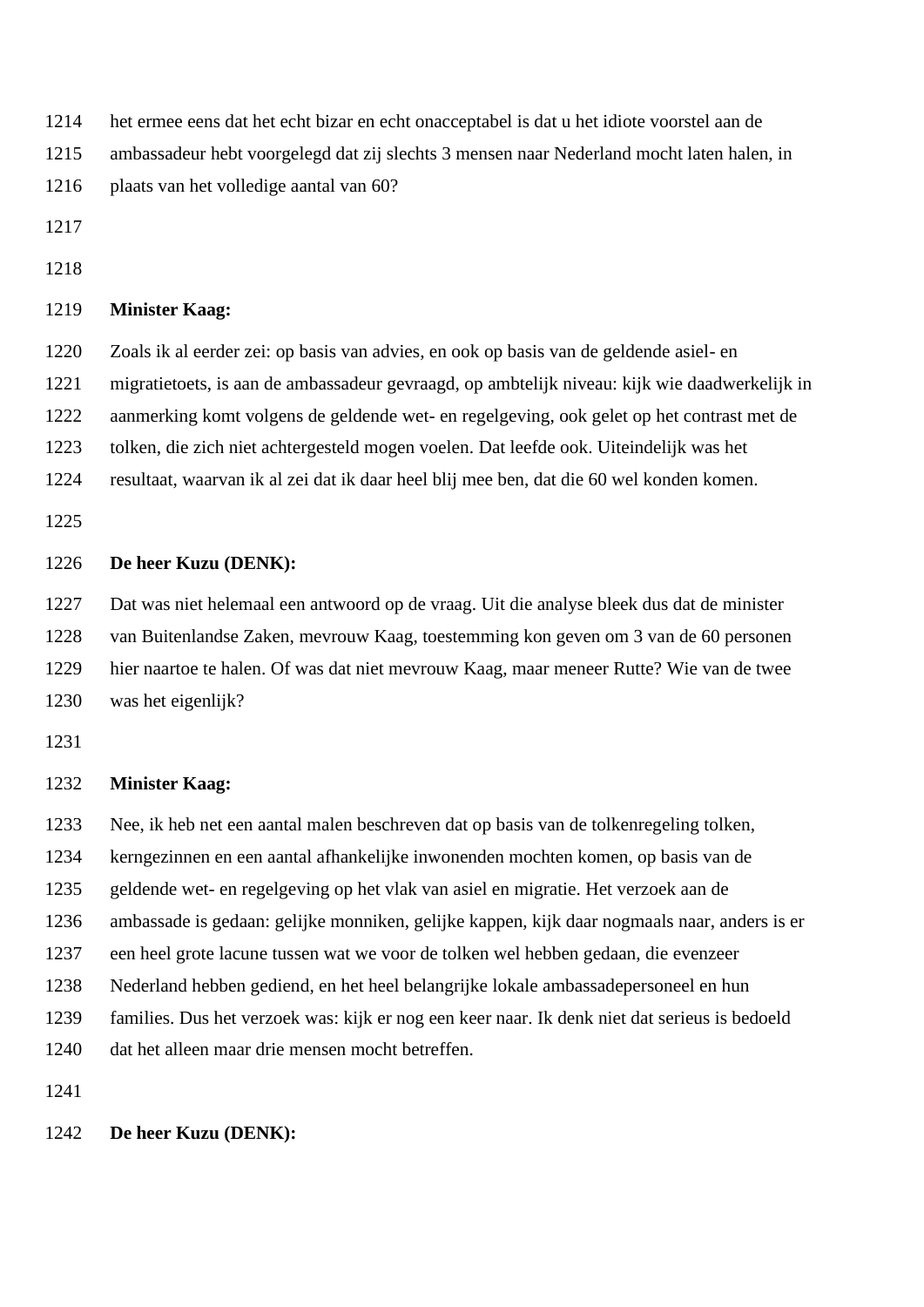het ermee eens dat het echt bizar en echt onacceptabel is dat u het idiote voorstel aan de ambassadeur hebt voorgelegd dat zij slechts 3 mensen naar Nederland mocht laten halen, in plaats van het volledige aantal van 60?

**Minister Kaag:**

Zoals ik al eerder zei: op basis van advies, en ook op basis van de geldende asiel- en migratietoets, is aan de ambassadeur gevraagd, op ambtelijk niveau: kijk wie daadwerkelijk in aanmerking komt volgens de geldende wet- en regelgeving, ook gelet op het contrast met de tolken, die zich niet achtergesteld mogen voelen. Dat leefde ook. Uiteindelijk was het resultaat, waarvan ik al zei dat ik daar heel blij mee ben, dat die 60 wel konden komen.

**De heer Kuzu (DENK):**

Dat was niet helemaal een antwoord op de vraag. Uit die analyse bleek dus dat de minister van Buitenlandse Zaken, mevrouw Kaag, toestemming kon geven om 3 van de 60 personen hier naartoe te halen. Of was dat niet mevrouw Kaag, maar meneer Rutte? Wie van de twee was het eigenlijk?

**Minister Kaag:**

Nee, ik heb net een aantal malen beschreven dat op basis van de tolkenregeling tolken, kerngezinnen en een aantal afhankelijke inwonenden mochten komen, op basis van de geldende wet- en regelgeving op het vlak van asiel en migratie. Het verzoek aan de ambassade is gedaan: gelijke monniken, gelijke kappen, kijk daar nogmaals naar, anders is er een heel grote lacune tussen wat we voor de tolken wel hebben gedaan, die evenzeer Nederland hebben gediend, en het heel belangrijke lokale ambassadepersoneel en hun families. Dus het verzoek was: kijk er nog een keer naar. Ik denk niet dat serieus is bedoeld dat het alleen maar drie mensen mocht betreffen.

**De heer Kuzu (DENK):**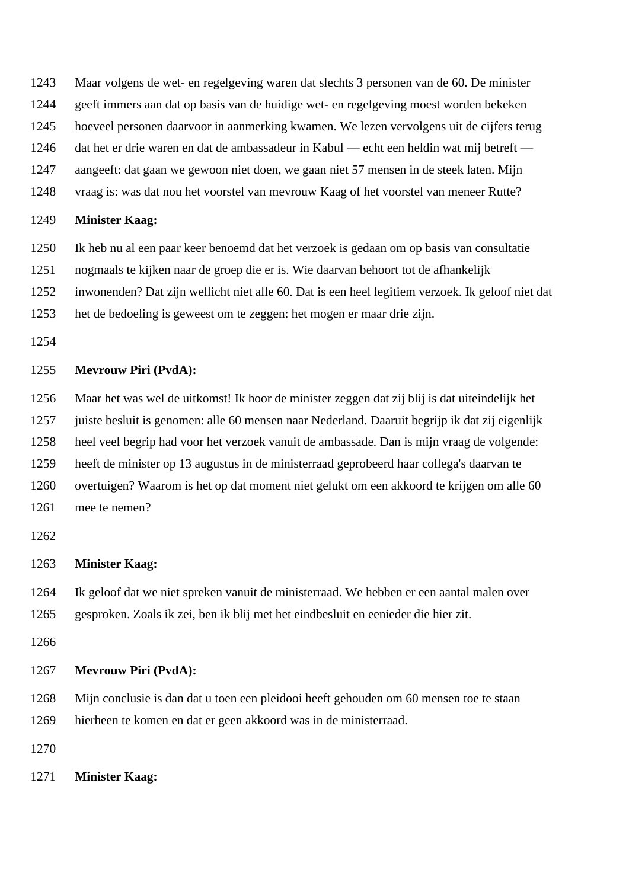Maar volgens de wet- en regelgeving waren dat slechts 3 personen van de 60. De minister geeft immers aan dat op basis van de huidige wet- en regelgeving moest worden bekeken hoeveel personen daarvoor in aanmerking kwamen. We lezen vervolgens uit de cijfers terug dat het er drie waren en dat de ambassadeur in Kabul — echt een heldin wat mij betreft — aangeeft: dat gaan we gewoon niet doen, we gaan niet 57 mensen in de steek laten. Mijn vraag is: was dat nou het voorstel van mevrouw Kaag of het voorstel van meneer Rutte?

**Minister Kaag:**

Ik heb nu al een paar keer benoemd dat het verzoek is gedaan om op basis van consultatie nogmaals te kijken naar de groep die er is. Wie daarvan behoort tot de afhankelijk inwonenden? Dat zijn wellicht niet alle 60. Dat is een heel legitiem verzoek. Ik geloof niet dat het de bedoeling is geweest om te zeggen: het mogen er maar drie zijn.

**Mevrouw Piri (PvdA):**

Maar het was wel de uitkomst! Ik hoor de minister zeggen dat zij blij is dat uiteindelijk het juiste besluit is genomen: alle 60 mensen naar Nederland. Daaruit begrijp ik dat zij eigenlijk heel veel begrip had voor het verzoek vanuit de ambassade. Dan is mijn vraag de volgende: heeft de minister op 13 augustus in de ministerraad geprobeerd haar collega's daarvan te overtuigen? Waarom is het op dat moment niet gelukt om een akkoord te krijgen om alle 60 mee te nemen?

**Minister Kaag:**

Ik geloof dat we niet spreken vanuit de ministerraad. We hebben er een aantal malen over gesproken. Zoals ik zei, ben ik blij met het eindbesluit en eenieder die hier zit.

**Mevrouw Piri (PvdA):**

Mijn conclusie is dan dat u toen een pleidooi heeft gehouden om 60 mensen toe te staan hierheen te komen en dat er geen akkoord was in de ministerraad.

**Minister Kaag:**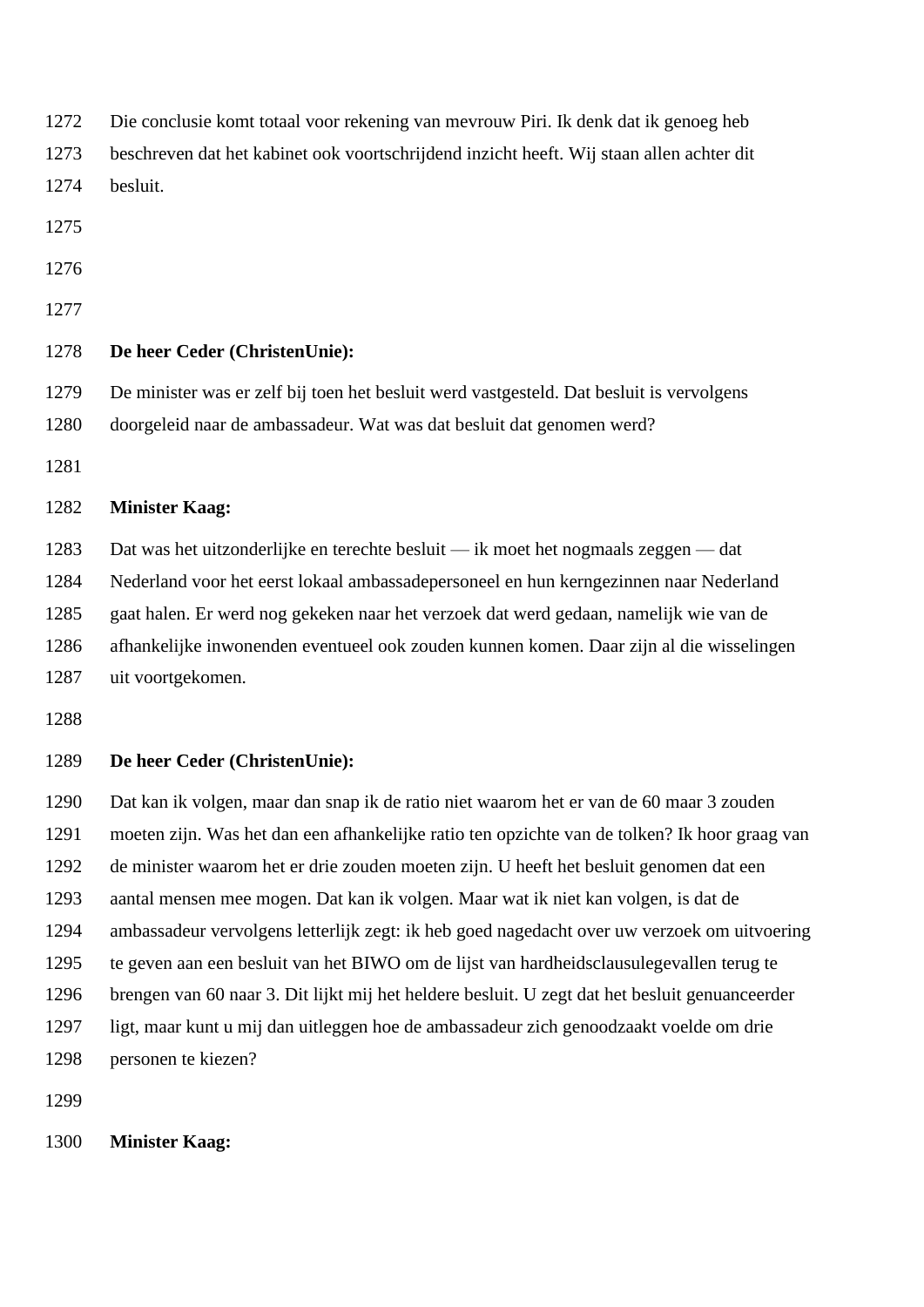Die conclusie komt totaal voor rekening van mevrouw Piri. Ik denk dat ik genoeg heb beschreven dat het kabinet ook voortschrijdend inzicht heeft. Wij staan allen achter dit besluit.

**De heer Ceder (ChristenUnie):**

De minister was er zelf bij toen het besluit werd vastgesteld. Dat besluit is vervolgens doorgeleid naar de ambassadeur. Wat was dat besluit dat genomen werd?

**Minister Kaag:**

Dat was het uitzonderlijke en terechte besluit — ik moet het nogmaals zeggen — dat Nederland voor het eerst lokaal ambassadepersoneel en hun kerngezinnen naar Nederland gaat halen. Er werd nog gekeken naar het verzoek dat werd gedaan, namelijk wie van de afhankelijke inwonenden eventueel ook zouden kunnen komen. Daar zijn al die wisselingen uit voortgekomen.

**De heer Ceder (ChristenUnie):**

Dat kan ik volgen, maar dan snap ik de ratio niet waarom het er van de 60 maar 3 zouden moeten zijn. Was het dan een afhankelijke ratio ten opzichte van de tolken? Ik hoor graag van de minister waarom het er drie zouden moeten zijn. U heeft het besluit genomen dat een aantal mensen mee mogen. Dat kan ik volgen. Maar wat ik niet kan volgen, is dat de ambassadeur vervolgens letterlijk zegt: ik heb goed nagedacht over uw verzoek om uitvoering te geven aan een besluit van het BIWO om de lijst van hardheidsclausulegevallen terug te brengen van 60 naar 3. Dit lijkt mij het heldere besluit. U zegt dat het besluit genuanceerder ligt, maar kunt u mij dan uitleggen hoe de ambassadeur zich genoodzaakt voelde om drie personen te kiezen?

**Minister Kaag:**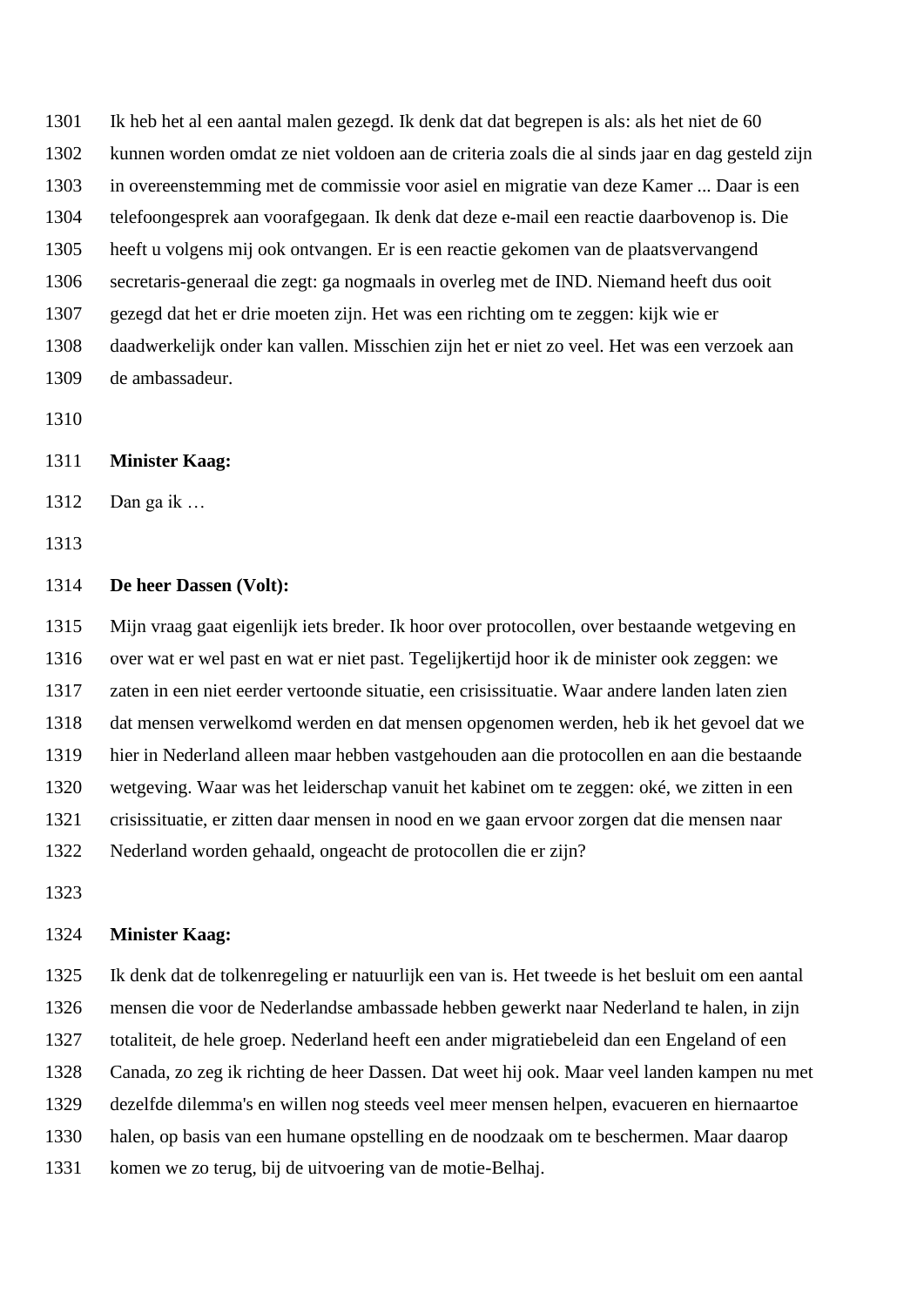Ik heb het al een aantal malen gezegd. Ik denk dat dat begrepen is als: als het niet de 60 kunnen worden omdat ze niet voldoen aan de criteria zoals die al sinds jaar en dag gesteld zijn in overeenstemming met de commissie voor asiel en migratie van deze Kamer ... Daar is een telefoongesprek aan voorafgegaan. Ik denk dat deze e-mail een reactie daarbovenop is. Die heeft u volgens mij ook ontvangen. Er is een reactie gekomen van de plaatsvervangend secretaris-generaal die zegt: ga nogmaals in overleg met de IND. Niemand heeft dus ooit gezegd dat het er drie moeten zijn. Het was een richting om te zeggen: kijk wie er daadwerkelijk onder kan vallen. Misschien zijn het er niet zo veel. Het was een verzoek aan de ambassadeur.

**Minister Kaag:**

Dan ga ik …

**De heer Dassen (Volt):**

Mijn vraag gaat eigenlijk iets breder. Ik hoor over protocollen, over bestaande wetgeving en over wat er wel past en wat er niet past. Tegelijkertijd hoor ik de minister ook zeggen: we zaten in een niet eerder vertoonde situatie, een crisissituatie. Waar andere landen laten zien dat mensen verwelkomd werden en dat mensen opgenomen werden, heb ik het gevoel dat we hier in Nederland alleen maar hebben vastgehouden aan die protocollen en aan die bestaande wetgeving. Waar was het leiderschap vanuit het kabinet om te zeggen: oké, we zitten in een crisissituatie, er zitten daar mensen in nood en we gaan ervoor zorgen dat die mensen naar Nederland worden gehaald, ongeacht de protocollen die er zijn?

**Minister Kaag:**

Ik denk dat de tolkenregeling er natuurlijk een van is. Het tweede is het besluit om een aantal mensen die voor de Nederlandse ambassade hebben gewerkt naar Nederland te halen, in zijn totaliteit, de hele groep. Nederland heeft een ander migratiebeleid dan een Engeland of een Canada, zo zeg ik richting de heer Dassen. Dat weet hij ook. Maar veel landen kampen nu met dezelfde dilemma's en willen nog steeds veel meer mensen helpen, evacueren en hiernaartoe halen, op basis van een humane opstelling en de noodzaak om te beschermen. Maar daarop komen we zo terug, bij de uitvoering van de motie-Belhaj.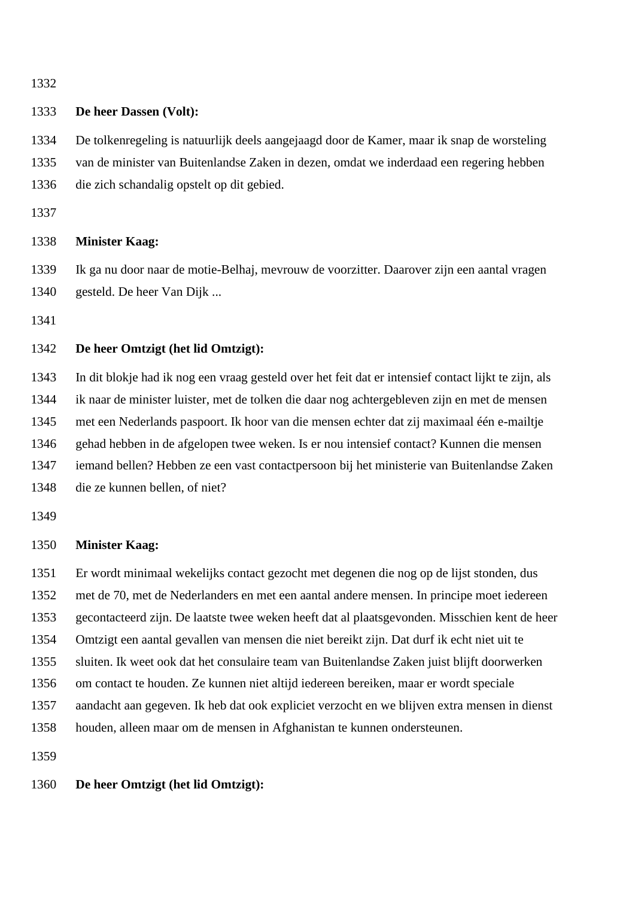**De heer Dassen (Volt):**

De tolkenregeling is natuurlijk deels aangejaagd door de Kamer, maar ik snap de worsteling van de minister van Buitenlandse Zaken in dezen, omdat we inderdaad een regering hebben die zich schandalig opstelt op dit gebied.

**Minister Kaag:**

Ik ga nu door naar de motie-Belhaj, mevrouw de voorzitter. Daarover zijn een aantal vragen gesteld. De heer Van Dijk ...

**De heer Omtzigt (het lid Omtzigt):**

In dit blokje had ik nog een vraag gesteld over het feit dat er intensief contact lijkt te zijn, als ik naar de minister luister, met de tolken die daar nog achtergebleven zijn en met de mensen met een Nederlands paspoort. Ik hoor van die mensen echter dat zij maximaal één e-mailtje gehad hebben in de afgelopen twee weken. Is er nou intensief contact? Kunnen die mensen iemand bellen? Hebben ze een vast contactpersoon bij het ministerie van Buitenlandse Zaken die ze kunnen bellen, of niet?

**Minister Kaag:**

Er wordt minimaal wekelijks contact gezocht met degenen die nog op de lijst stonden, dus met de 70, met de Nederlanders en met een aantal andere mensen. In principe moet iedereen gecontacteerd zijn. De laatste twee weken heeft dat al plaatsgevonden. Misschien kent de heer Omtzigt een aantal gevallen van mensen die niet bereikt zijn. Dat durf ik echt niet uit te sluiten. Ik weet ook dat het consulaire team van Buitenlandse Zaken juist blijft doorwerken om contact te houden. Ze kunnen niet altijd iedereen bereiken, maar er wordt speciale aandacht aan gegeven. Ik heb dat ook expliciet verzocht en we blijven extra mensen in dienst houden, alleen maar om de mensen in Afghanistan te kunnen ondersteunen.

**De heer Omtzigt (het lid Omtzigt):**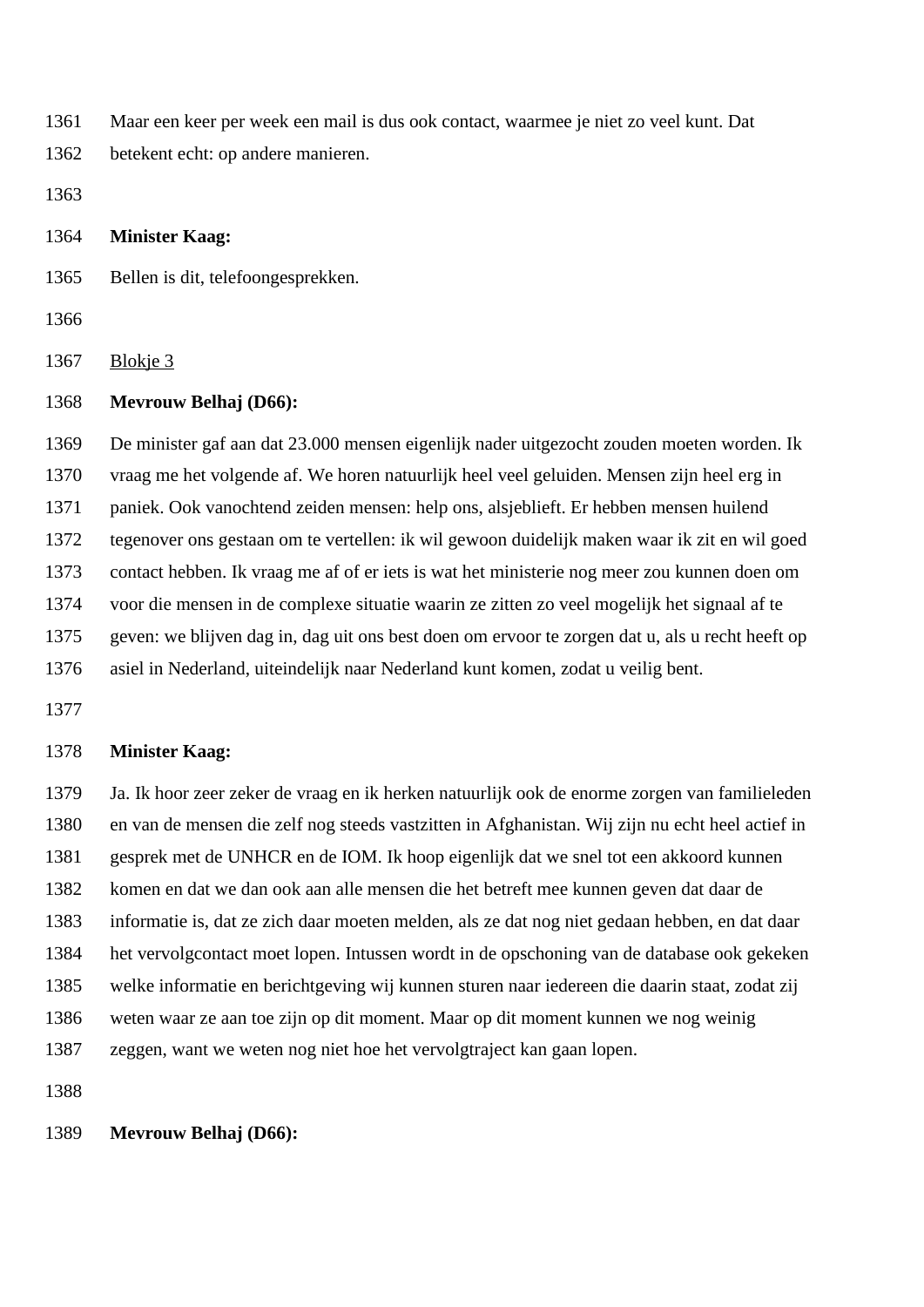Maar een keer per week een mail is dus ook contact, waarmee je niet zo veel kunt. Dat betekent echt: op andere manieren.

**Minister Kaag:**

Bellen is dit, telefoongesprekken.

<u>Blokje 3</u>

**Mevrouw Belhaj (D66):**

De minister gaf aan dat 23.000 mensen eigenlijk nader uitgezocht zouden moeten worden. Ik vraag me het volgende af. We horen natuurlijk heel veel geluiden. Mensen zijn heel erg in paniek. Ook vanochtend zeiden mensen: help ons, alsjeblieft. Er hebben mensen huilend tegenover ons gestaan om te vertellen: ik wil gewoon duidelijk maken waar ik zit en wil goed contact hebben. Ik vraag me af of er iets is wat het ministerie nog meer zou kunnen doen om voor die mensen in de complexe situatie waarin ze zitten zo veel mogelijk het signaal af te geven: we blijven dag in, dag uit ons best doen om ervoor te zorgen dat u, als u recht heeft op asiel in Nederland, uiteindelijk naar Nederland kunt komen, zodat u veilig bent.

**Minister Kaag:**

Ja. Ik hoor zeer zeker de vraag en ik herken natuurlijk ook de enorme zorgen van familieleden en van de mensen die zelf nog steeds vastzitten in Afghanistan. Wij zijn nu echt heel actief in gesprek met de UNHCR en de IOM. Ik hoop eigenlijk dat we snel tot een akkoord kunnen komen en dat we dan ook aan alle mensen die het betreft mee kunnen geven dat daar de informatie is, dat ze zich daar moeten melden, als ze dat nog niet gedaan hebben, en dat daar het vervolgcontact moet lopen. Intussen wordt in de opschoning van de database ook gekeken welke informatie en berichtgeving wij kunnen sturen naar iedereen die daarin staat, zodat zij weten waar ze aan toe zijn op dit moment. Maar op dit moment kunnen we nog weinig zeggen, want we weten nog niet hoe het vervolgtraject kan gaan lopen.

**Mevrouw Belhaj (D66):**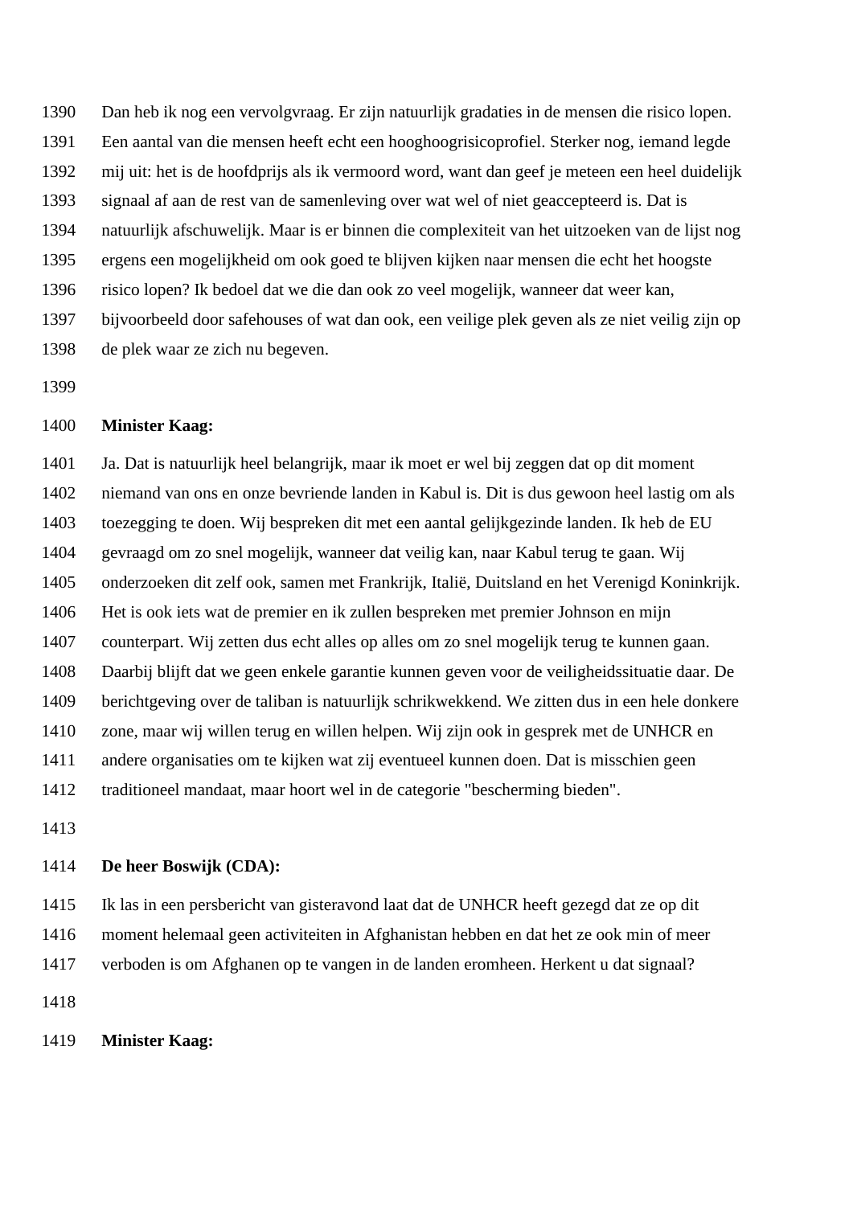Dan heb ik nog een vervolgvraag. Er zijn natuurlijk gradaties in de mensen die risico lopen. Een aantal van die mensen heeft echt een hooghoogrisicoprofiel. Sterker nog, iemand legde mij uit: het is de hoofdprijs als ik vermoord word, want dan geef je meteen een heel duidelijk signaal af aan de rest van de samenleving over wat wel of niet geaccepteerd is. Dat is natuurlijk afschuwelijk. Maar is er binnen die complexiteit van het uitzoeken van de lijst nog ergens een mogelijkheid om ook goed te blijven kijken naar mensen die echt het hoogste risico lopen? Ik bedoel dat we die dan ook zo veel mogelijk, wanneer dat weer kan, bijvoorbeeld door safehouses of wat dan ook, een veilige plek geven als ze niet veilig zijn op de plek waar ze zich nu begeven.

**Minister Kaag:**

Ja. Dat is natuurlijk heel belangrijk, maar ik moet er wel bij zeggen dat op dit moment niemand van ons en onze bevriende landen in Kabul is. Dit is dus gewoon heel lastig om als toezegging te doen. Wij bespreken dit met een aantal gelijkgezinde landen. Ik heb de EU gevraagd om zo snel mogelijk, wanneer dat veilig kan, naar Kabul terug te gaan. Wij onderzoeken dit zelf ook, samen met Frankrijk, Italië, Duitsland en het Verenigd Koninkrijk. Het is ook iets wat de premier en ik zullen bespreken met premier Johnson en mijn counterpart. Wij zetten dus echt alles op alles om zo snel mogelijk terug te kunnen gaan. Daarbij blijft dat we geen enkele garantie kunnen geven voor de veiligheidssituatie daar. De berichtgeving over de taliban is natuurlijk schrikwekkend. We zitten dus in een hele donkere zone, maar wij willen terug en willen helpen. Wij zijn ook in gesprek met de UNHCR en andere organisaties om te kijken wat zij eventueel kunnen doen. Dat is misschien geen traditioneel mandaat, maar hoort wel in de categorie "bescherming bieden".

**De heer Boswijk (CDA):**

Ik las in een persbericht van gisteravond laat dat de UNHCR heeft gezegd dat ze op dit moment helemaal geen activiteiten in Afghanistan hebben en dat het ze ook min of meer verboden is om Afghanen op te vangen in de landen eromheen. Herkent u dat signaal?

**Minister Kaag:**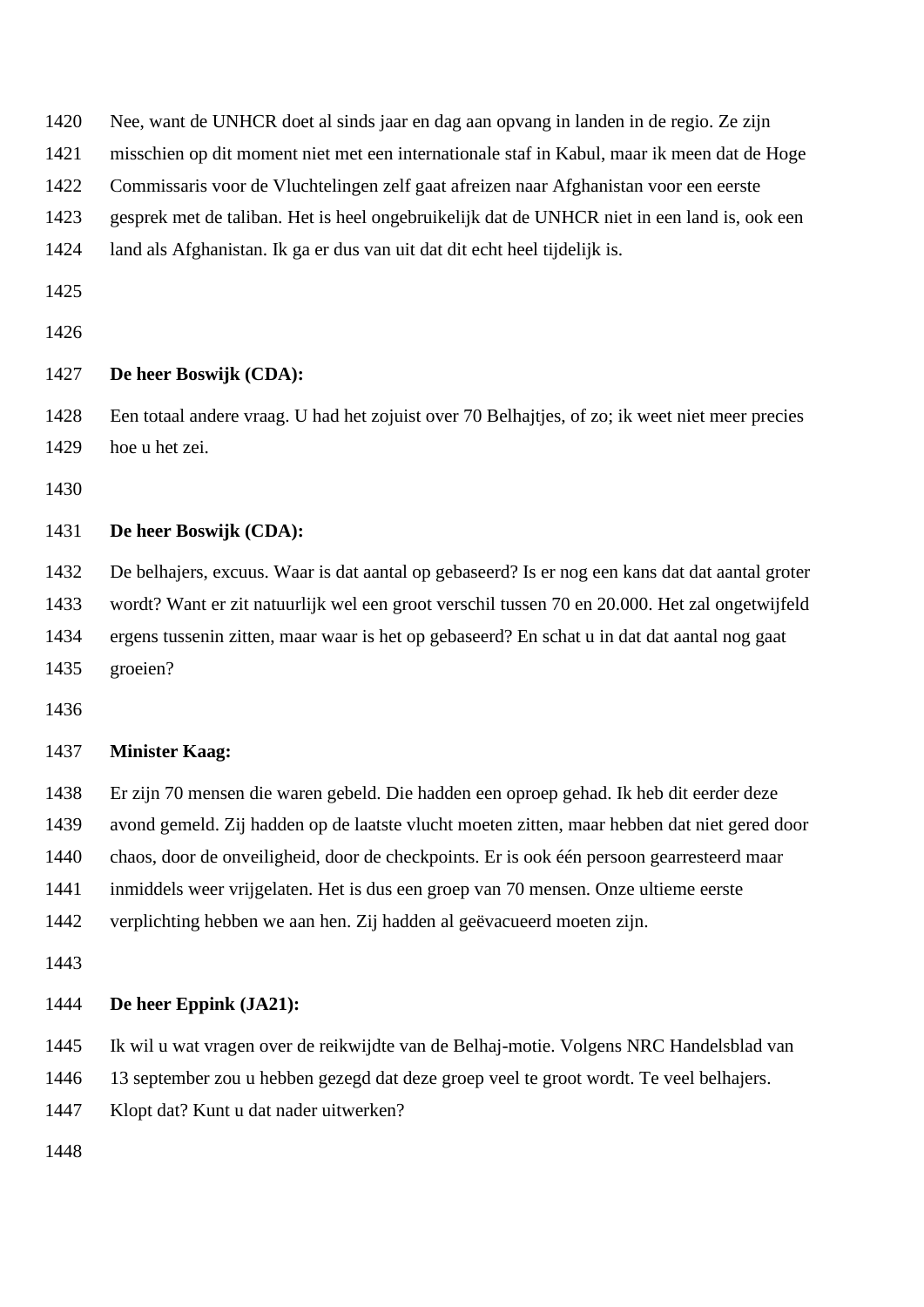Nee, want de UNHCR doet al sinds jaar en dag aan opvang in landen in de regio. Ze zijn misschien op dit moment niet met een internationale staf in Kabul, maar ik meen dat de Hoge Commissaris voor de Vluchtelingen zelf gaat afreizen naar Afghanistan voor een eerste gesprek met de taliban. Het is heel ongebruikelijk dat de UNHCR niet in een land is, ook een land als Afghanistan. Ik ga er dus van uit dat dit echt heel tijdelijk is.

**De heer Boswijk (CDA):**

Een totaal andere vraag. U had het zojuist over 70 Belhajtjes, of zo; ik weet niet meer precies hoe u het zei.

**De heer Boswijk (CDA):**

De belhajers, excuus. Waar is dat aantal op gebaseerd? Is er nog een kans dat dat aantal groter wordt? Want er zit natuurlijk wel een groot verschil tussen 70 en 20.000. Het zal ongetwijfeld ergens tussenin zitten, maar waar is het op gebaseerd? En schat u in dat dat aantal nog gaat groeien?

**Minister Kaag:**

Er zijn 70 mensen die waren gebeld. Die hadden een oproep gehad. Ik heb dit eerder deze avond gemeld. Zij hadden op de laatste vlucht moeten zitten, maar hebben dat niet gered door chaos, door de onveiligheid, door de checkpoints. Er is ook één persoon gearresteerd maar inmiddels weer vrijgelaten. Het is dus een groep van 70 mensen. Onze ultieme eerste verplichting hebben we aan hen. Zij hadden al geëvacueerd moeten zijn.

**De heer Eppink (JA21):**

Ik wil u wat vragen over de reikwijdte van de Belhaj-motie. Volgens NRC Handelsblad van 13 september zou u hebben gezegd dat deze groep veel te groot wordt. Te veel belhajers. Klopt dat? Kunt u dat nader uitwerken?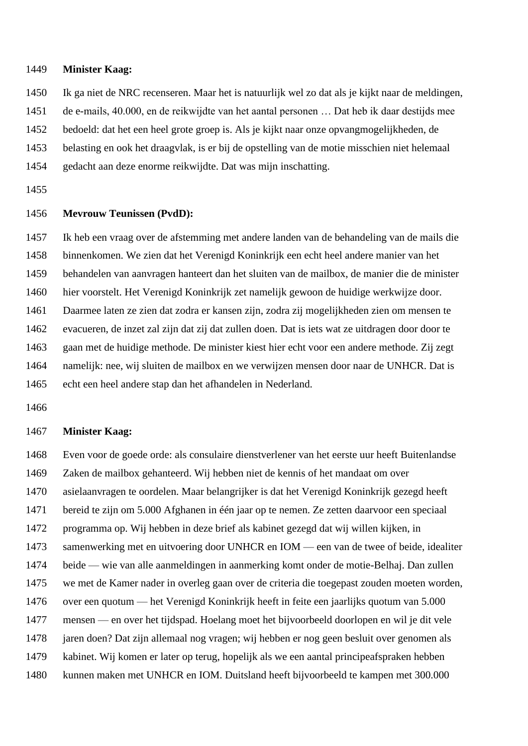**Minister Kaag:**

Ik ga niet de NRC recenseren. Maar het is natuurlijk wel zo dat als je kijkt naar de meldingen, de e-mails, 40.000, en de reikwijdte van het aantal personen … Dat heb ik daar destijds mee bedoeld: dat het een heel grote groep is. Als je kijkt naar onze opvangmogelijkheden, de belasting en ook het draagvlak, is er bij de opstelling van de motie misschien niet helemaal gedacht aan deze enorme reikwijdte. Dat was mijn inschatting.

**Mevrouw Teunissen (PvdD):**

Ik heb een vraag over de afstemming met andere landen van de behandeling van de mails die binnenkomen. We zien dat het Verenigd Koninkrijk een echt heel andere manier van het behandelen van aanvragen hanteert dan het sluiten van de mailbox, de manier die de minister hier voorstelt. Het Verenigd Koninkrijk zet namelijk gewoon de huidige werkwijze door. Daarmee laten ze zien dat zodra er kansen zijn, zodra zij mogelijkheden zien om mensen te evacueren, de inzet zal zijn dat zij dat zullen doen. Dat is iets wat ze uitdragen door door te gaan met de huidige methode. De minister kiest hier echt voor een andere methode. Zij zegt namelijk: nee, wij sluiten de mailbox en we verwijzen mensen door naar de UNHCR. Dat is echt een heel andere stap dan het afhandelen in Nederland.

**Minister Kaag:**

Even voor de goede orde: als consulaire dienstverlener van het eerste uur heeft Buitenlandse Zaken de mailbox gehanteerd. Wij hebben niet de kennis of het mandaat om over asielaanvragen te oordelen. Maar belangrijker is dat het Verenigd Koninkrijk gezegd heeft bereid te zijn om 5.000 Afghanen in één jaar op te nemen. Ze zetten daarvoor een speciaal programma op. Wij hebben in deze brief als kabinet gezegd dat wij willen kijken, in samenwerking met en uitvoering door UNHCR en IOM — een van de twee of beide, idealiter beide — wie van alle aanmeldingen in aanmerking komt onder de motie-Belhaj. Dan zullen we met de Kamer nader in overleg gaan over de criteria die toegepast zouden moeten worden, over een quotum — het Verenigd Koninkrijk heeft in feite een jaarlijks quotum van 5.000 mensen — en over het tijdspad. Hoelang moet het bijvoorbeeld doorlopen en wil je dit vele jaren doen? Dat zijn allemaal nog vragen; wij hebben er nog geen besluit over genomen als kabinet. Wij komen er later op terug, hopelijk als we een aantal principeafspraken hebben kunnen maken met UNHCR en IOM. Duitsland heeft bijvoorbeeld te kampen met 300.000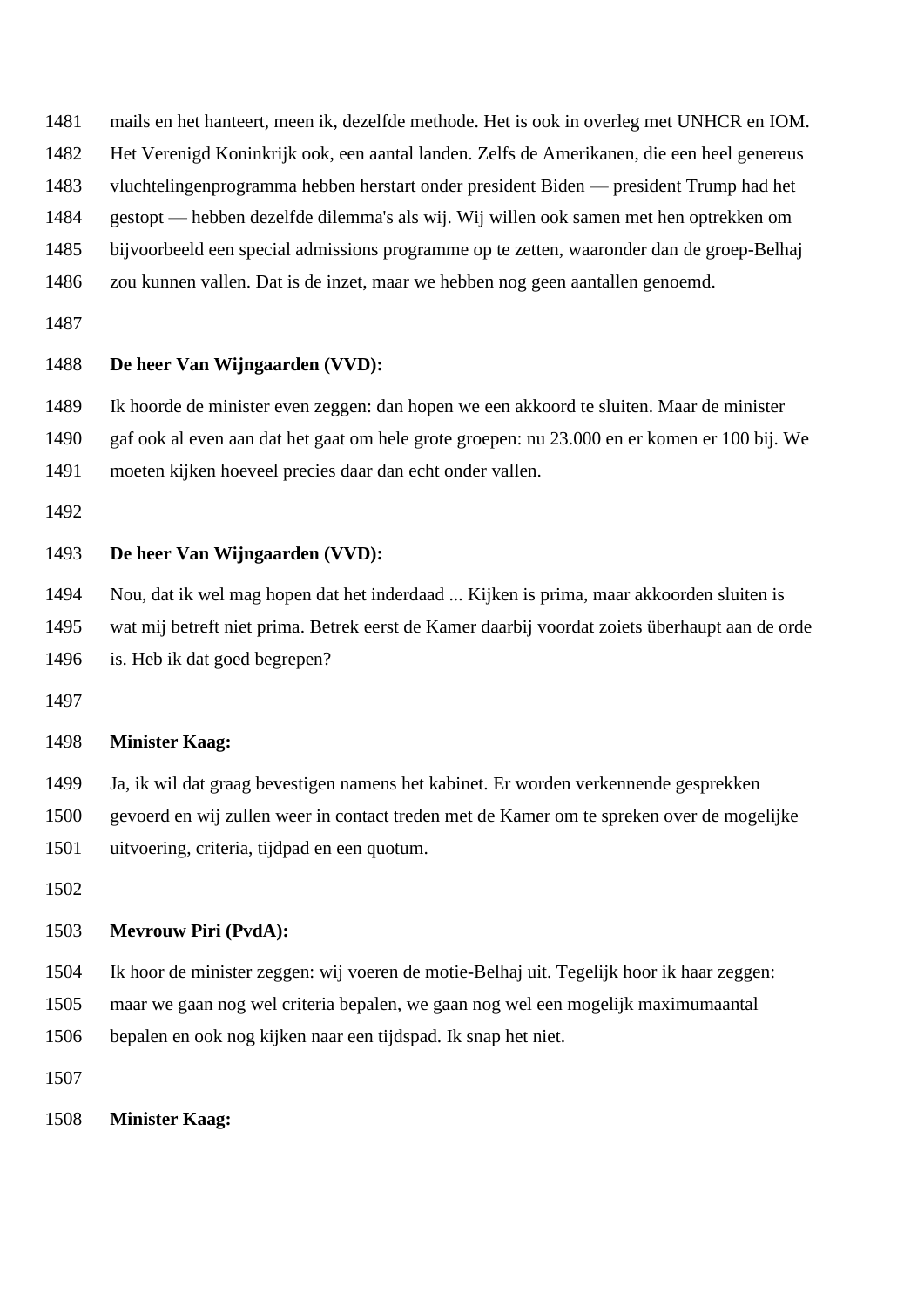mails en het hanteert, meen ik, dezelfde methode. Het is ook in overleg met UNHCR en IOM. Het Verenigd Koninkrijk ook, een aantal landen. Zelfs de Amerikanen, die een heel genereus vluchtelingenprogramma hebben herstart onder president Biden — president Trump had het gestopt — hebben dezelfde dilemma's als wij. Wij willen ook samen met hen optrekken om bijvoorbeeld een special admissions programme op te zetten, waaronder dan de groep-Belhaj zou kunnen vallen. Dat is de inzet, maar we hebben nog geen aantallen genoemd.

**De heer Van Wijngaarden (VVD):**

Ik hoorde de minister even zeggen: dan hopen we een akkoord te sluiten. Maar de minister gaf ook al even aan dat het gaat om hele grote groepen: nu 23.000 en er komen er 100 bij. We moeten kijken hoeveel precies daar dan echt onder vallen.

**De heer Van Wijngaarden (VVD):**

Nou, dat ik wel mag hopen dat het inderdaad ... Kijken is prima, maar akkoorden sluiten is wat mij betreft niet prima. Betrek eerst de Kamer daarbij voordat zoiets überhaupt aan de orde is. Heb ik dat goed begrepen?

**Minister Kaag:**

Ja, ik wil dat graag bevestigen namens het kabinet. Er worden verkennende gesprekken gevoerd en wij zullen weer in contact treden met de Kamer om te spreken over de mogelijke uitvoering, criteria, tijdpad en een quotum.

**Mevrouw Piri (PvdA):**

Ik hoor de minister zeggen: wij voeren de motie-Belhaj uit. Tegelijk hoor ik haar zeggen: maar we gaan nog wel criteria bepalen, we gaan nog wel een mogelijk maximumaantal bepalen en ook nog kijken naar een tijdspad. Ik snap het niet.

**Minister Kaag:**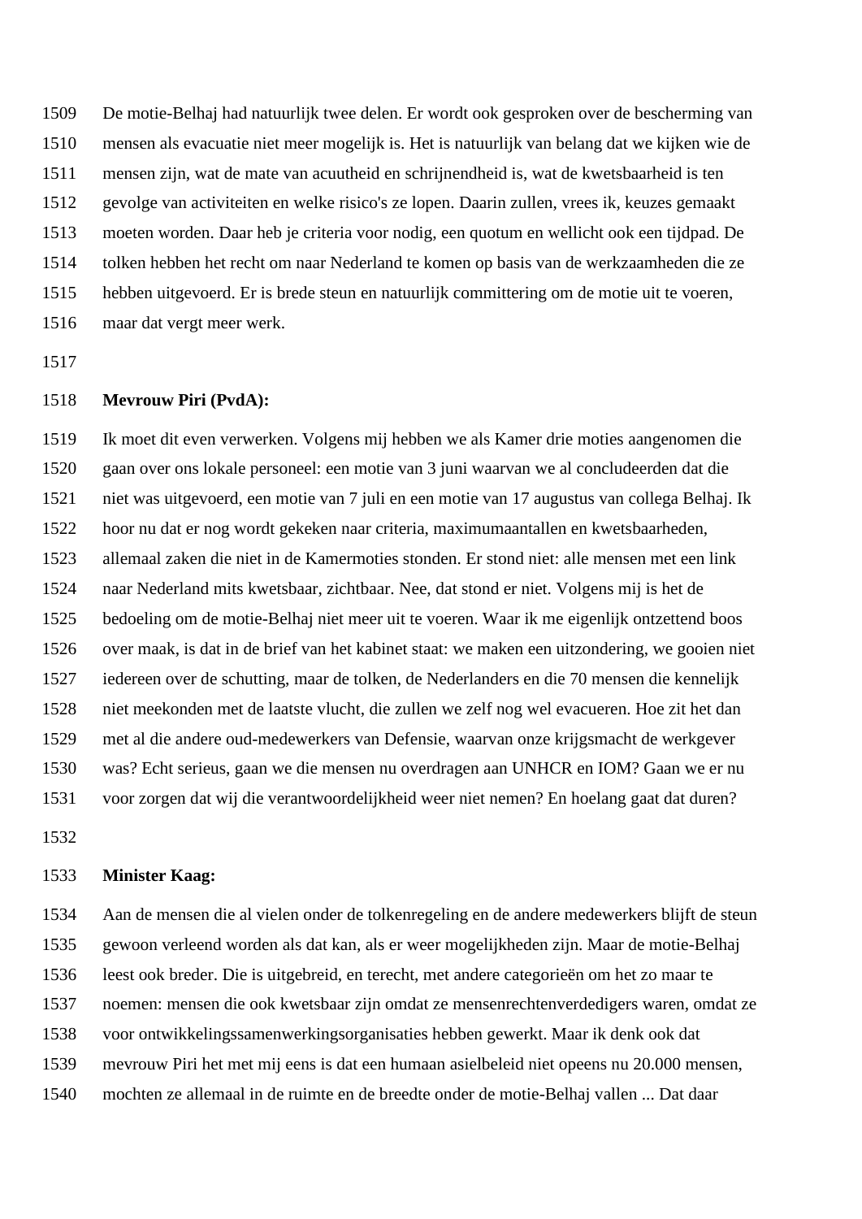De motie-Belhaj had natuurlijk twee delen. Er wordt ook gesproken over de bescherming van mensen als evacuatie niet meer mogelijk is. Het is natuurlijk van belang dat we kijken wie de mensen zijn, wat de mate van acuutheid en schrijnendheid is, wat de kwetsbaarheid is ten gevolge van activiteiten en welke risico's ze lopen. Daarin zullen, vrees ik, keuzes gemaakt moeten worden. Daar heb je criteria voor nodig, een quotum en wellicht ook een tijdpad. De tolken hebben het recht om naar Nederland te komen op basis van de werkzaamheden die ze hebben uitgevoerd. Er is brede steun en natuurlijk committering om de motie uit te voeren, maar dat vergt meer werk.

**Mevrouw Piri (PvdA):**

Ik moet dit even verwerken. Volgens mij hebben we als Kamer drie moties aangenomen die gaan over ons lokale personeel: een motie van 3 juni waarvan we al concludeerden dat die niet was uitgevoerd, een motie van 7 juli en een motie van 17 augustus van collega Belhaj. Ik hoor nu dat er nog wordt gekeken naar criteria, maximumaantallen en kwetsbaarheden, allemaal zaken die niet in de Kamermoties stonden. Er stond niet: alle mensen met een link naar Nederland mits kwetsbaar, zichtbaar. Nee, dat stond er niet. Volgens mij is het de bedoeling om de motie-Belhaj niet meer uit te voeren. Waar ik me eigenlijk ontzettend boos over maak, is dat in de brief van het kabinet staat: we maken een uitzondering, we gooien niet iedereen over de schutting, maar de tolken, de Nederlanders en die 70 mensen die kennelijk niet meekonden met de laatste vlucht, die zullen we zelf nog wel evacueren. Hoe zit het dan met al die andere oud-medewerkers van Defensie, waarvan onze krijgsmacht de werkgever was? Echt serieus, gaan we die mensen nu overdragen aan UNHCR en IOM? Gaan we er nu voor zorgen dat wij die verantwoordelijkheid weer niet nemen? En hoelang gaat dat duren?

**Minister Kaag:**

Aan de mensen die al vielen onder de tolkenregeling en de andere medewerkers blijft de steun gewoon verleend worden als dat kan, als er weer mogelijkheden zijn. Maar de motie-Belhaj leest ook breder. Die is uitgebreid, en terecht, met andere categorieën om het zo maar te noemen: mensen die ook kwetsbaar zijn omdat ze mensenrechtenverdedigers waren, omdat ze voor ontwikkelingssamenwerkingsorganisaties hebben gewerkt. Maar ik denk ook dat mevrouw Piri het met mij eens is dat een humaan asielbeleid niet opeens nu 20.000 mensen, mochten ze allemaal in de ruimte en de breedte onder de motie-Belhaj vallen ... Dat daar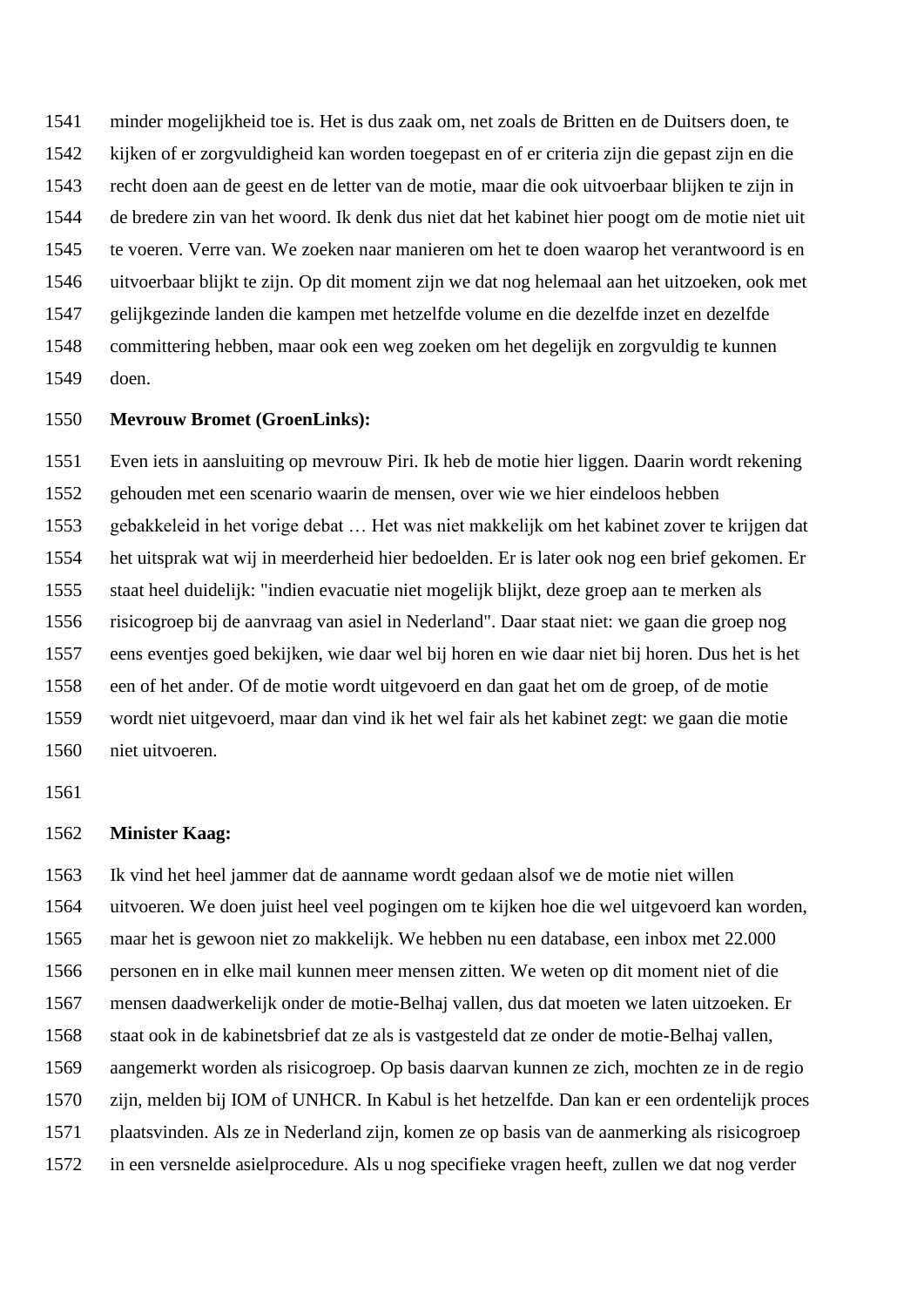minder mogelijkheid toe is. Het is dus zaak om, net zoals de Britten en de Duitsers doen, te kijken of er zorgvuldigheid kan worden toegepast en of er criteria zijn die gepast zijn en die recht doen aan de geest en de letter van de motie, maar die ook uitvoerbaar blijken te zijn in de bredere zin van het woord. Ik denk dus niet dat het kabinet hier poogt om de motie niet uit te voeren. Verre van. We zoeken naar manieren om het te doen waarop het verantwoord is en uitvoerbaar blijkt te zijn. Op dit moment zijn we dat nog helemaal aan het uitzoeken, ook met gelijkgezinde landen die kampen met hetzelfde volume en die dezelfde inzet en dezelfde committering hebben, maar ook een weg zoeken om het degelijk en zorgvuldig te kunnen doen.

**Mevrouw Bromet (GroenLinks):**

Even iets in aansluiting op mevrouw Piri. Ik heb de motie hier liggen. Daarin wordt rekening gehouden met een scenario waarin de mensen, over wie we hier eindeloos hebben gebakkeleid in het vorige debat … Het was niet makkelijk om het kabinet zover te krijgen dat het uitsprak wat wij in meerderheid hier bedoelden. Er is later ook nog een brief gekomen. Er staat heel duidelijk: "indien evacuatie niet mogelijk blijkt, deze groep aan te merken als risicogroep bij de aanvraag van asiel in Nederland". Daar staat niet: we gaan die groep nog eens eventjes goed bekijken, wie daar wel bij horen en wie daar niet bij horen. Dus het is het een of het ander. Of de motie wordt uitgevoerd en dan gaat het om de groep, of de motie wordt niet uitgevoerd, maar dan vind ik het wel fair als het kabinet zegt: we gaan die motie niet uitvoeren.

**Minister Kaag:**

Ik vind het heel jammer dat de aanname wordt gedaan alsof we de motie niet willen uitvoeren. We doen juist heel veel pogingen om te kijken hoe die wel uitgevoerd kan worden, maar het is gewoon niet zo makkelijk. We hebben nu een database, een inbox met 22.000 personen en in elke mail kunnen meer mensen zitten. We weten op dit moment niet of die mensen daadwerkelijk onder de motie-Belhaj vallen, dus dat moeten we laten uitzoeken. Er staat ook in de kabinetsbrief dat ze als is vastgesteld dat ze onder de motie-Belhaj vallen, aangemerkt worden als risicogroep. Op basis daarvan kunnen ze zich, mochten ze in de regio zijn, melden bij IOM of UNHCR. In Kabul is het hetzelfde. Dan kan er een ordentelijk proces plaatsvinden. Als ze in Nederland zijn, komen ze op basis van de aanmerking als risicogroep in een versnelde asielprocedure. Als u nog specifieke vragen heeft, zullen we dat nog verder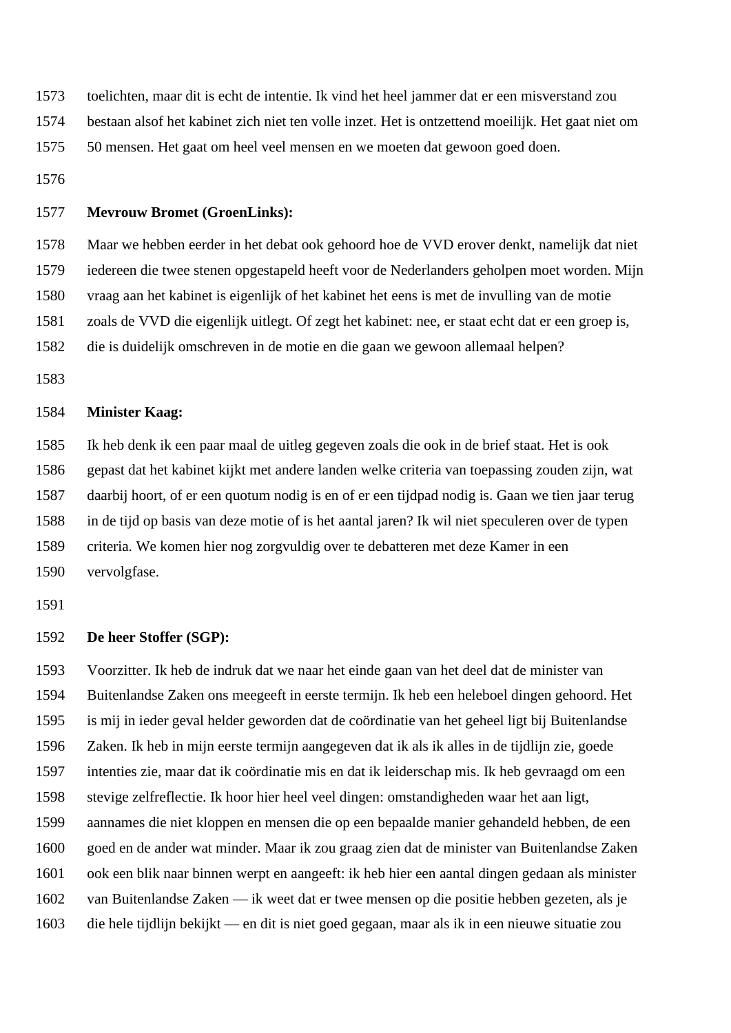toelichten, maar dit is echt de intentie. Ik vind het heel jammer dat er een misverstand zou bestaan alsof het kabinet zich niet ten volle inzet. Het is ontzettend moeilijk. Het gaat niet om 50 mensen. Het gaat om heel veel mensen en we moeten dat gewoon goed doen.

**Mevrouw Bromet (GroenLinks):**

Maar we hebben eerder in het debat ook gehoord hoe de VVD erover denkt, namelijk dat niet iedereen die twee stenen opgestapeld heeft voor de Nederlanders geholpen moet worden. Mijn vraag aan het kabinet is eigenlijk of het kabinet het eens is met de invulling van de motie zoals de VVD die eigenlijk uitlegt. Of zegt het kabinet: nee, er staat echt dat er een groep is, die is duidelijk omschreven in de motie en die gaan we gewoon allemaal helpen?

**Minister Kaag:**

Ik heb denk ik een paar maal de uitleg gegeven zoals die ook in de brief staat. Het is ook gepast dat het kabinet kijkt met andere landen welke criteria van toepassing zouden zijn, wat daarbij hoort, of er een quotum nodig is en of er een tijdpad nodig is. Gaan we tien jaar terug in de tijd op basis van deze motie of is het aantal jaren? Ik wil niet speculeren over de typen criteria. We komen hier nog zorgvuldig over te debatteren met deze Kamer in een vervolgfase.

**De heer Stoffer (SGP):**

Voorzitter. Ik heb de indruk dat we naar het einde gaan van het deel dat de minister van Buitenlandse Zaken ons meegeeft in eerste termijn. Ik heb een heleboel dingen gehoord. Het is mij in ieder geval helder geworden dat de coördinatie van het geheel ligt bij Buitenlandse Zaken. Ik heb in mijn eerste termijn aangegeven dat ik als ik alles in de tijdlijn zie, goede intenties zie, maar dat ik coördinatie mis en dat ik leiderschap mis. Ik heb gevraagd om een stevige zelfreflectie. Ik hoor hier heel veel dingen: omstandigheden waar het aan ligt, aannames die niet kloppen en mensen die op een bepaalde manier gehandeld hebben, de een goed en de ander wat minder. Maar ik zou graag zien dat de minister van Buitenlandse Zaken ook een blik naar binnen werpt en aangeeft: ik heb hier een aantal dingen gedaan als minister van Buitenlandse Zaken — ik weet dat er twee mensen op die positie hebben gezeten, als je die hele tijdlijn bekijkt — en dit is niet goed gegaan, maar als ik in een nieuwe situatie zou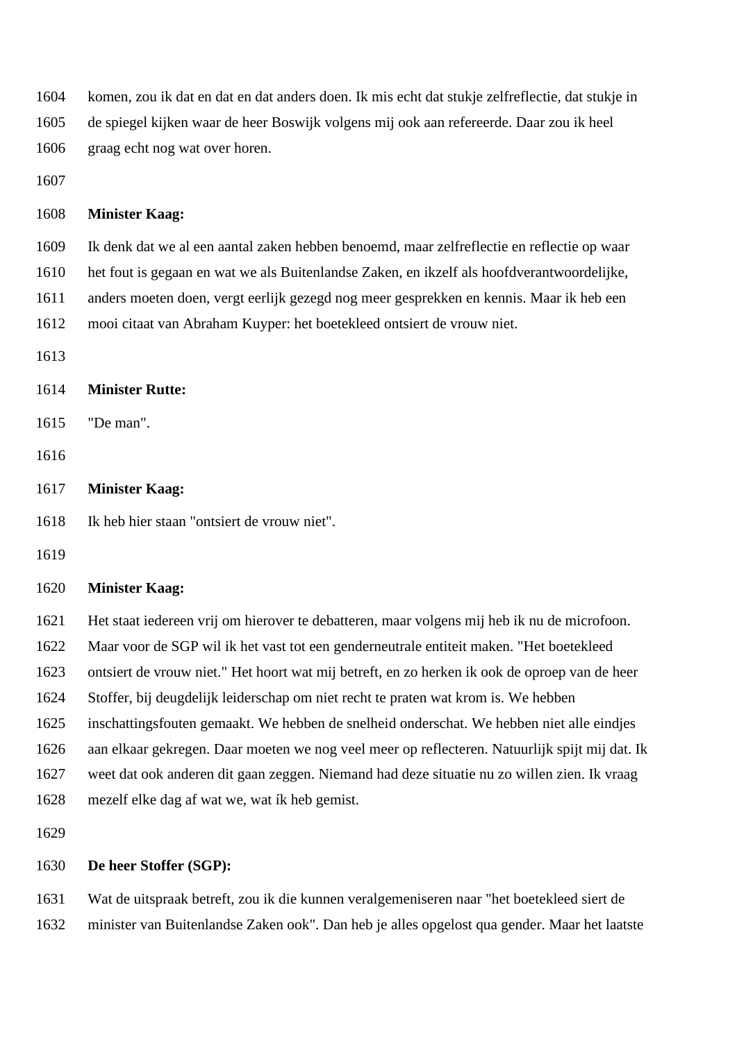komen, zou ik dat en dat en dat anders doen. Ik mis echt dat stukje zelfreflectie, dat stukje in de spiegel kijken waar de heer Boswijk volgens mij ook aan refereerde. Daar zou ik heel graag echt nog wat over horen.

**Minister Kaag:**

Ik denk dat we al een aantal zaken hebben benoemd, maar zelfreflectie en reflectie op waar het fout is gegaan en wat we als Buitenlandse Zaken, en ikzelf als hoofdverantwoordelijke, anders moeten doen, vergt eerlijk gezegd nog meer gesprekken en kennis. Maar ik heb een mooi citaat van Abraham Kuyper: het boetekleed ontsiert de vrouw niet.

**Minister Rutte:**

"De man".

**Minister Kaag:**

Ik heb hier staan "ontsiert de vrouw niet".

**Minister Kaag:**

Het staat iedereen vrij om hierover te debatteren, maar volgens mij heb ik nu de microfoon. Maar voor de SGP wil ik het vast tot een genderneutrale entiteit maken. "Het boetekleed ontsiert de vrouw niet." Het hoort wat mij betreft, en zo herken ik ook de oproep van de heer Stoffer, bij deugdelijk leiderschap om niet recht te praten wat krom is. We hebben inschattingsfouten gemaakt. We hebben de snelheid onderschat. We hebben niet alle eindjes aan elkaar gekregen. Daar moeten we nog veel meer op reflecteren. Natuurlijk spijt mij dat. Ik weet dat ook anderen dit gaan zeggen. Niemand had deze situatie nu zo willen zien. Ik vraag mezelf elke dag af wat we, wat íк heb gemist.

**De heer Stoffer (SGP):**

Wat de uitspraak betreft, zou ik die kunnen veralgemeniseren naar "het boetekleed siert de minister van Buitenlandse Zaken ook". Dan heb je alles opgelost qua gender. Maar het laatste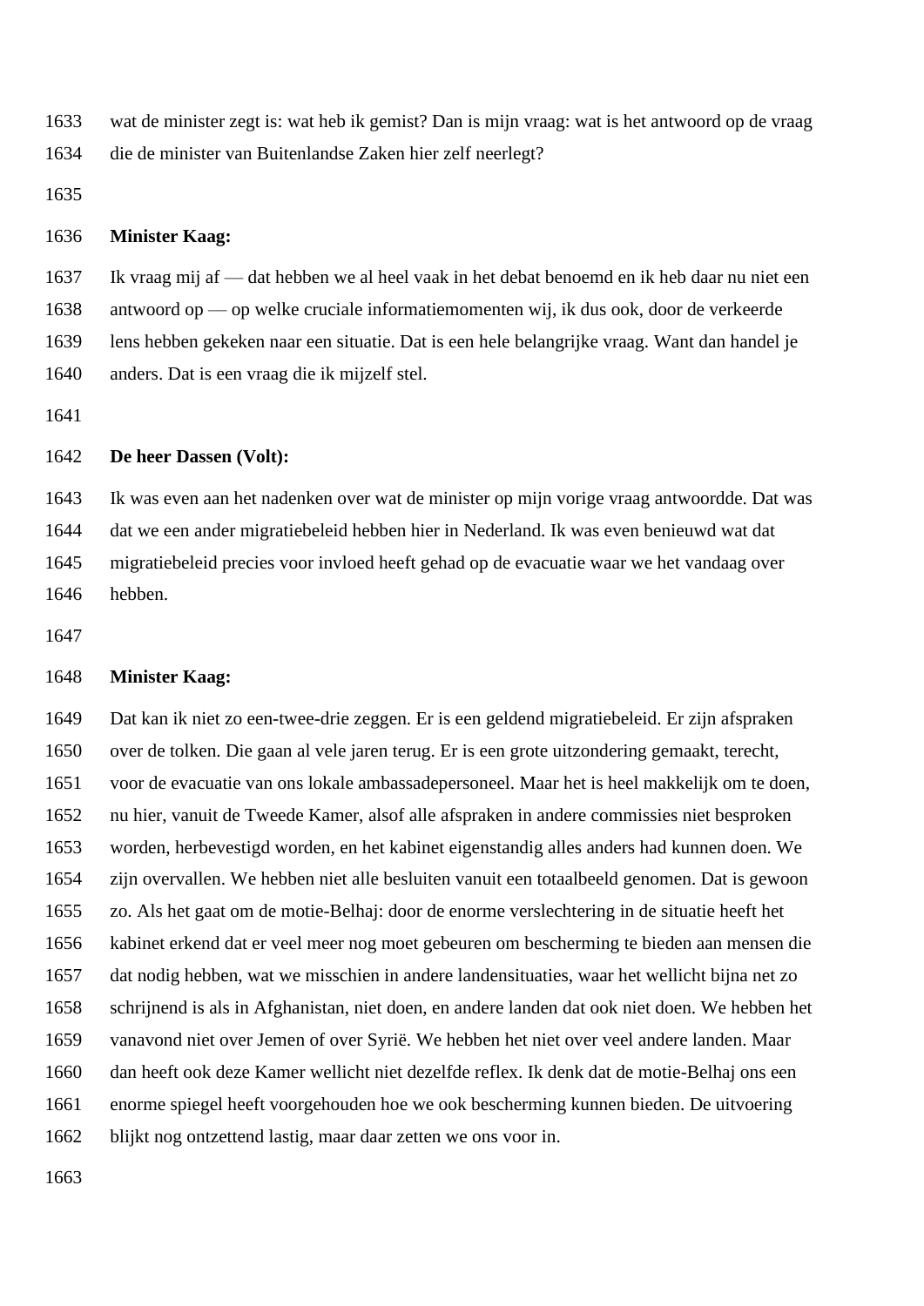wat de minister zegt is: wat heb ik gemist? Dan is mijn vraag: wat is het antwoord op de vraag die de minister van Buitenlandse Zaken hier zelf neerlegt?

**Minister Kaag:**

Ik vraag mij af — dat hebben we al heel vaak in het debat benoemd en ik heb daar nu niet een antwoord op — op welke cruciale informatiemomenten wij, ik dus ook, door de verkeerde lens hebben gekeken naar een situatie. Dat is een hele belangrijke vraag. Want dan handel je anders. Dat is een vraag die ik mijzelf stel.

**De heer Dassen (Volt):**

Ik was even aan het nadenken over wat de minister op mijn vorige vraag antwoordde. Dat was dat we een ander migratiebeleid hebben hier in Nederland. Ik was even benieuwd wat dat migratiebeleid precies voor invloed heeft gehad op de evacuatie waar we het vandaag over hebben.

**Minister Kaag:**

Dat kan ik niet zo een-twee-drie zeggen. Er is een geldend migratiebeleid. Er zijn afspraken over de tolken. Die gaan al vele jaren terug. Er is een grote uitzondering gemaakt, terecht, voor de evacuatie van ons lokale ambassadepersoneel. Maar het is heel makkelijk om te doen, nu hier, vanuit de Tweede Kamer, alsof alle afspraken in andere commissies niet besproken worden, herbevestigd worden, en het kabinet eigenstandig alles anders had kunnen doen. We zijn overvallen. We hebben niet alle besluiten vanuit een totaalbeeld genomen. Dat is gewoon zo. Als het gaat om de motie-Belhaj: door de enorme verslechtering in de situatie heeft het kabinet erkend dat er veel meer nog moet gebeuren om bescherming te bieden aan mensen die dat nodig hebben, wat we misschien in andere landensituaties, waar het wellicht bijna net zo schrijnend is als in Afghanistan, niet doen, en andere landen dat ook niet doen. We hebben het vanavond niet over Jemen of over Syrië. We hebben het niet over veel andere landen. Maar dan heeft ook deze Kamer wellicht niet dezelfde reflex. Ik denk dat de motie-Belhaj ons een enorme spiegel heeft voorgehouden hoe we ook bescherming kunnen bieden. De uitvoering blijkt nog ontzettend lastig, maar daar zetten we ons voor in.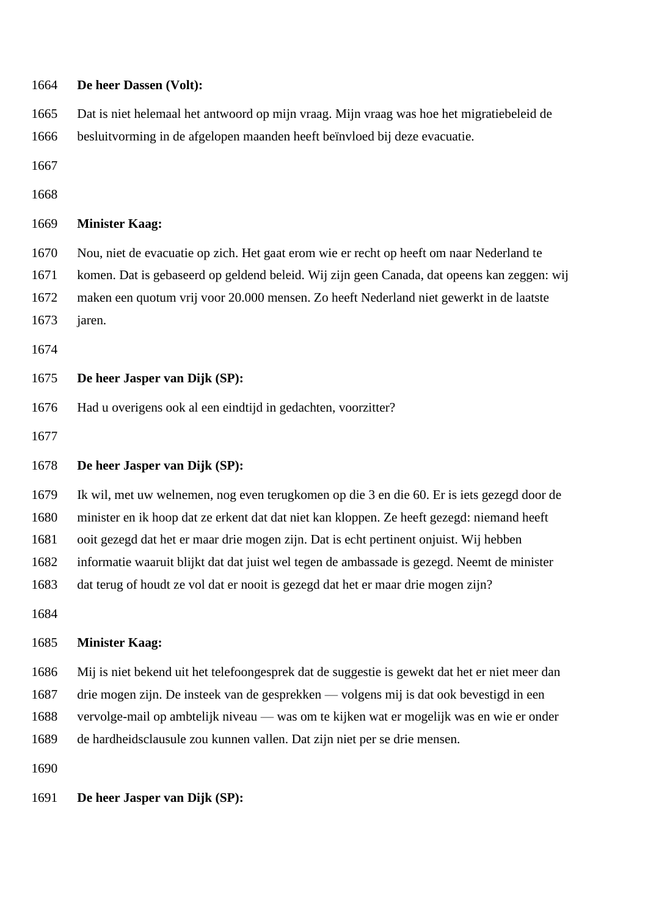**De heer Dassen (Volt):**

Dat is niet helemaal het antwoord op mijn vraag. Mijn vraag was hoe het migratiebeleid de besluitvorming in de afgelopen maanden heeft beïnvloed bij deze evacuatie.

**Minister Kaag:**

Nou, niet de evacuatie op zich. Het gaat erom wie er recht op heeft om naar Nederland te komen. Dat is gebaseerd op geldend beleid. Wij zijn geen Canada, dat opeens kan zeggen: wij maken een quotum vrij voor 20.000 mensen. Zo heeft Nederland niet gewerkt in de laatste jaren.

**De heer Jasper van Dijk (SP):**

Had u overigens ook al een eindtijd in gedachten, voorzitter?

**De heer Jasper van Dijk (SP):**

Ik wil, met uw welnemen, nog even terugkomen op die 3 en die 60. Er is iets gezegd door de minister en ik hoop dat ze erkent dat dat niet kan kloppen. Ze heeft gezegd: niemand heeft ooit gezegd dat het er maar drie mogen zijn. Dat is echt pertinent onjuist. Wij hebben informatie waaruit blijkt dat dat juist wel tegen de ambassade is gezegd. Neemt de minister dat terug of houdt ze vol dat er nooit is gezegd dat het er maar drie mogen zijn?

**Minister Kaag:**

Mij is niet bekend uit het telefoongesprek dat de suggestie is gewekt dat het er niet meer dan drie mogen zijn. De insteek van de gesprekken — volgens mij is dat ook bevestigd in een vervolge-mail op ambtelijk niveau — was om te kijken wat er mogelijk was en wie er onder de hardheidsclausule zou kunnen vallen. Dat zijn niet per se drie mensen.

**De heer Jasper van Dijk (SP):**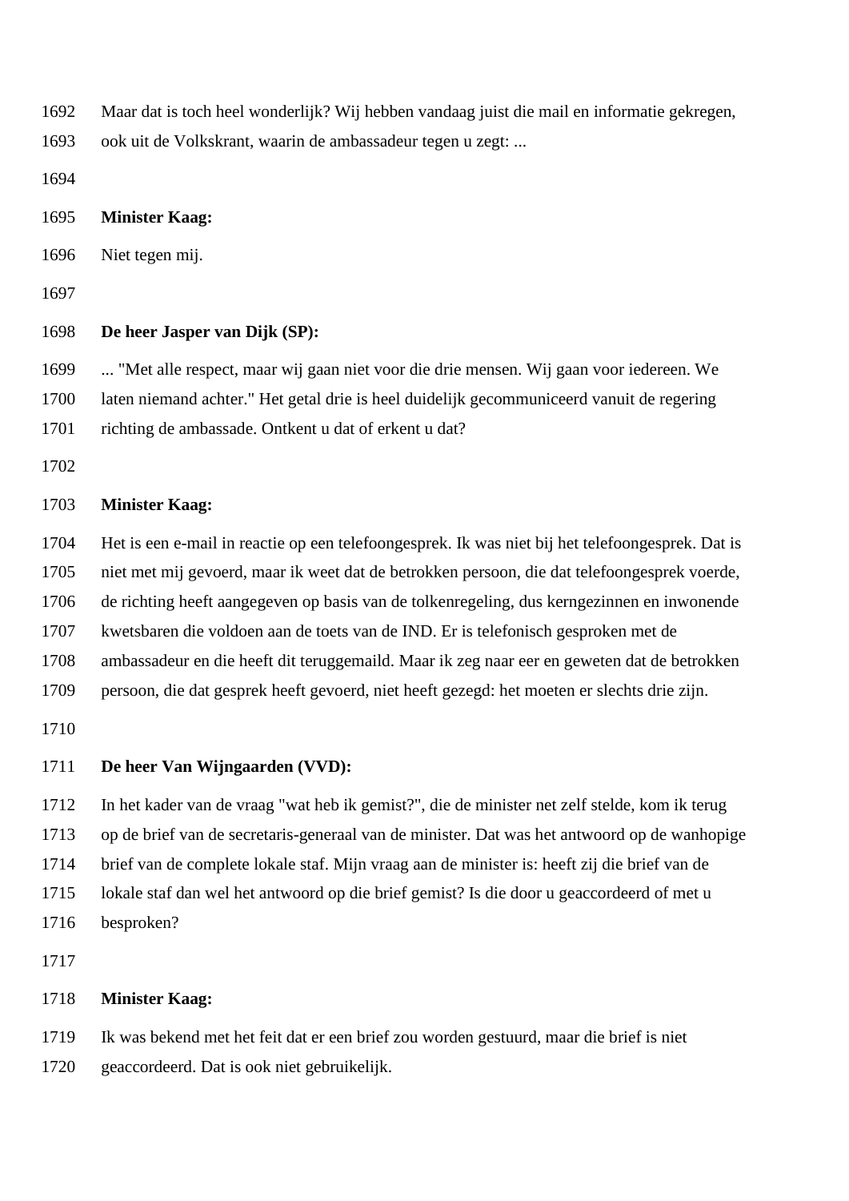Maar dat is toch heel wonderlijk? Wij hebben vandaag juist die mail en informatie gekregen, ook uit de Volkskrant, waarin de ambassadeur tegen u zegt: ...

**Minister Kaag:**

Niet tegen mij.

**De heer Jasper van Dijk (SP):**

... "Met alle respect, maar wij gaan niet voor die drie mensen. Wij gaan voor iedereen. We laten niemand achter." Het getal drie is heel duidelijk gecommuniceerd vanuit de regering richting de ambassade. Ontkent u dat of erkent u dat?

**Minister Kaag:**

Het is een e-mail in reactie op een telefoongesprek. Ik was niet bij het telefoongesprek. Dat is niet met mij gevoerd, maar ik weet dat de betrokken persoon, die dat telefoongesprek voerde, de richting heeft aangegeven op basis van de tolkenregeling, dus kerngezinnen en inwonende kwetsbaren die voldoen aan de toets van de IND. Er is telefonisch gesproken met de ambassadeur en die heeft dit teruggemaild. Maar ik zeg naar eer en geweten dat de betrokken persoon, die dat gesprek heeft gevoerd, niet heeft gezegd: het moeten er slechts drie zijn.

**De heer Van Wijngaarden (VVD):**

In het kader van de vraag "wat heb ik gemist?", die de minister net zelf stelde, kom ik terug op de brief van de secretaris-generaal van de minister. Dat was het antwoord op de wanhopige brief van de complete lokale staf. Mijn vraag aan de minister is: heeft zij die brief van de lokale staf dan wel het antwoord op die brief gemist? Is die door u geaccordeerd of met u besproken?

**Minister Kaag:**

Ik was bekend met het feit dat er een brief zou worden gestuurd, maar die brief is niet geaccordeerd. Dat is ook niet gebruikelijk.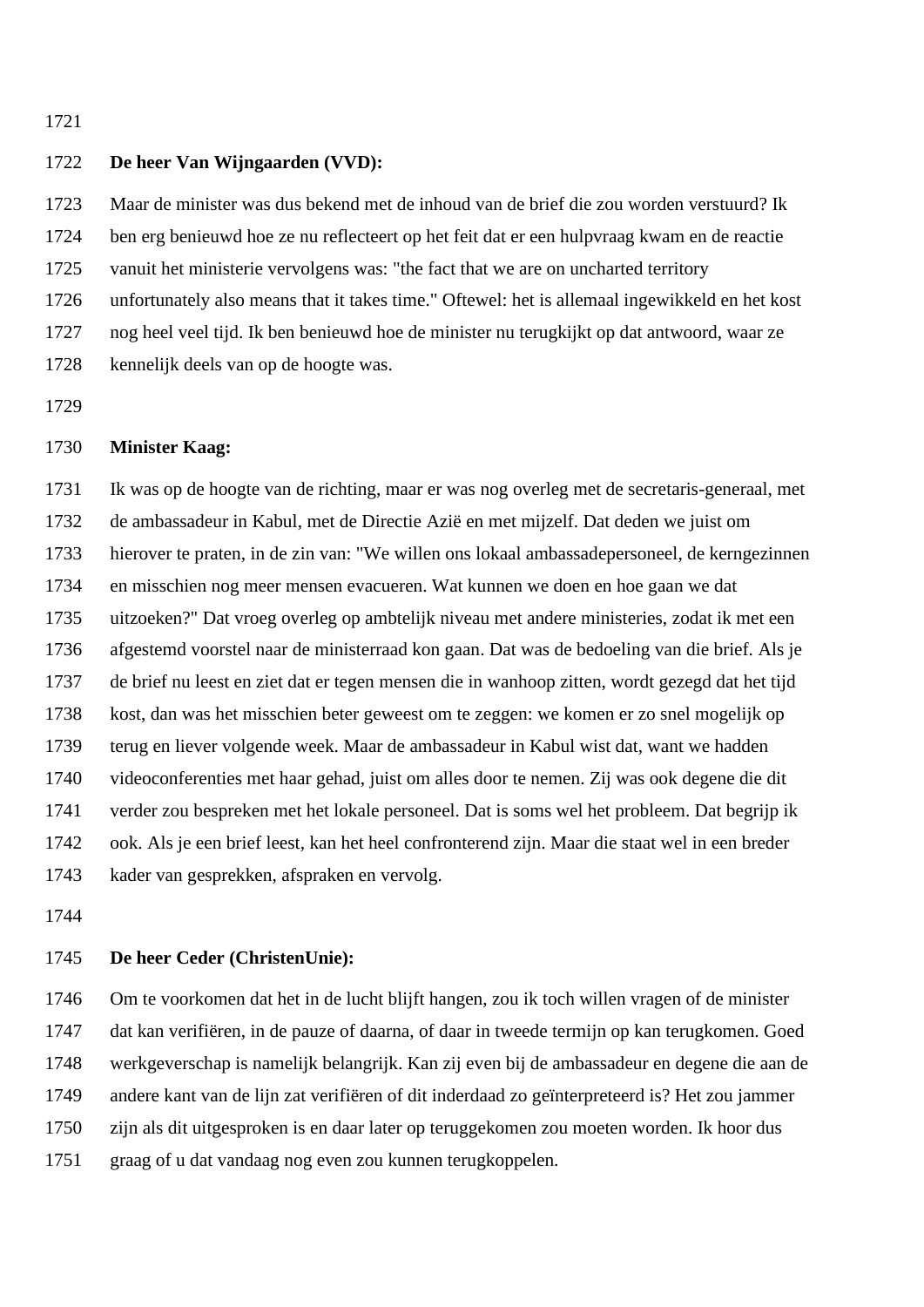**De heer Van Wijngaarden (VVD):**

Maar de minister was dus bekend met de inhoud van de brief die zou worden verstuurd? Ik ben erg benieuwd hoe ze nu reflecteert op het feit dat er een hulpvraag kwam en de reactie vanuit het ministerie vervolgens was: "the fact that we are on uncharted territory unfortunately also means that it takes time." Oftewel: het is allemaal ingewikkeld en het kost nog heel veel tijd. Ik ben benieuwd hoe de minister nu terugkijkt op dat antwoord, waar ze kennelijk deels van op de hoogte was.

**Minister Kaag:**

Ik was op de hoogte van de richting, maar er was nog overleg met de secretaris-generaal, met de ambassadeur in Kabul, met de Directie Azië en met mijzelf. Dat deden we juist om hierover te praten, in de zin van: "We willen ons lokaal ambassadepersoneel, de kerngezinnen en misschien nog meer mensen evacueren. Wat kunnen we doen en hoe gaan we dat uitzoeken?" Dat vroeg overleg op ambtelijk niveau met andere ministeries, zodat ik met een afgestemd voorstel naar de ministerraad kon gaan. Dat was de bedoeling van die brief. Als je de brief nu leest en ziet dat er tegen mensen die in wanhoop zitten, wordt gezegd dat het tijd kost, dan was het misschien beter geweest om te zeggen: we komen er zo snel mogelijk op terug en liever volgende week. Maar de ambassadeur in Kabul wist dat, want we hadden videoconferenties met haar gehad, juist om alles door te nemen. Zij was ook degene die dit verder zou bespreken met het lokale personeel. Dat is soms wel het probleem. Dat begrijp ik ook. Als je een brief leest, kan het heel confronterend zijn. Maar die staat wel in een breder kader van gesprekken, afspraken en vervolg.

**De heer Ceder (ChristenUnie):**

Om te voorkomen dat het in de lucht blijft hangen, zou ik toch willen vragen of de minister dat kan verifiëren, in de pauze of daarna, of daar in tweede termijn op kan terugkomen. Goed werkgeverschap is namelijk belangrijk. Kan zij even bij de ambassadeur en degene die aan de andere kant van de lijn zat verifiëren of dit inderdaad zo geïnterpreteerd is? Het zou jammer zijn als dit uitgesproken is en daar later op teruggekomen zou moeten worden. Ik hoor dus graag of u dat vandaag nog even zou kunnen terugkoppelen.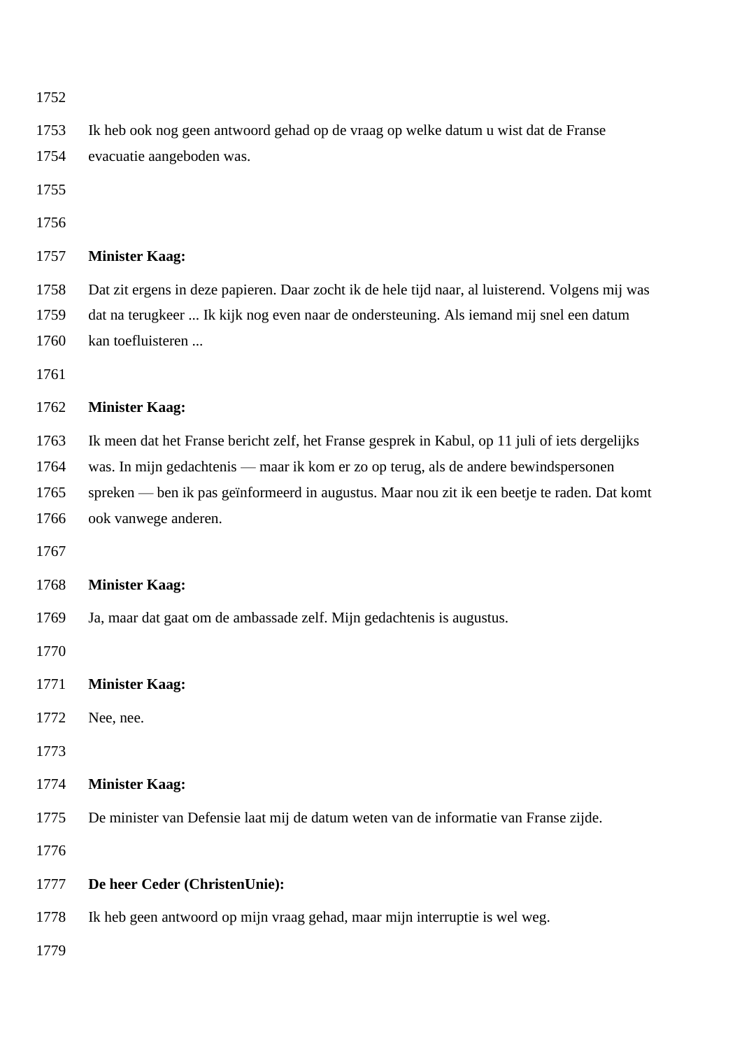Ik heb ook nog geen antwoord gehad op de vraag op welke datum u wist dat de Franse evacuatie aangeboden was.

**Minister Kaag:**

Dat zit ergens in deze papieren. Daar zocht ik de hele tijd naar, al luisterend. Volgens mij was dat na terugkeer ... Ik kijk nog even naar de ondersteuning. Als iemand mij snel een datum kan toefluisteren ...

**Minister Kaag:**

Ik meen dat het Franse bericht zelf, het Franse gesprek in Kabul, op 11 juli of iets dergelijks was. In mijn gedachtenis — maar ik kom er zo op terug, als de andere bewindspersonen spreken — ben ik pas geïnformeerd in augustus. Maar nou zit ik een beetje te raden. Dat komt ook vanwege anderen.

**Minister Kaag:**

Ja, maar dat gaat om de ambassade zelf. Mijn gedachtenis is augustus.

**Minister Kaag:**

Nee, nee.

**Minister Kaag:**

De minister van Defensie laat mij de datum weten van de informatie van Franse zijde.

**De heer Ceder (ChristenUnie):**

Ik heb geen antwoord op mijn vraag gehad, maar mijn interruptie is wel weg.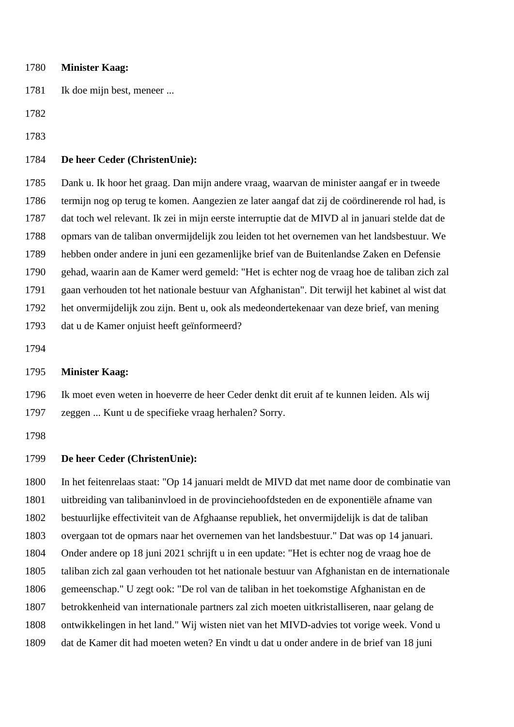**Minister Kaag:**

Ik doe mijn best, meneer ...

**De heer Ceder (ChristenUnie):**

Dank u. Ik hoor het graag. Dan mijn andere vraag, waarvan de minister aangaf er in tweede termijn nog op terug te komen. Aangezien ze later aangaf dat zij de coördinerende rol had, is dat toch wel relevant. Ik zei in mijn eerste interruptie dat de MIVD al in januari stelde dat de opmars van de taliban onvermijdelijk zou leiden tot het overnemen van het landsbestuur. We hebben onder andere in juni een gezamenlijke brief van de Buitenlandse Zaken en Defensie gehad, waarin aan de Kamer werd gemeld: "Het is echter nog de vraag hoe de taliban zich zal gaan verhouden tot het nationale bestuur van Afghanistan". Dit terwijl het kabinet al wist dat het onvermijdelijk zou zijn. Bent u, ook als medeondertekenaar van deze brief, van mening dat u de Kamer onjuist heeft geïnformeerd?

**Minister Kaag:**

Ik moet even weten in hoeverre de heer Ceder denkt dit eruit af te kunnen leiden. Als wij zeggen ... Kunt u de specifieke vraag herhalen? Sorry.

**De heer Ceder (ChristenUnie):**

In het feitenrelaas staat: "Op 14 januari meldt de MIVD dat met name door de combinatie van uitbreiding van talibaninvloed in de provinciehoofdsteden en de exponentiële afname van bestuurlijke effectiviteit van de Afghaanse republiek, het onvermijdelijk is dat de taliban overgaan tot de opmars naar het overnemen van het landsbestuur." Dat was op 14 januari. Onder andere op 18 juni 2021 schrijft u in een update: "Het is echter nog de vraag hoe de taliban zich zal gaan verhouden tot het nationale bestuur van Afghanistan en de internationale gemeenschap." U zegt ook: "De rol van de taliban in het toekomstige Afghanistan en de betrokkenheid van internationale partners zal zich moeten uitkristalliseren, naar gelang de ontwikkelingen in het land." Wij wisten niet van het MIVD-advies tot vorige week. Vond u dat de Kamer dit had moeten weten? En vindt u dat u onder andere in de brief van 18 juni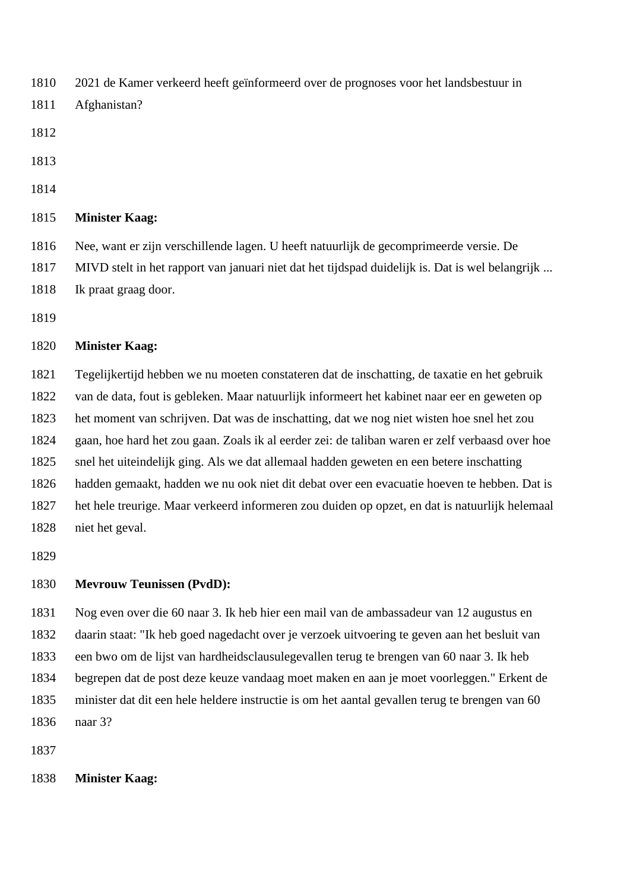2021 de Kamer verkeerd heeft geïnformeerd over de prognoses voor het landsbestuur in Afghanistan?

**Minister Kaag:**

Nee, want er zijn verschillende lagen. U heeft natuurlijk de gecomprimeerde versie. De MIVD stelt in het rapport van januari niet dat het tijdspad duidelijk is. Dat is wel belangrijk ... Ik praat graag door.

**Minister Kaag:**

Tegelijkertijd hebben we nu moeten constateren dat de inschatting, de taxatie en het gebruik van de data, fout is gebleken. Maar natuurlijk informeert het kabinet naar eer en geweten op het moment van schrijven. Dat was de inschatting, dat we nog niet wisten hoe snel het zou gaan, hoe hard het zou gaan. Zoals ik al eerder zei: de taliban waren er zelf verbaasd over hoe snel het uiteindelijk ging. Als we dat allemaal hadden geweten en een betere inschatting hadden gemaakt, hadden we nu ook niet dit debat over een evacuatie hoeven te hebben. Dat is het hele treurige. Maar verkeerd informeren zou duiden op opzet, en dat is natuurlijk helemaal niet het geval.

**Mevrouw Teunissen (PvdD):**

Nog even over die 60 naar 3. Ik heb hier een mail van de ambassadeur van 12 augustus en daarin staat: "Ik heb goed nagedacht over je verzoek uitvoering te geven aan het besluit van een bwo om de lijst van hardheidsclausulegevallen terug te brengen van 60 naar 3. Ik heb begrepen dat de post deze keuze vandaag moet maken en aan je moet voorleggen." Erkent de minister dat dit een hele heldere instructie is om het aantal gevallen terug te brengen van 60 naar 3?

**Minister Kaag:**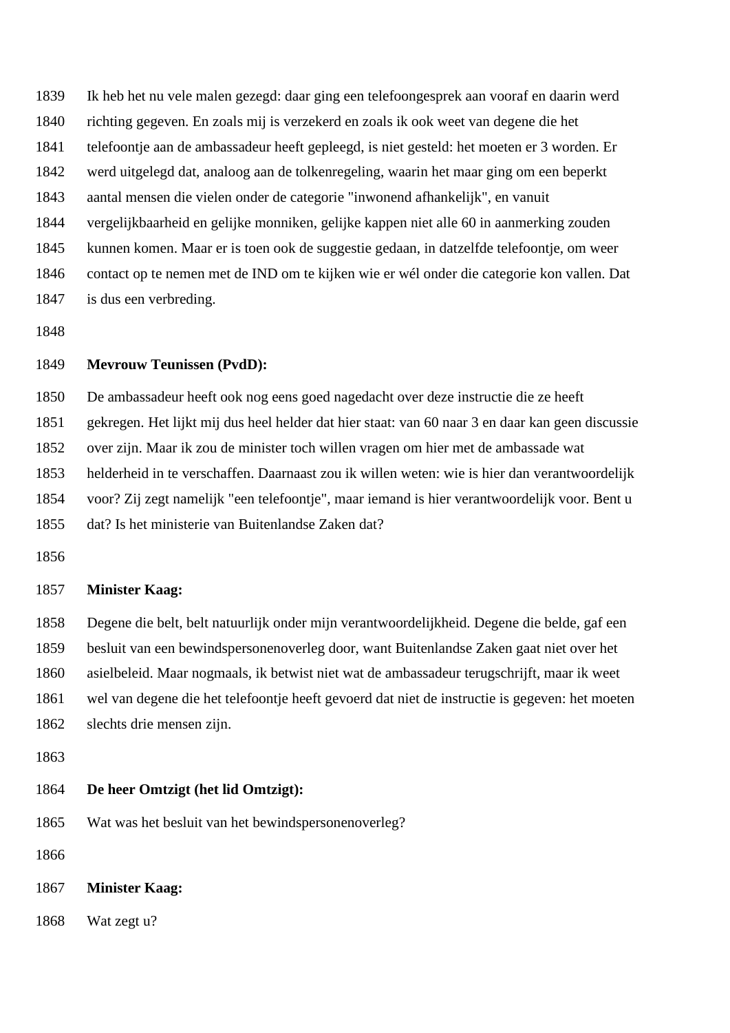Ik heb het nu vele malen gezegd: daar ging een telefoongesprek aan vooraf en daarin werd richting gegeven. En zoals mij is verzekerd en zoals ik ook weet van degene die het telefoontje aan de ambassadeur heeft gepleegd, is niet gesteld: het moeten er 3 worden. Er werd uitgelegd dat, analoog aan de tolkenregeling, waarin het maar ging om een beperkt aantal mensen die vielen onder de categorie "inwonend afhankelijk", en vanuit vergelijkbaarheid en gelijke monniken, gelijke kappen niet alle 60 in aanmerking zouden kunnen komen. Maar er is toen ook de suggestie gedaan, in datzelfde telefoontje, om weer contact op te nemen met de IND om te kijken wie er wél onder die categorie kon vallen. Dat is dus een verbreding.

**Mevrouw Teunissen (PvdD):**

De ambassadeur heeft ook nog eens goed nagedacht over deze instructie die ze heeft gekregen. Het lijkt mij dus heel helder dat hier staat: van 60 naar 3 en daar kan geen discussie over zijn. Maar ik zou de minister toch willen vragen om hier met de ambassade wat helderheid in te verschaffen. Daarnaast zou ik willen weten: wie is hier dan verantwoordelijk voor? Zij zegt namelijk "een telefoontje", maar iemand is hier verantwoordelijk voor. Bent u dat? Is het ministerie van Buitenlandse Zaken dat?

**Minister Kaag:**

Degene die belt, belt natuurlijk onder mijn verantwoordelijkheid. Degene die belde, gaf een besluit van een bewindspersonenoverleg door, want Buitenlandse Zaken gaat niet over het asielbeleid. Maar nogmaals, ik betwist niet wat de ambassadeur terugschrijft, maar ik weet wel van degene die het telefoontje heeft gevoerd dat niet de instructie is gegeven: het moeten slechts drie mensen zijn.

**De heer Omtzigt (het lid Omtzigt):**

Wat was het besluit van het bewindspersonenoverleg?

**Minister Kaag:**

Wat zegt u?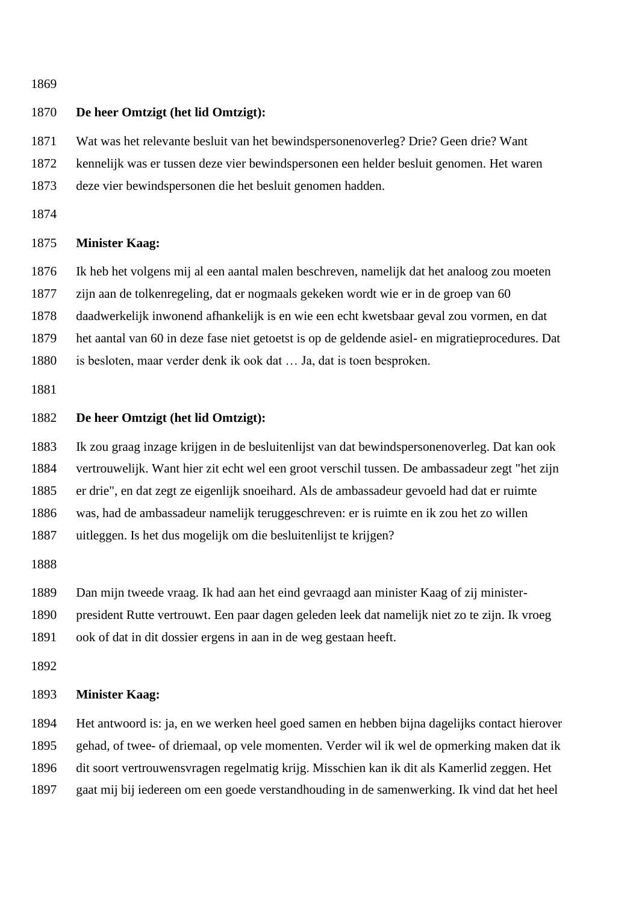**De heer Omtzigt (het lid Omtzigt):**

Wat was het relevante besluit van het bewindspersonenoverleg? Drie? Geen drie? Want kennelijk was er tussen deze vier bewindspersonen een helder besluit genomen. Het waren deze vier bewindspersonen die het besluit genomen hadden.

**Minister Kaag:**

Ik heb het volgens mij al een aantal malen beschreven, namelijk dat het analoog zou moeten zijn aan de tolkenregeling, dat er nogmaals gekeken wordt wie er in de groep van 60 daadwerkelijk inwonend afhankelijk is en wie een echt kwetsbaar geval zou vormen, en dat het aantal van 60 in deze fase niet getoetst is op de geldende asiel- en migratieprocedures. Dat is besloten, maar verder denk ik ook dat … Ja, dat is toen besproken.

**De heer Omtzigt (het lid Omtzigt):**

Ik zou graag inzage krijgen in de besluitenlijst van dat bewindspersonenoverleg. Dat kan ook vertrouwelijk. Want hier zit echt wel een groot verschil tussen. De ambassadeur zegt "het zijn er drie", en dat zegt ze eigenlijk snoeihard. Als de ambassadeur gevoeld had dat er ruimte was, had de ambassadeur namelijk teruggeschreven: er is ruimte en ik zou het zo willen uitleggen. Is het dus mogelijk om die besluitenlijst te krijgen?

Dan mijn tweede vraag. Ik had aan het eind gevraagd aan minister Kaag of zij minister-president Rutte vertrouwt. Een paar dagen geleden leek dat namelijk niet zo te zijn. Ik vroeg ook of dat in dit dossier ergens in aan in de weg gestaan heeft.

**Minister Kaag:**

Het antwoord is: ja, en we werken heel goed samen en hebben bijna dagelijks contact hierover gehad, of twee- of driemaal, op vele momenten. Verder wil ik wel de opmerking maken dat ik dit soort vertrouwensvragen regelmatig krijg. Misschien kan ik dit als Kamerlid zeggen. Het gaat mij bij iedereen om een goede verstandhouding in de samenwerking. Ik vind dat het heel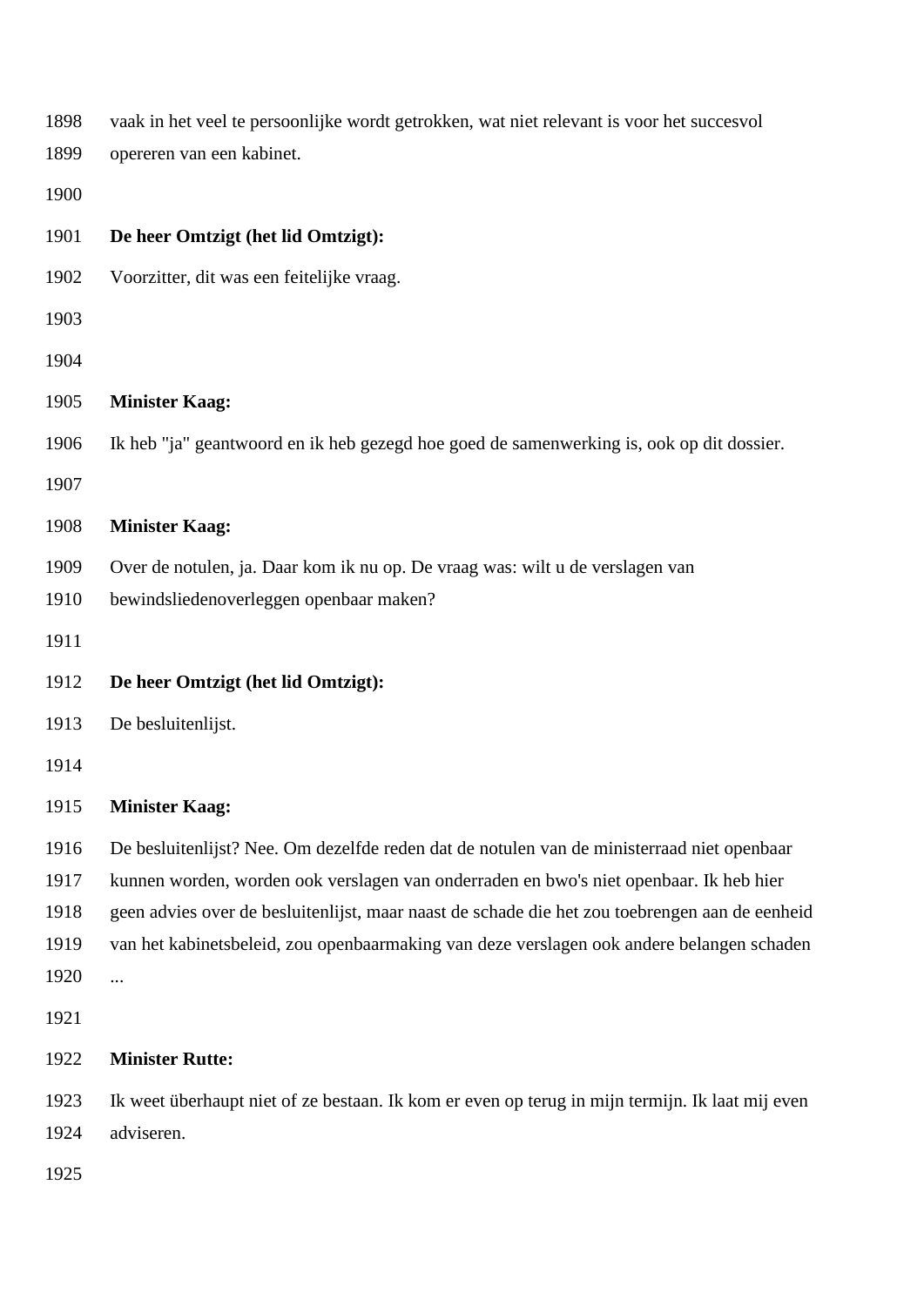vaak in het veel te persoonlijke wordt getrokken, wat niet relevant is voor het succesvol opereren van een kabinet.

**De heer Omtzigt (het lid Omtzigt):**

Voorzitter, dit was een feitelijke vraag.

**Minister Kaag:**

Ik heb "ja" geantwoord en ik heb gezegd hoe goed de samenwerking is, ook op dit dossier.

**Minister Kaag:**

Over de notulen, ja. Daar kom ik nu op. De vraag was: wilt u de verslagen van bewindsliedenoverleggen openbaar maken?

**De heer Omtzigt (het lid Omtzigt):**

De besluitenlijst.

**Minister Kaag:**

De besluitenlijst? Nee. Om dezelfde reden dat de notulen van de ministerraad niet openbaar kunnen worden, worden ook verslagen van onderraden en bwo's niet openbaar. Ik heb hier geen advies over de besluitenlijst, maar naast de schade die het zou toebrengen aan de eenheid van het kabinetsbeleid, zou openbaarmaking van deze verslagen ook andere belangen schaden ...

**Minister Rutte:**

Ik weet überhaupt niet of ze bestaan. Ik kom er even op terug in mijn termijn. Ik laat mij even adviseren.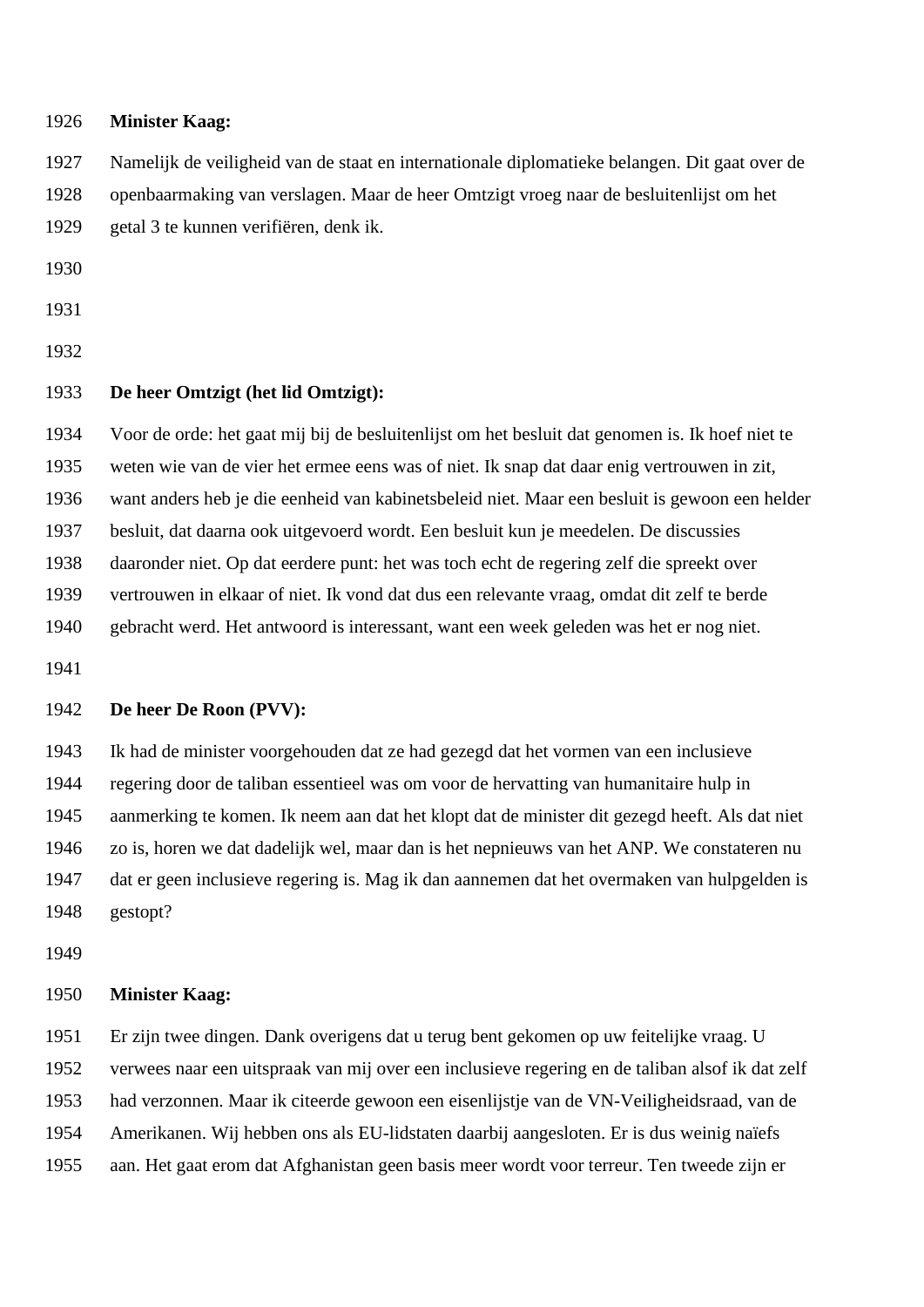**Minister Kaag:**

Namelijk de veiligheid van de staat en internationale diplomatieke belangen. Dit gaat over de openbaarmaking van verslagen. Maar de heer Omtzigt vroeg naar de besluitenlijst om het getal 3 te kunnen verifiëren, denk ik.

**De heer Omtzigt (het lid Omtzigt):**

Voor de orde: het gaat mij bij de besluitenlijst om het besluit dat genomen is. Ik hoef niet te weten wie van de vier het ermee eens was of niet. Ik snap dat daar enig vertrouwen in zit, want anders heb je die eenheid van kabinetsbeleid niet. Maar een besluit is gewoon een helder besluit, dat daarna ook uitgevoerd wordt. Een besluit kun je meedelen. De discussies daaronder niet. Op dat eerdere punt: het was toch echt de regering zelf die spreekt over vertrouwen in elkaar of niet. Ik vond dat dus een relevante vraag, omdat dit zelf te berde gebracht werd. Het antwoord is interessant, want een week geleden was het er nog niet.

**De heer De Roon (PVV):**

Ik had de minister voorgehouden dat ze had gezegd dat het vormen van een inclusieve regering door de taliban essentieel was om voor de hervatting van humanitaire hulp in aanmerking te komen. Ik neem aan dat het klopt dat de minister dit gezegd heeft. Als dat niet zo is, horen we dat dadelijk wel, maar dan is het nepnieuws van het ANP. We constateren nu dat er geen inclusieve regering is. Mag ik dan aannemen dat het overmaken van hulpgelden is gestopt?

**Minister Kaag:**

Er zijn twee dingen. Dank overigens dat u terug bent gekomen op uw feitelijke vraag. U verwees naar een uitspraak van mij over een inclusieve regering en de taliban alsof ik dat zelf had verzonnen. Maar ik citeerde gewoon een eisenlijstje van de VN-Veiligheidsraad, van de Amerikanen. Wij hebben ons als EU-lidstaten daarbij aangesloten. Er is dus weinig naïefs aan. Het gaat erom dat Afghanistan geen basis meer wordt voor terreur. Ten tweede zijn er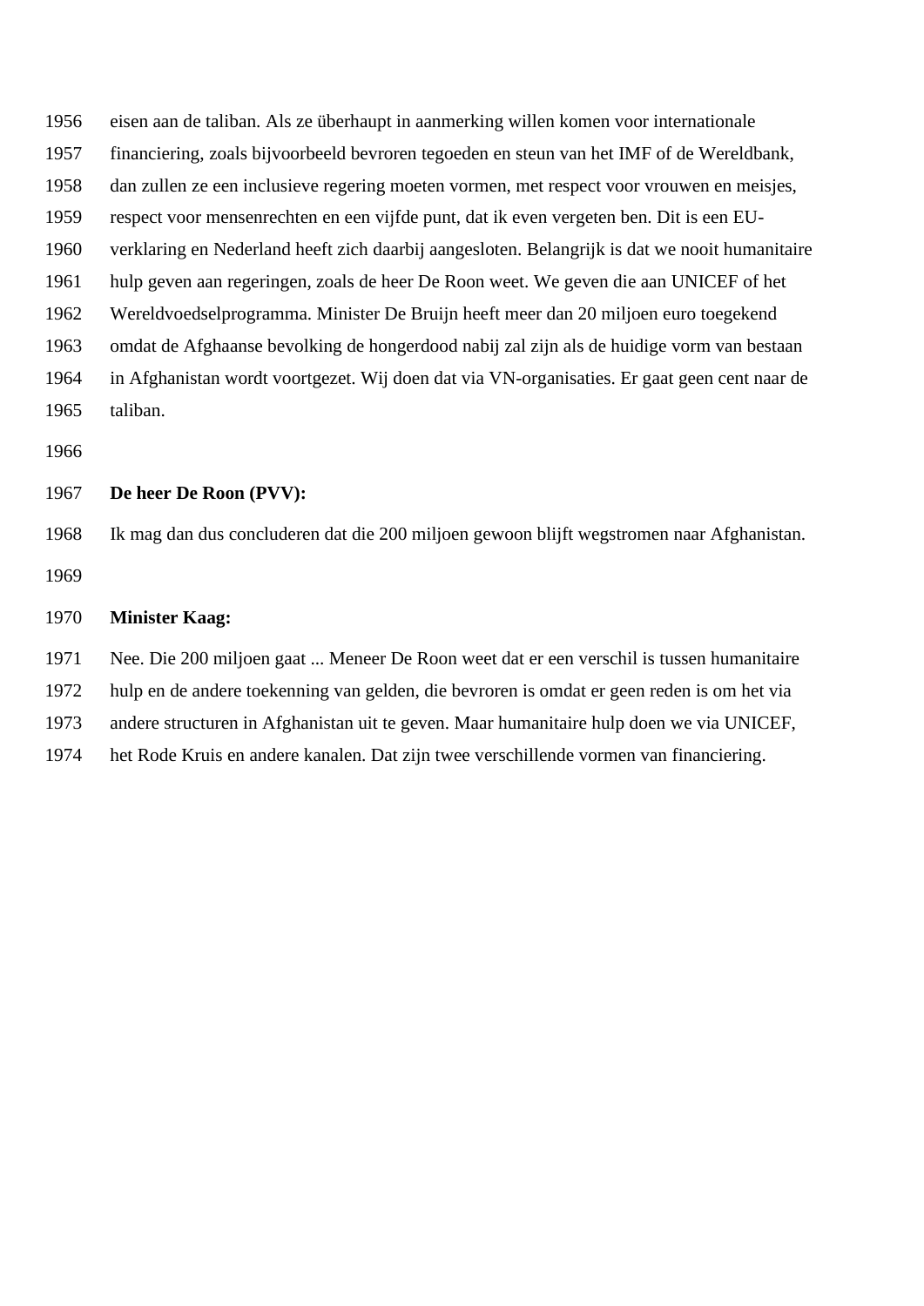eisen aan de taliban. Als ze überhaupt in aanmerking willen komen voor internationale financiering, zoals bijvoorbeeld bevroren tegoeden en steun van het IMF of de Wereldbank, dan zullen ze een inclusieve regering moeten vormen, met respect voor vrouwen en meisjes, respect voor mensenrechten en een vijfde punt, dat ik even vergeten ben. Dit is een EU-verklaring en Nederland heeft zich daarbij aangesloten. Belangrijk is dat we nooit humanitaire hulp geven aan regeringen, zoals de heer De Roon weet. We geven die aan UNICEF of het Wereldvoedselprogramma. Minister De Bruijn heeft meer dan 20 miljoen euro toegekend omdat de Afghaanse bevolking de hongerdood nabij zal zijn als de huidige vorm van bestaan in Afghanistan wordt voortgezet. Wij doen dat via VN-organisaties. Er gaat geen cent naar de taliban.

**De heer De Roon (PVV):**

Ik mag dan dus concluderen dat die 200 miljoen gewoon blijft wegstromen naar Afghanistan.

**Minister Kaag:**

Nee. Die 200 miljoen gaat ... Meneer De Roon weet dat er een verschil is tussen humanitaire hulp en de andere toekenning van gelden, die bevroren is omdat er geen reden is om het via andere structuren in Afghanistan uit te geven. Maar humanitaire hulp doen we via UNICEF, het Rode Kruis en andere kanalen. Dat zijn twee verschillende vormen van financiering.